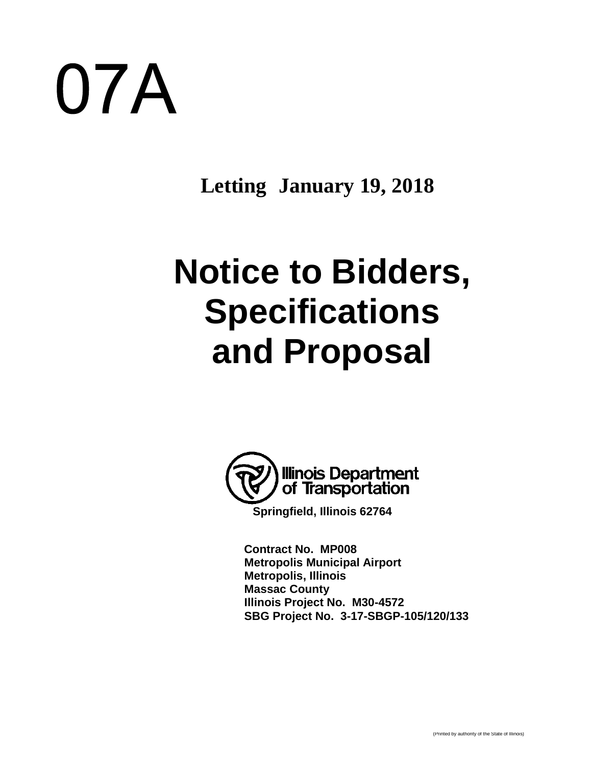# 07A

**Letting January 19, 2018**

# Notice to Bidders, Specifications and Proposal

Illinois Department of Transportation

**Springfield, Illinois 62764**

**Contract No. MP008**
**Metropolis Municipal Airport**
**Metropolis, Illinois**
**Massac County**
**Illinois Project No. M30-4572**
**SBG Project No. 3-17-SBGP-105/120/133**

(Printed by authority of the State of Illinois)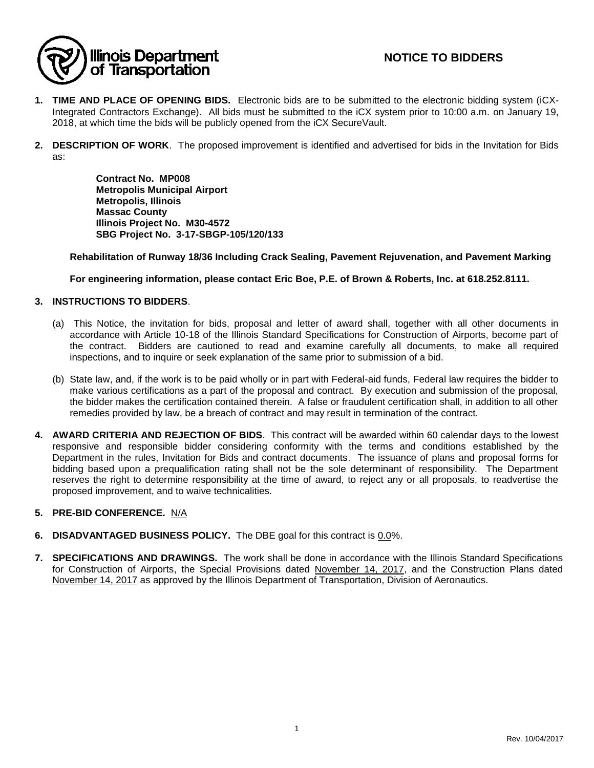Illinois Department of Transportation

# NOTICE TO BIDDERS

1. **TIME AND PLACE OF OPENING BIDS.** Electronic bids are to be submitted to the electronic bidding system (iCX-Integrated Contractors Exchange). All bids must be submitted to the iCX system prior to 10:00 a.m. on January 19, 2018, at which time the bids will be publicly opened from the iCX SecureVault.

2. **DESCRIPTION OF WORK**. The proposed improvement is identified and advertised for bids in the Invitation for Bids as:

   **Contract No. MP008**
   **Metropolis Municipal Airport**
   **Metropolis, Illinois**
   **Massac County**
   **Illinois Project No. M30-4572**
   **SBG Project No. 3-17-SBGP-105/120/133**

   **Rehabilitation of Runway 18/36 Including Crack Sealing, Pavement Rejuvenation, and Pavement Marking**

   **For engineering information, please contact Eric Boe, P.E. of Brown & Roberts, Inc. at 618.252.8111.**

3. **INSTRUCTIONS TO BIDDERS**.

   (a) This Notice, the invitation for bids, proposal and letter of award shall, together with all other documents in accordance with Article 10-18 of the Illinois Standard Specifications for Construction of Airports, become part of the contract. Bidders are cautioned to read and examine carefully all documents, to make all required inspections, and to inquire or seek explanation of the same prior to submission of a bid.

   (b) State law, and, if the work is to be paid wholly or in part with Federal-aid funds, Federal law requires the bidder to make various certifications as a part of the proposal and contract. By execution and submission of the proposal, the bidder makes the certification contained therein. A false or fraudulent certification shall, in addition to all other remedies provided by law, be a breach of contract and may result in termination of the contract.

4. **AWARD CRITERIA AND REJECTION OF BIDS**. This contract will be awarded within 60 calendar days to the lowest responsive and responsible bidder considering conformity with the terms and conditions established by the Department in the rules, Invitation for Bids and contract documents. The issuance of plans and proposal forms for bidding based upon a prequalification rating shall not be the sole determinant of responsibility. The Department reserves the right to determine responsibility at the time of award, to reject any or all proposals, to readvertise the proposed improvement, and to waive technicalities.

5. **PRE-BID CONFERENCE.** N/A

6. **DISADVANTAGED BUSINESS POLICY.** The DBE goal for this contract is 0.0%.

7. **SPECIFICATIONS AND DRAWINGS.** The work shall be done in accordance with the Illinois Standard Specifications for Construction of Airports, the Special Provisions dated November 14, 2017, and the Construction Plans dated November 14, 2017 as approved by the Illinois Department of Transportation, Division of Aeronautics.

Rev. 10/04/2017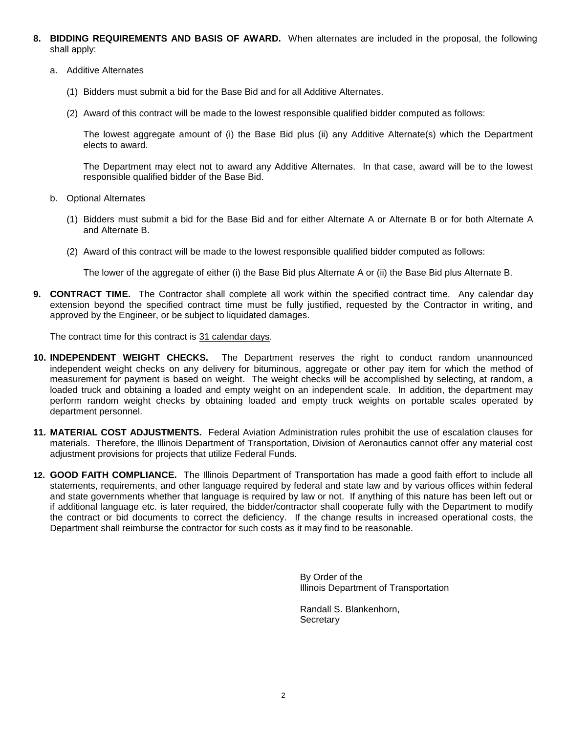**8. BIDDING REQUIREMENTS AND BASIS OF AWARD.** When alternates are included in the proposal, the following shall apply:

a. Additive Alternates

(1) Bidders must submit a bid for the Base Bid and for all Additive Alternates.

(2) Award of this contract will be made to the lowest responsible qualified bidder computed as follows:

The lowest aggregate amount of (i) the Base Bid plus (ii) any Additive Alternate(s) which the Department elects to award.

The Department may elect not to award any Additive Alternates. In that case, award will be to the lowest responsible qualified bidder of the Base Bid.

b. Optional Alternates

(1) Bidders must submit a bid for the Base Bid and for either Alternate A or Alternate B or for both Alternate A and Alternate B.

(2) Award of this contract will be made to the lowest responsible qualified bidder computed as follows:

The lower of the aggregate of either (i) the Base Bid plus Alternate A or (ii) the Base Bid plus Alternate B.

**9. CONTRACT TIME.** The Contractor shall complete all work within the specified contract time. Any calendar day extension beyond the specified contract time must be fully justified, requested by the Contractor in writing, and approved by the Engineer, or be subject to liquidated damages.

The contract time for this contract is 31 calendar days.

**10. INDEPENDENT WEIGHT CHECKS.** The Department reserves the right to conduct random unannounced independent weight checks on any delivery for bituminous, aggregate or other pay item for which the method of measurement for payment is based on weight. The weight checks will be accomplished by selecting, at random, a loaded truck and obtaining a loaded and empty weight on an independent scale. In addition, the department may perform random weight checks by obtaining loaded and empty truck weights on portable scales operated by department personnel.

**11. MATERIAL COST ADJUSTMENTS.** Federal Aviation Administration rules prohibit the use of escalation clauses for materials. Therefore, the Illinois Department of Transportation, Division of Aeronautics cannot offer any material cost adjustment provisions for projects that utilize Federal Funds.

**12. GOOD FAITH COMPLIANCE.** The Illinois Department of Transportation has made a good faith effort to include all statements, requirements, and other language required by federal and state law and by various offices within federal and state governments whether that language is required by law or not. If anything of this nature has been left out or if additional language etc. is later required, the bidder/contractor shall cooperate fully with the Department to modify the contract or bid documents to correct the deficiency. If the change results in increased operational costs, the Department shall reimburse the contractor for such costs as it may find to be reasonable.

By Order of the
Illinois Department of Transportation

Randall S. Blankenhorn,
Secretary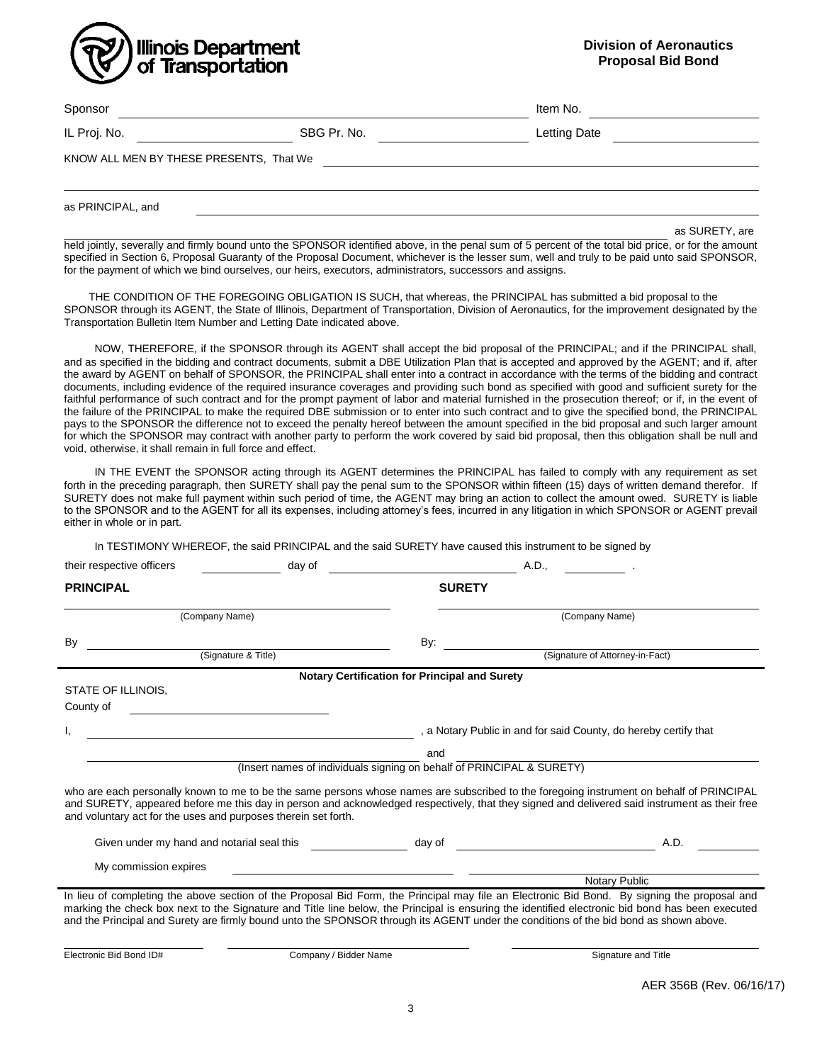**Illinois Department of Transportation**

**Division of Aeronautics**
**Proposal Bid Bond**

Sponsor ______________________________ Item No. ______________

IL Proj. No. ______________ SBG Pr. No. ______________ Letting Date ______________

KNOW ALL MEN BY THESE PRESENTS, That We ______________________________

______________________________

as PRINCIPAL, and ______________________________

______________________________ as SURETY, are

held jointly, severally and firmly bound unto the SPONSOR identified above, in the penal sum of 5 percent of the total bid price, or for the amount specified in Section 6, Proposal Guaranty of the Proposal Document, whichever is the lesser sum, well and truly to be paid unto said SPONSOR, for the payment of which we bind ourselves, our heirs, executors, administrators, successors and assigns.

THE CONDITION OF THE FOREGOING OBLIGATION IS SUCH, that whereas, the PRINCIPAL has submitted a bid proposal to the SPONSOR through its AGENT, the State of Illinois, Department of Transportation, Division of Aeronautics, for the improvement designated by the Transportation Bulletin Item Number and Letting Date indicated above.

NOW, THEREFORE, if the SPONSOR through its AGENT shall accept the bid proposal of the PRINCIPAL; and if the PRINCIPAL shall, and as specified in the bidding and contract documents, submit a DBE Utilization Plan that is accepted and approved by the AGENT; and if, after the award by AGENT on behalf of SPONSOR, the PRINCIPAL shall enter into a contract in accordance with the terms of the bidding and contract documents, including evidence of the required insurance coverages and providing such bond as specified with good and sufficient surety for the faithful performance of such contract and for the prompt payment of labor and material furnished in the prosecution thereof; or if, in the event of the failure of the PRINCIPAL to make the required DBE submission or to enter into such contract and to give the specified bond, the PRINCIPAL pays to the SPONSOR the difference not to exceed the penalty hereof between the amount specified in the bid proposal and such larger amount for which the SPONSOR may contract with another party to perform the work covered by said bid proposal, then this obligation shall be null and void, otherwise, it shall remain in full force and effect.

IN THE EVENT the SPONSOR acting through its AGENT determines the PRINCIPAL has failed to comply with any requirement as set forth in the preceding paragraph, then SURETY shall pay the penal sum to the SPONSOR within fifteen (15) days of written demand therefor. If SURETY does not make full payment within such period of time, the AGENT may bring an action to collect the amount owed. SURETY is liable to the SPONSOR and to the AGENT for all its expenses, including attorney's fees, incurred in any litigation in which SPONSOR or AGENT prevail either in whole or in part.

In TESTIMONY WHEREOF, the said PRINCIPAL and the said SURETY have caused this instrument to be signed by their respective officers ______ day of ______________ A.D., ______ .

| **PRINCIPAL** | **SURETY** |
|---|---|
| ______________________________ (Company Name) | ______________________________ (Company Name) |
| By ______________________________ (Signature & Title) | By: ______________________________ (Signature of Attorney-in-Fact) |

**Notary Certification for Principal and Surety**

STATE OF ILLINOIS,

County of ______________

I, ______________________________ , a Notary Public in and for said County, do hereby certify that

______________________________ and ______________________________

(Insert names of individuals signing on behalf of PRINCIPAL & SURETY)

who are each personally known to me to be the same persons whose names are subscribed to the foregoing instrument on behalf of PRINCIPAL and SURETY, appeared before me this day in person and acknowledged respectively, that they signed and delivered said instrument as their free and voluntary act for the uses and purposes therein set forth.

Given under my hand and notarial seal this ______ day of ______________ A.D. ______

My commission expires ______________ ______________ Notary Public

In lieu of completing the above section of the Proposal Bid Form, the Principal may file an Electronic Bid Bond. By signing the proposal and marking the check box next to the Signature and Title line below, the Principal is ensuring the identified electronic bid bond has been executed and the Principal and Surety are firmly bound unto the SPONSOR through its AGENT under the conditions of the bid bond as shown above.

______________ ______________ ______________

Electronic Bid Bond ID# Company / Bidder Name Signature and Title

AER 356B (Rev. 06/16/17)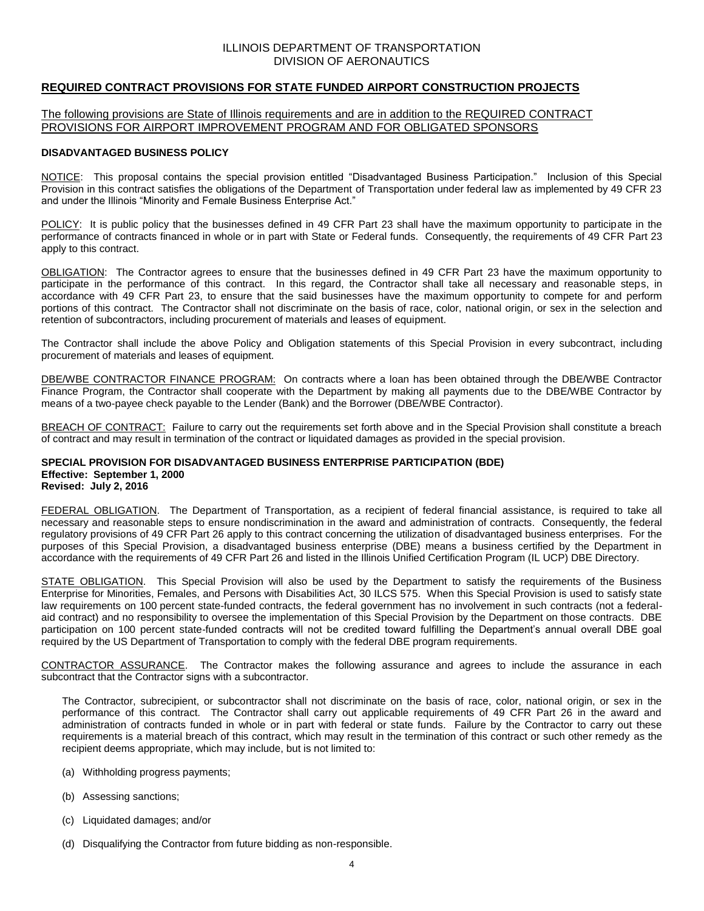ILLINOIS DEPARTMENT OF TRANSPORTATION
DIVISION OF AERONAUTICS

## REQUIRED CONTRACT PROVISIONS FOR STATE FUNDED AIRPORT CONSTRUCTION PROJECTS

The following provisions are State of Illinois requirements and are in addition to the REQUIRED CONTRACT PROVISIONS FOR AIRPORT IMPROVEMENT PROGRAM AND FOR OBLIGATED SPONSORS

### DISADVANTAGED BUSINESS POLICY

NOTICE: This proposal contains the special provision entitled "Disadvantaged Business Participation." Inclusion of this Special Provision in this contract satisfies the obligations of the Department of Transportation under federal law as implemented by 49 CFR 23 and under the Illinois "Minority and Female Business Enterprise Act."

POLICY: It is public policy that the businesses defined in 49 CFR Part 23 shall have the maximum opportunity to participate in the performance of contracts financed in whole or in part with State or Federal funds. Consequently, the requirements of 49 CFR Part 23 apply to this contract.

OBLIGATION: The Contractor agrees to ensure that the businesses defined in 49 CFR Part 23 have the maximum opportunity to participate in the performance of this contract. In this regard, the Contractor shall take all necessary and reasonable steps, in accordance with 49 CFR Part 23, to ensure that the said businesses have the maximum opportunity to compete for and perform portions of this contract. The Contractor shall not discriminate on the basis of race, color, national origin, or sex in the selection and retention of subcontractors, including procurement of materials and leases of equipment.

The Contractor shall include the above Policy and Obligation statements of this Special Provision in every subcontract, including procurement of materials and leases of equipment.

DBE/WBE CONTRACTOR FINANCE PROGRAM: On contracts where a loan has been obtained through the DBE/WBE Contractor Finance Program, the Contractor shall cooperate with the Department by making all payments due to the DBE/WBE Contractor by means of a two-payee check payable to the Lender (Bank) and the Borrower (DBE/WBE Contractor).

BREACH OF CONTRACT: Failure to carry out the requirements set forth above and in the Special Provision shall constitute a breach of contract and may result in termination of the contract or liquidated damages as provided in the special provision.

### SPECIAL PROVISION FOR DISADVANTAGED BUSINESS ENTERPRISE PARTICIPATION (BDE)
**Effective: September 1, 2000**
**Revised: July 2, 2016**

FEDERAL OBLIGATION. The Department of Transportation, as a recipient of federal financial assistance, is required to take all necessary and reasonable steps to ensure nondiscrimination in the award and administration of contracts. Consequently, the federal regulatory provisions of 49 CFR Part 26 apply to this contract concerning the utilization of disadvantaged business enterprises. For the purposes of this Special Provision, a disadvantaged business enterprise (DBE) means a business certified by the Department in accordance with the requirements of 49 CFR Part 26 and listed in the Illinois Unified Certification Program (IL UCP) DBE Directory.

STATE OBLIGATION. This Special Provision will also be used by the Department to satisfy the requirements of the Business Enterprise for Minorities, Females, and Persons with Disabilities Act, 30 ILCS 575. When this Special Provision is used to satisfy state law requirements on 100 percent state-funded contracts, the federal government has no involvement in such contracts (not a federal-aid contract) and no responsibility to oversee the implementation of this Special Provision by the Department on those contracts. DBE participation on 100 percent state-funded contracts will not be credited toward fulfilling the Department's annual overall DBE goal required by the US Department of Transportation to comply with the federal DBE program requirements.

CONTRACTOR ASSURANCE. The Contractor makes the following assurance and agrees to include the assurance in each subcontract that the Contractor signs with a subcontractor.

The Contractor, subrecipient, or subcontractor shall not discriminate on the basis of race, color, national origin, or sex in the performance of this contract. The Contractor shall carry out applicable requirements of 49 CFR Part 26 in the award and administration of contracts funded in whole or in part with federal or state funds. Failure by the Contractor to carry out these requirements is a material breach of this contract, which may result in the termination of this contract or such other remedy as the recipient deems appropriate, which may include, but is not limited to:

(a) Withholding progress payments;

(b) Assessing sanctions;

(c) Liquidated damages; and/or

(d) Disqualifying the Contractor from future bidding as non-responsible.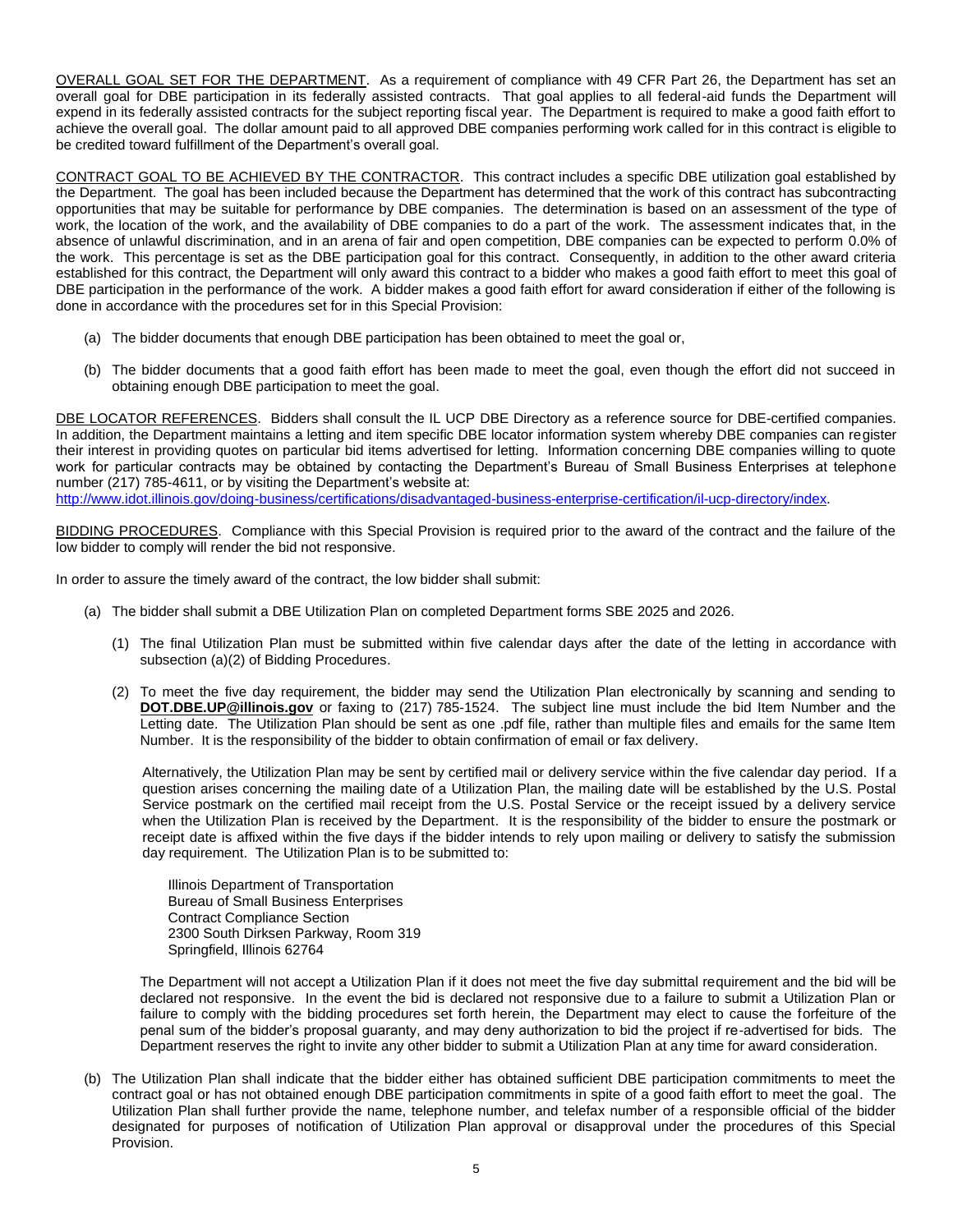OVERALL GOAL SET FOR THE DEPARTMENT. As a requirement of compliance with 49 CFR Part 26, the Department has set an overall goal for DBE participation in its federally assisted contracts. That goal applies to all federal-aid funds the Department will expend in its federally assisted contracts for the subject reporting fiscal year. The Department is required to make a good faith effort to achieve the overall goal. The dollar amount paid to all approved DBE companies performing work called for in this contract is eligible to be credited toward fulfillment of the Department's overall goal.

CONTRACT GOAL TO BE ACHIEVED BY THE CONTRACTOR. This contract includes a specific DBE utilization goal established by the Department. The goal has been included because the Department has determined that the work of this contract has subcontracting opportunities that may be suitable for performance by DBE companies. The determination is based on an assessment of the type of work, the location of the work, and the availability of DBE companies to do a part of the work. The assessment indicates that, in the absence of unlawful discrimination, and in an arena of fair and open competition, DBE companies can be expected to perform 0.0% of the work. This percentage is set as the DBE participation goal for this contract. Consequently, in addition to the other award criteria established for this contract, the Department will only award this contract to a bidder who makes a good faith effort to meet this goal of DBE participation in the performance of the work. A bidder makes a good faith effort for award consideration if either of the following is done in accordance with the procedures set for in this Special Provision:

(a) The bidder documents that enough DBE participation has been obtained to meet the goal or,

(b) The bidder documents that a good faith effort has been made to meet the goal, even though the effort did not succeed in obtaining enough DBE participation to meet the goal.

DBE LOCATOR REFERENCES. Bidders shall consult the IL UCP DBE Directory as a reference source for DBE-certified companies. In addition, the Department maintains a letting and item specific DBE locator information system whereby DBE companies can register their interest in providing quotes on particular bid items advertised for letting. Information concerning DBE companies willing to quote work for particular contracts may be obtained by contacting the Department's Bureau of Small Business Enterprises at telephone number (217) 785-4611, or by visiting the Department's website at:
http://www.idot.illinois.gov/doing-business/certifications/disadvantaged-business-enterprise-certification/il-ucp-directory/index.

BIDDING PROCEDURES. Compliance with this Special Provision is required prior to the award of the contract and the failure of the low bidder to comply will render the bid not responsive.

In order to assure the timely award of the contract, the low bidder shall submit:

(a) The bidder shall submit a DBE Utilization Plan on completed Department forms SBE 2025 and 2026.

   (1) The final Utilization Plan must be submitted within five calendar days after the date of the letting in accordance with subsection (a)(2) of Bidding Procedures.

   (2) To meet the five day requirement, the bidder may send the Utilization Plan electronically by scanning and sending to **DOT.DBE.UP@illinois.gov** or faxing to (217) 785-1524. The subject line must include the bid Item Number and the Letting date. The Utilization Plan should be sent as one .pdf file, rather than multiple files and emails for the same Item Number. It is the responsibility of the bidder to obtain confirmation of email or fax delivery.

   Alternatively, the Utilization Plan may be sent by certified mail or delivery service within the five calendar day period. If a question arises concerning the mailing date of a Utilization Plan, the mailing date will be established by the U.S. Postal Service postmark on the certified mail receipt from the U.S. Postal Service or the receipt issued by a delivery service when the Utilization Plan is received by the Department. It is the responsibility of the bidder to ensure the postmark or receipt date is affixed within the five days if the bidder intends to rely upon mailing or delivery to satisfy the submission day requirement. The Utilization Plan is to be submitted to:

   Illinois Department of Transportation
   Bureau of Small Business Enterprises
   Contract Compliance Section
   2300 South Dirksen Parkway, Room 319
   Springfield, Illinois 62764

   The Department will not accept a Utilization Plan if it does not meet the five day submittal requirement and the bid will be declared not responsive. In the event the bid is declared not responsive due to a failure to submit a Utilization Plan or failure to comply with the bidding procedures set forth herein, the Department may elect to cause the forfeiture of the penal sum of the bidder's proposal guaranty, and may deny authorization to bid the project if re-advertised for bids. The Department reserves the right to invite any other bidder to submit a Utilization Plan at any time for award consideration.

(b) The Utilization Plan shall indicate that the bidder either has obtained sufficient DBE participation commitments to meet the contract goal or has not obtained enough DBE participation commitments in spite of a good faith effort to meet the goal. The Utilization Plan shall further provide the name, telephone number, and telefax number of a responsible official of the bidder designated for purposes of notification of Utilization Plan approval or disapproval under the procedures of this Special Provision.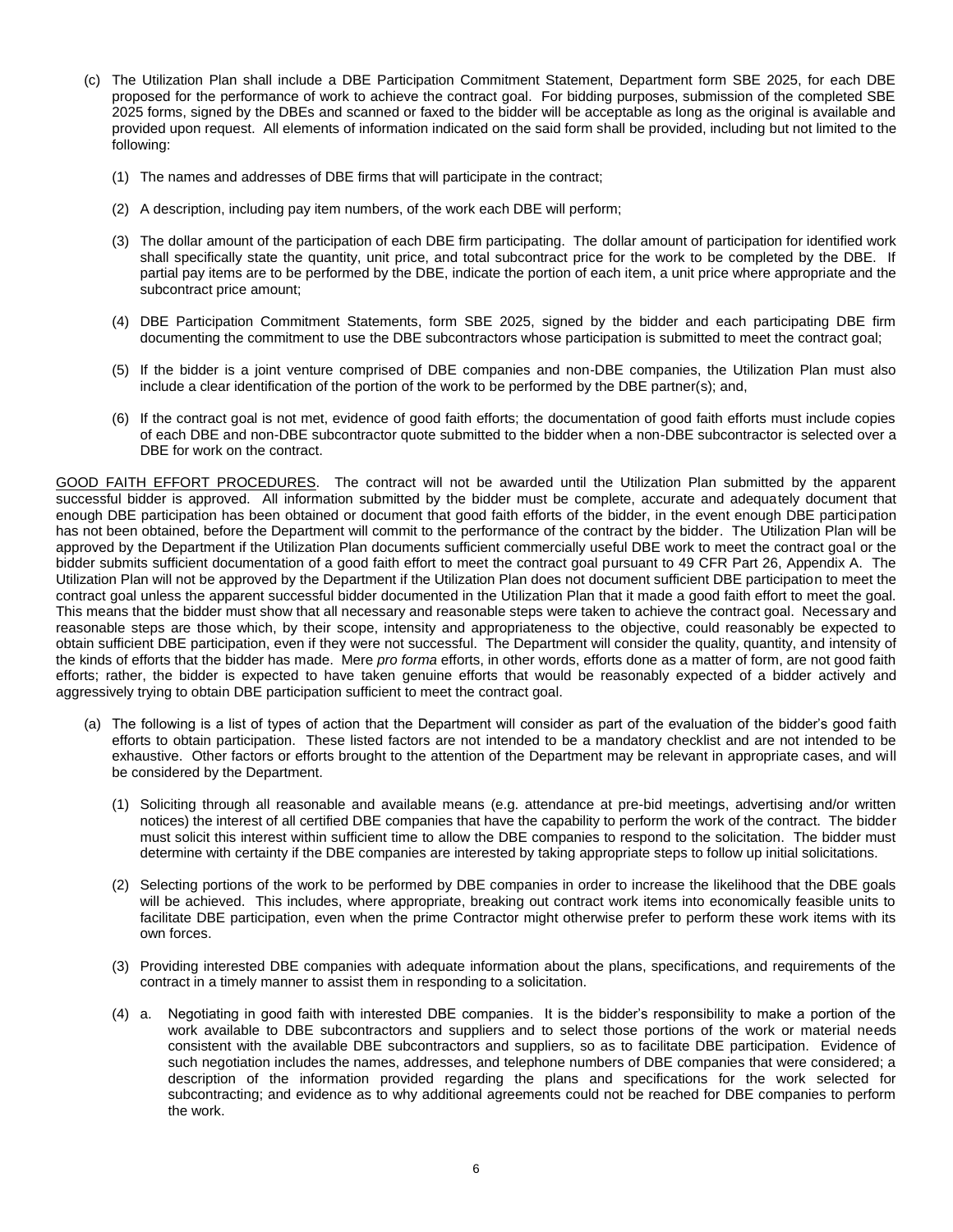(c) The Utilization Plan shall include a DBE Participation Commitment Statement, Department form SBE 2025, for each DBE proposed for the performance of work to achieve the contract goal. For bidding purposes, submission of the completed SBE 2025 forms, signed by the DBEs and scanned or faxed to the bidder will be acceptable as long as the original is available and provided upon request. All elements of information indicated on the said form shall be provided, including but not limited to the following:

(1) The names and addresses of DBE firms that will participate in the contract;

(2) A description, including pay item numbers, of the work each DBE will perform;

(3) The dollar amount of the participation of each DBE firm participating. The dollar amount of participation for identified work shall specifically state the quantity, unit price, and total subcontract price for the work to be completed by the DBE. If partial pay items are to be performed by the DBE, indicate the portion of each item, a unit price where appropriate and the subcontract price amount;

(4) DBE Participation Commitment Statements, form SBE 2025, signed by the bidder and each participating DBE firm documenting the commitment to use the DBE subcontractors whose participation is submitted to meet the contract goal;

(5) If the bidder is a joint venture comprised of DBE companies and non-DBE companies, the Utilization Plan must also include a clear identification of the portion of the work to be performed by the DBE partner(s); and,

(6) If the contract goal is not met, evidence of good faith efforts; the documentation of good faith efforts must include copies of each DBE and non-DBE subcontractor quote submitted to the bidder when a non-DBE subcontractor is selected over a DBE for work on the contract.

<u>GOOD FAITH EFFORT PROCEDURES</u>. The contract will not be awarded until the Utilization Plan submitted by the apparent successful bidder is approved. All information submitted by the bidder must be complete, accurate and adequately document that enough DBE participation has been obtained or document that good faith efforts of the bidder, in the event enough DBE participation has not been obtained, before the Department will commit to the performance of the contract by the bidder. The Utilization Plan will be approved by the Department if the Utilization Plan documents sufficient commercially useful DBE work to meet the contract goal or the bidder submits sufficient documentation of a good faith effort to meet the contract goal pursuant to 49 CFR Part 26, Appendix A. The Utilization Plan will not be approved by the Department if the Utilization Plan does not document sufficient DBE participation to meet the contract goal unless the apparent successful bidder documented in the Utilization Plan that it made a good faith effort to meet the goal. This means that the bidder must show that all necessary and reasonable steps were taken to achieve the contract goal. Necessary and reasonable steps are those which, by their scope, intensity and appropriateness to the objective, could reasonably be expected to obtain sufficient DBE participation, even if they were not successful. The Department will consider the quality, quantity, and intensity of the kinds of efforts that the bidder has made. Mere *pro forma* efforts, in other words, efforts done as a matter of form, are not good faith efforts; rather, the bidder is expected to have taken genuine efforts that would be reasonably expected of a bidder actively and aggressively trying to obtain DBE participation sufficient to meet the contract goal.

(a) The following is a list of types of action that the Department will consider as part of the evaluation of the bidder's good faith efforts to obtain participation. These listed factors are not intended to be a mandatory checklist and are not intended to be exhaustive. Other factors or efforts brought to the attention of the Department may be relevant in appropriate cases, and will be considered by the Department.

(1) Soliciting through all reasonable and available means (e.g. attendance at pre-bid meetings, advertising and/or written notices) the interest of all certified DBE companies that have the capability to perform the work of the contract. The bidder must solicit this interest within sufficient time to allow the DBE companies to respond to the solicitation. The bidder must determine with certainty if the DBE companies are interested by taking appropriate steps to follow up initial solicitations.

(2) Selecting portions of the work to be performed by DBE companies in order to increase the likelihood that the DBE goals will be achieved. This includes, where appropriate, breaking out contract work items into economically feasible units to facilitate DBE participation, even when the prime Contractor might otherwise prefer to perform these work items with its own forces.

(3) Providing interested DBE companies with adequate information about the plans, specifications, and requirements of the contract in a timely manner to assist them in responding to a solicitation.

(4) a. Negotiating in good faith with interested DBE companies. It is the bidder's responsibility to make a portion of the work available to DBE subcontractors and suppliers and to select those portions of the work or material needs consistent with the available DBE subcontractors and suppliers, so as to facilitate DBE participation. Evidence of such negotiation includes the names, addresses, and telephone numbers of DBE companies that were considered; a description of the information provided regarding the plans and specifications for the work selected for subcontracting; and evidence as to why additional agreements could not be reached for DBE companies to perform the work.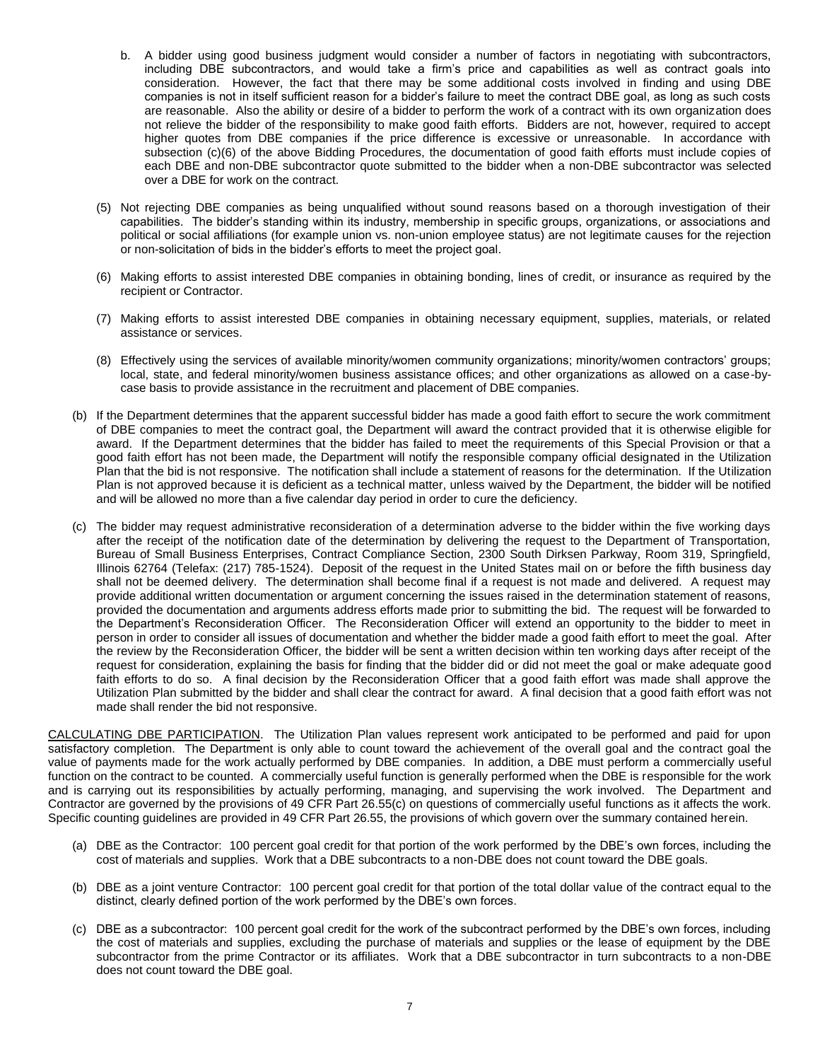b. A bidder using good business judgment would consider a number of factors in negotiating with subcontractors, including DBE subcontractors, and would take a firm's price and capabilities as well as contract goals into consideration. However, the fact that there may be some additional costs involved in finding and using DBE companies is not in itself sufficient reason for a bidder's failure to meet the contract DBE goal, as long as such costs are reasonable. Also the ability or desire of a bidder to perform the work of a contract with its own organization does not relieve the bidder of the responsibility to make good faith efforts. Bidders are not, however, required to accept higher quotes from DBE companies if the price difference is excessive or unreasonable. In accordance with subsection (c)(6) of the above Bidding Procedures, the documentation of good faith efforts must include copies of each DBE and non-DBE subcontractor quote submitted to the bidder when a non-DBE subcontractor was selected over a DBE for work on the contract.

(5) Not rejecting DBE companies as being unqualified without sound reasons based on a thorough investigation of their capabilities. The bidder's standing within its industry, membership in specific groups, organizations, or associations and political or social affiliations (for example union vs. non-union employee status) are not legitimate causes for the rejection or non-solicitation of bids in the bidder's efforts to meet the project goal.

(6) Making efforts to assist interested DBE companies in obtaining bonding, lines of credit, or insurance as required by the recipient or Contractor.

(7) Making efforts to assist interested DBE companies in obtaining necessary equipment, supplies, materials, or related assistance or services.

(8) Effectively using the services of available minority/women community organizations; minority/women contractors' groups; local, state, and federal minority/women business assistance offices; and other organizations as allowed on a case-by-case basis to provide assistance in the recruitment and placement of DBE companies.

(b) If the Department determines that the apparent successful bidder has made a good faith effort to secure the work commitment of DBE companies to meet the contract goal, the Department will award the contract provided that it is otherwise eligible for award. If the Department determines that the bidder has failed to meet the requirements of this Special Provision or that a good faith effort has not been made, the Department will notify the responsible company official designated in the Utilization Plan that the bid is not responsive. The notification shall include a statement of reasons for the determination. If the Utilization Plan is not approved because it is deficient as a technical matter, unless waived by the Department, the bidder will be notified and will be allowed no more than a five calendar day period in order to cure the deficiency.

(c) The bidder may request administrative reconsideration of a determination adverse to the bidder within the five working days after the receipt of the notification date of the determination by delivering the request to the Department of Transportation, Bureau of Small Business Enterprises, Contract Compliance Section, 2300 South Dirksen Parkway, Room 319, Springfield, Illinois 62764 (Telefax: (217) 785-1524). Deposit of the request in the United States mail on or before the fifth business day shall not be deemed delivery. The determination shall become final if a request is not made and delivered. A request may provide additional written documentation or argument concerning the issues raised in the determination statement of reasons, provided the documentation and arguments address efforts made prior to submitting the bid. The request will be forwarded to the Department's Reconsideration Officer. The Reconsideration Officer will extend an opportunity to the bidder to meet in person in order to consider all issues of documentation and whether the bidder made a good faith effort to meet the goal. After the review by the Reconsideration Officer, the bidder will be sent a written decision within ten working days after receipt of the request for consideration, explaining the basis for finding that the bidder did or did not meet the goal or make adequate good faith efforts to do so. A final decision by the Reconsideration Officer that a good faith effort was made shall approve the Utilization Plan submitted by the bidder and shall clear the contract for award. A final decision that a good faith effort was not made shall render the bid not responsive.

CALCULATING DBE PARTICIPATION. The Utilization Plan values represent work anticipated to be performed and paid for upon satisfactory completion. The Department is only able to count toward the achievement of the overall goal and the contract goal the value of payments made for the work actually performed by DBE companies. In addition, a DBE must perform a commercially useful function on the contract to be counted. A commercially useful function is generally performed when the DBE is responsible for the work and is carrying out its responsibilities by actually performing, managing, and supervising the work involved. The Department and Contractor are governed by the provisions of 49 CFR Part 26.55(c) on questions of commercially useful functions as it affects the work. Specific counting guidelines are provided in 49 CFR Part 26.55, the provisions of which govern over the summary contained herein.

(a) DBE as the Contractor: 100 percent goal credit for that portion of the work performed by the DBE's own forces, including the cost of materials and supplies. Work that a DBE subcontracts to a non-DBE does not count toward the DBE goals.

(b) DBE as a joint venture Contractor: 100 percent goal credit for that portion of the total dollar value of the contract equal to the distinct, clearly defined portion of the work performed by the DBE's own forces.

(c) DBE as a subcontractor: 100 percent goal credit for the work of the subcontract performed by the DBE's own forces, including the cost of materials and supplies, excluding the purchase of materials and supplies or the lease of equipment by the DBE subcontractor from the prime Contractor or its affiliates. Work that a DBE subcontractor in turn subcontracts to a non-DBE does not count toward the DBE goal.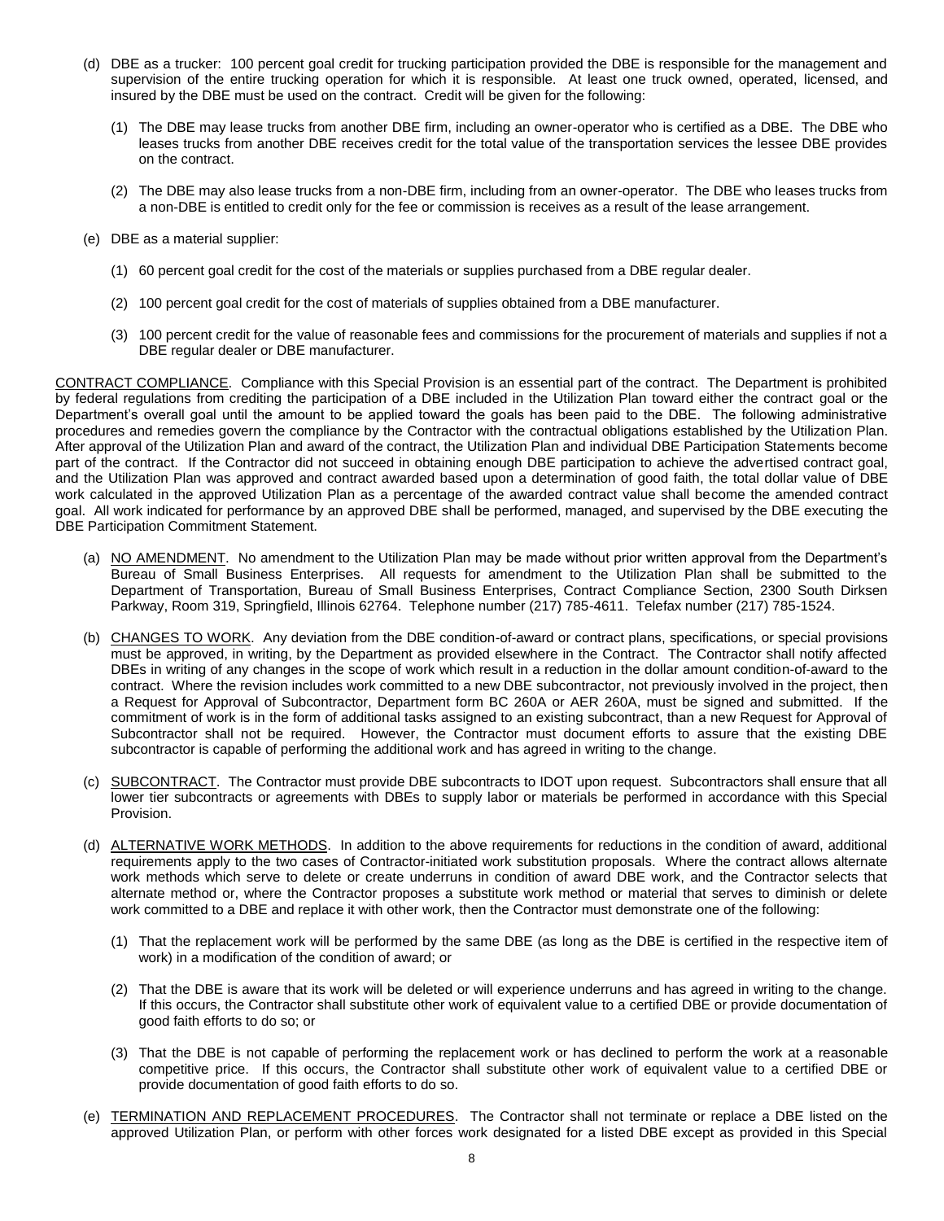(d) DBE as a trucker: 100 percent goal credit for trucking participation provided the DBE is responsible for the management and supervision of the entire trucking operation for which it is responsible. At least one truck owned, operated, licensed, and insured by the DBE must be used on the contract. Credit will be given for the following:

(1) The DBE may lease trucks from another DBE firm, including an owner-operator who is certified as a DBE. The DBE who leases trucks from another DBE receives credit for the total value of the transportation services the lessee DBE provides on the contract.

(2) The DBE may also lease trucks from a non-DBE firm, including from an owner-operator. The DBE who leases trucks from a non-DBE is entitled to credit only for the fee or commission is receives as a result of the lease arrangement.

(e) DBE as a material supplier:

(1) 60 percent goal credit for the cost of the materials or supplies purchased from a DBE regular dealer.

(2) 100 percent goal credit for the cost of materials of supplies obtained from a DBE manufacturer.

(3) 100 percent credit for the value of reasonable fees and commissions for the procurement of materials and supplies if not a DBE regular dealer or DBE manufacturer.

CONTRACT COMPLIANCE. Compliance with this Special Provision is an essential part of the contract. The Department is prohibited by federal regulations from crediting the participation of a DBE included in the Utilization Plan toward either the contract goal or the Department's overall goal until the amount to be applied toward the goals has been paid to the DBE. The following administrative procedures and remedies govern the compliance by the Contractor with the contractual obligations established by the Utilization Plan. After approval of the Utilization Plan and award of the contract, the Utilization Plan and individual DBE Participation Statements become part of the contract. If the Contractor did not succeed in obtaining enough DBE participation to achieve the advertised contract goal, and the Utilization Plan was approved and contract awarded based upon a determination of good faith, the total dollar value of DBE work calculated in the approved Utilization Plan as a percentage of the awarded contract value shall become the amended contract goal. All work indicated for performance by an approved DBE shall be performed, managed, and supervised by the DBE executing the DBE Participation Commitment Statement.

(a) NO AMENDMENT. No amendment to the Utilization Plan may be made without prior written approval from the Department's Bureau of Small Business Enterprises. All requests for amendment to the Utilization Plan shall be submitted to the Department of Transportation, Bureau of Small Business Enterprises, Contract Compliance Section, 2300 South Dirksen Parkway, Room 319, Springfield, Illinois 62764. Telephone number (217) 785-4611. Telefax number (217) 785-1524.

(b) CHANGES TO WORK. Any deviation from the DBE condition-of-award or contract plans, specifications, or special provisions must be approved, in writing, by the Department as provided elsewhere in the Contract. The Contractor shall notify affected DBEs in writing of any changes in the scope of work which result in a reduction in the dollar amount condition-of-award to the contract. Where the revision includes work committed to a new DBE subcontractor, not previously involved in the project, then a Request for Approval of Subcontractor, Department form BC 260A or AER 260A, must be signed and submitted. If the commitment of work is in the form of additional tasks assigned to an existing subcontract, than a new Request for Approval of Subcontractor shall not be required. However, the Contractor must document efforts to assure that the existing DBE subcontractor is capable of performing the additional work and has agreed in writing to the change.

(c) SUBCONTRACT. The Contractor must provide DBE subcontracts to IDOT upon request. Subcontractors shall ensure that all lower tier subcontracts or agreements with DBEs to supply labor or materials be performed in accordance with this Special Provision.

(d) ALTERNATIVE WORK METHODS. In addition to the above requirements for reductions in the condition of award, additional requirements apply to the two cases of Contractor-initiated work substitution proposals. Where the contract allows alternate work methods which serve to delete or create underruns in condition of award DBE work, and the Contractor selects that alternate method or, where the Contractor proposes a substitute work method or material that serves to diminish or delete work committed to a DBE and replace it with other work, then the Contractor must demonstrate one of the following:

(1) That the replacement work will be performed by the same DBE (as long as the DBE is certified in the respective item of work) in a modification of the condition of award; or

(2) That the DBE is aware that its work will be deleted or will experience underruns and has agreed in writing to the change. If this occurs, the Contractor shall substitute other work of equivalent value to a certified DBE or provide documentation of good faith efforts to do so; or

(3) That the DBE is not capable of performing the replacement work or has declined to perform the work at a reasonable competitive price. If this occurs, the Contractor shall substitute other work of equivalent value to a certified DBE or provide documentation of good faith efforts to do so.

(e) TERMINATION AND REPLACEMENT PROCEDURES. The Contractor shall not terminate or replace a DBE listed on the approved Utilization Plan, or perform with other forces work designated for a listed DBE except as provided in this Special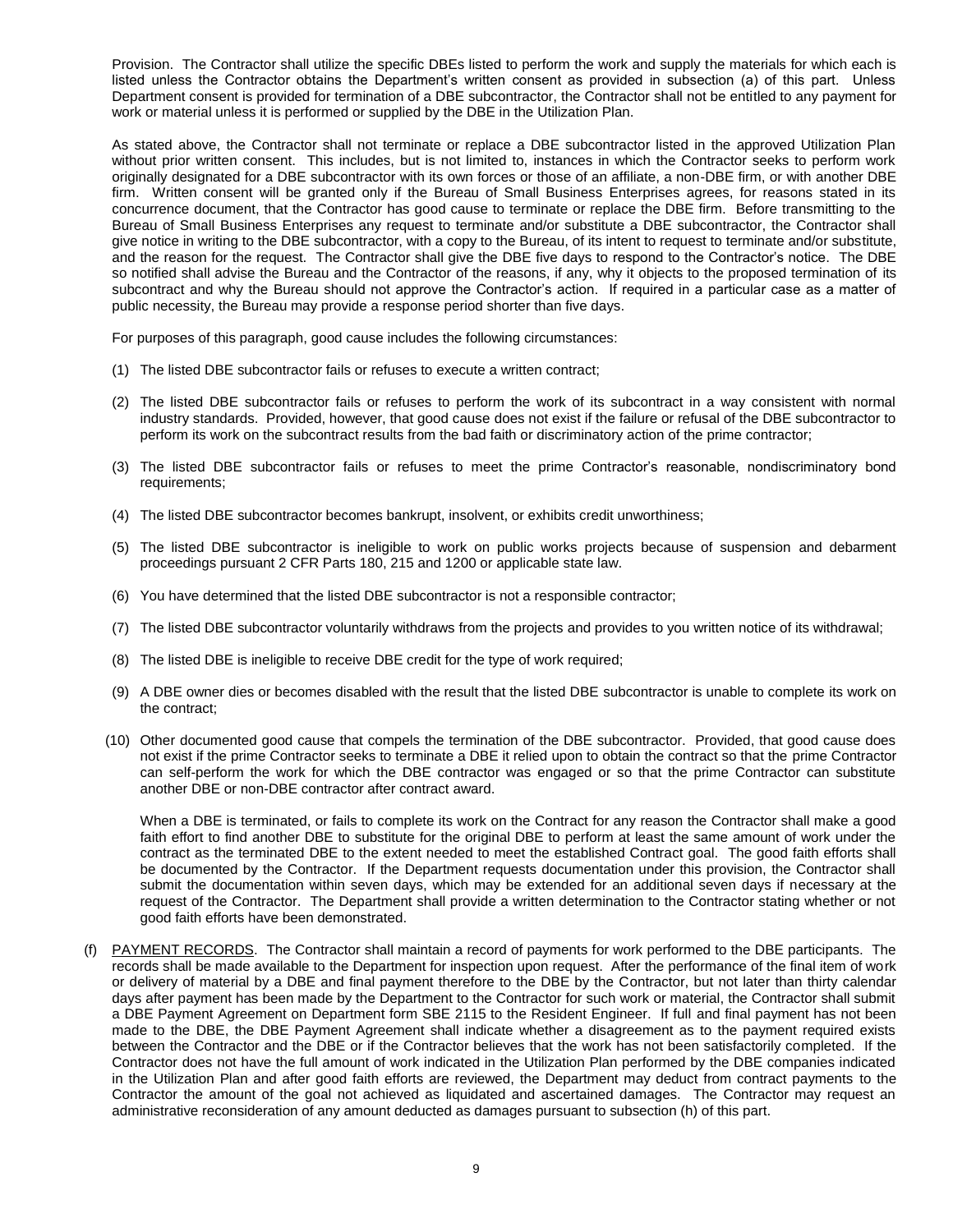Provision. The Contractor shall utilize the specific DBEs listed to perform the work and supply the materials for which each is listed unless the Contractor obtains the Department's written consent as provided in subsection (a) of this part. Unless Department consent is provided for termination of a DBE subcontractor, the Contractor shall not be entitled to any payment for work or material unless it is performed or supplied by the DBE in the Utilization Plan.

As stated above, the Contractor shall not terminate or replace a DBE subcontractor listed in the approved Utilization Plan without prior written consent. This includes, but is not limited to, instances in which the Contractor seeks to perform work originally designated for a DBE subcontractor with its own forces or those of an affiliate, a non-DBE firm, or with another DBE firm. Written consent will be granted only if the Bureau of Small Business Enterprises agrees, for reasons stated in its concurrence document, that the Contractor has good cause to terminate or replace the DBE firm. Before transmitting to the Bureau of Small Business Enterprises any request to terminate and/or substitute a DBE subcontractor, the Contractor shall give notice in writing to the DBE subcontractor, with a copy to the Bureau, of its intent to request to terminate and/or substitute, and the reason for the request. The Contractor shall give the DBE five days to respond to the Contractor's notice. The DBE so notified shall advise the Bureau and the Contractor of the reasons, if any, why it objects to the proposed termination of its subcontract and why the Bureau should not approve the Contractor's action. If required in a particular case as a matter of public necessity, the Bureau may provide a response period shorter than five days.

For purposes of this paragraph, good cause includes the following circumstances:

(1) The listed DBE subcontractor fails or refuses to execute a written contract;

(2) The listed DBE subcontractor fails or refuses to perform the work of its subcontract in a way consistent with normal industry standards. Provided, however, that good cause does not exist if the failure or refusal of the DBE subcontractor to perform its work on the subcontract results from the bad faith or discriminatory action of the prime contractor;

(3) The listed DBE subcontractor fails or refuses to meet the prime Contractor's reasonable, nondiscriminatory bond requirements;

(4) The listed DBE subcontractor becomes bankrupt, insolvent, or exhibits credit unworthiness;

(5) The listed DBE subcontractor is ineligible to work on public works projects because of suspension and debarment proceedings pursuant 2 CFR Parts 180, 215 and 1200 or applicable state law.

(6) You have determined that the listed DBE subcontractor is not a responsible contractor;

(7) The listed DBE subcontractor voluntarily withdraws from the projects and provides to you written notice of its withdrawal;

(8) The listed DBE is ineligible to receive DBE credit for the type of work required;

(9) A DBE owner dies or becomes disabled with the result that the listed DBE subcontractor is unable to complete its work on the contract;

(10) Other documented good cause that compels the termination of the DBE subcontractor. Provided, that good cause does not exist if the prime Contractor seeks to terminate a DBE it relied upon to obtain the contract so that the prime Contractor can self-perform the work for which the DBE contractor was engaged or so that the prime Contractor can substitute another DBE or non-DBE contractor after contract award.

When a DBE is terminated, or fails to complete its work on the Contract for any reason the Contractor shall make a good faith effort to find another DBE to substitute for the original DBE to perform at least the same amount of work under the contract as the terminated DBE to the extent needed to meet the established Contract goal. The good faith efforts shall be documented by the Contractor. If the Department requests documentation under this provision, the Contractor shall submit the documentation within seven days, which may be extended for an additional seven days if necessary at the request of the Contractor. The Department shall provide a written determination to the Contractor stating whether or not good faith efforts have been demonstrated.

(f) PAYMENT RECORDS. The Contractor shall maintain a record of payments for work performed to the DBE participants. The records shall be made available to the Department for inspection upon request. After the performance of the final item of work or delivery of material by a DBE and final payment therefore to the DBE by the Contractor, but not later than thirty calendar days after payment has been made by the Department to the Contractor for such work or material, the Contractor shall submit a DBE Payment Agreement on Department form SBE 2115 to the Resident Engineer. If full and final payment has not been made to the DBE, the DBE Payment Agreement shall indicate whether a disagreement as to the payment required exists between the Contractor and the DBE or if the Contractor believes that the work has not been satisfactorily completed. If the Contractor does not have the full amount of work indicated in the Utilization Plan performed by the DBE companies indicated in the Utilization Plan and after good faith efforts are reviewed, the Department may deduct from contract payments to the Contractor the amount of the goal not achieved as liquidated and ascertained damages. The Contractor may request an administrative reconsideration of any amount deducted as damages pursuant to subsection (h) of this part.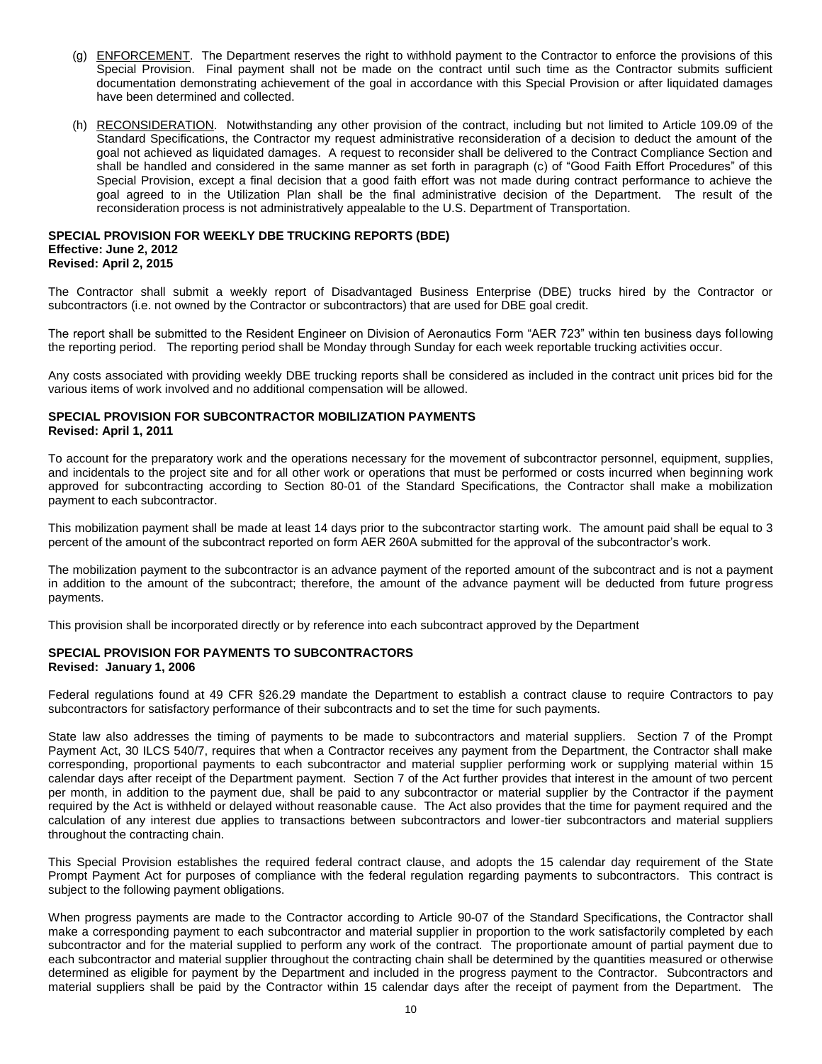(g) ENFORCEMENT. The Department reserves the right to withhold payment to the Contractor to enforce the provisions of this Special Provision. Final payment shall not be made on the contract until such time as the Contractor submits sufficient documentation demonstrating achievement of the goal in accordance with this Special Provision or after liquidated damages have been determined and collected.

(h) RECONSIDERATION. Notwithstanding any other provision of the contract, including but not limited to Article 109.09 of the Standard Specifications, the Contractor my request administrative reconsideration of a decision to deduct the amount of the goal not achieved as liquidated damages. A request to reconsider shall be delivered to the Contract Compliance Section and shall be handled and considered in the same manner as set forth in paragraph (c) of "Good Faith Effort Procedures" of this Special Provision, except a final decision that a good faith effort was not made during contract performance to achieve the goal agreed to in the Utilization Plan shall be the final administrative decision of the Department. The result of the reconsideration process is not administratively appealable to the U.S. Department of Transportation.

**SPECIAL PROVISION FOR WEEKLY DBE TRUCKING REPORTS (BDE)**
**Effective: June 2, 2012**
**Revised: April 2, 2015**

The Contractor shall submit a weekly report of Disadvantaged Business Enterprise (DBE) trucks hired by the Contractor or subcontractors (i.e. not owned by the Contractor or subcontractors) that are used for DBE goal credit.

The report shall be submitted to the Resident Engineer on Division of Aeronautics Form "AER 723" within ten business days following the reporting period. The reporting period shall be Monday through Sunday for each week reportable trucking activities occur.

Any costs associated with providing weekly DBE trucking reports shall be considered as included in the contract unit prices bid for the various items of work involved and no additional compensation will be allowed.

**SPECIAL PROVISION FOR SUBCONTRACTOR MOBILIZATION PAYMENTS**
**Revised: April 1, 2011**

To account for the preparatory work and the operations necessary for the movement of subcontractor personnel, equipment, supplies, and incidentals to the project site and for all other work or operations that must be performed or costs incurred when beginning work approved for subcontracting according to Section 80-01 of the Standard Specifications, the Contractor shall make a mobilization payment to each subcontractor.

This mobilization payment shall be made at least 14 days prior to the subcontractor starting work. The amount paid shall be equal to 3 percent of the amount of the subcontract reported on form AER 260A submitted for the approval of the subcontractor's work.

The mobilization payment to the subcontractor is an advance payment of the reported amount of the subcontract and is not a payment in addition to the amount of the subcontract; therefore, the amount of the advance payment will be deducted from future progress payments.

This provision shall be incorporated directly or by reference into each subcontract approved by the Department

**SPECIAL PROVISION FOR PAYMENTS TO SUBCONTRACTORS**
**Revised: January 1, 2006**

Federal regulations found at 49 CFR §26.29 mandate the Department to establish a contract clause to require Contractors to pay subcontractors for satisfactory performance of their subcontracts and to set the time for such payments.

State law also addresses the timing of payments to be made to subcontractors and material suppliers. Section 7 of the Prompt Payment Act, 30 ILCS 540/7, requires that when a Contractor receives any payment from the Department, the Contractor shall make corresponding, proportional payments to each subcontractor and material supplier performing work or supplying material within 15 calendar days after receipt of the Department payment. Section 7 of the Act further provides that interest in the amount of two percent per month, in addition to the payment due, shall be paid to any subcontractor or material supplier by the Contractor if the payment required by the Act is withheld or delayed without reasonable cause. The Act also provides that the time for payment required and the calculation of any interest due applies to transactions between subcontractors and lower-tier subcontractors and material suppliers throughout the contracting chain.

This Special Provision establishes the required federal contract clause, and adopts the 15 calendar day requirement of the State Prompt Payment Act for purposes of compliance with the federal regulation regarding payments to subcontractors. This contract is subject to the following payment obligations.

When progress payments are made to the Contractor according to Article 90-07 of the Standard Specifications, the Contractor shall make a corresponding payment to each subcontractor and material supplier in proportion to the work satisfactorily completed by each subcontractor and for the material supplied to perform any work of the contract. The proportionate amount of partial payment due to each subcontractor and material supplier throughout the contracting chain shall be determined by the quantities measured or otherwise determined as eligible for payment by the Department and included in the progress payment to the Contractor. Subcontractors and material suppliers shall be paid by the Contractor within 15 calendar days after the receipt of payment from the Department. The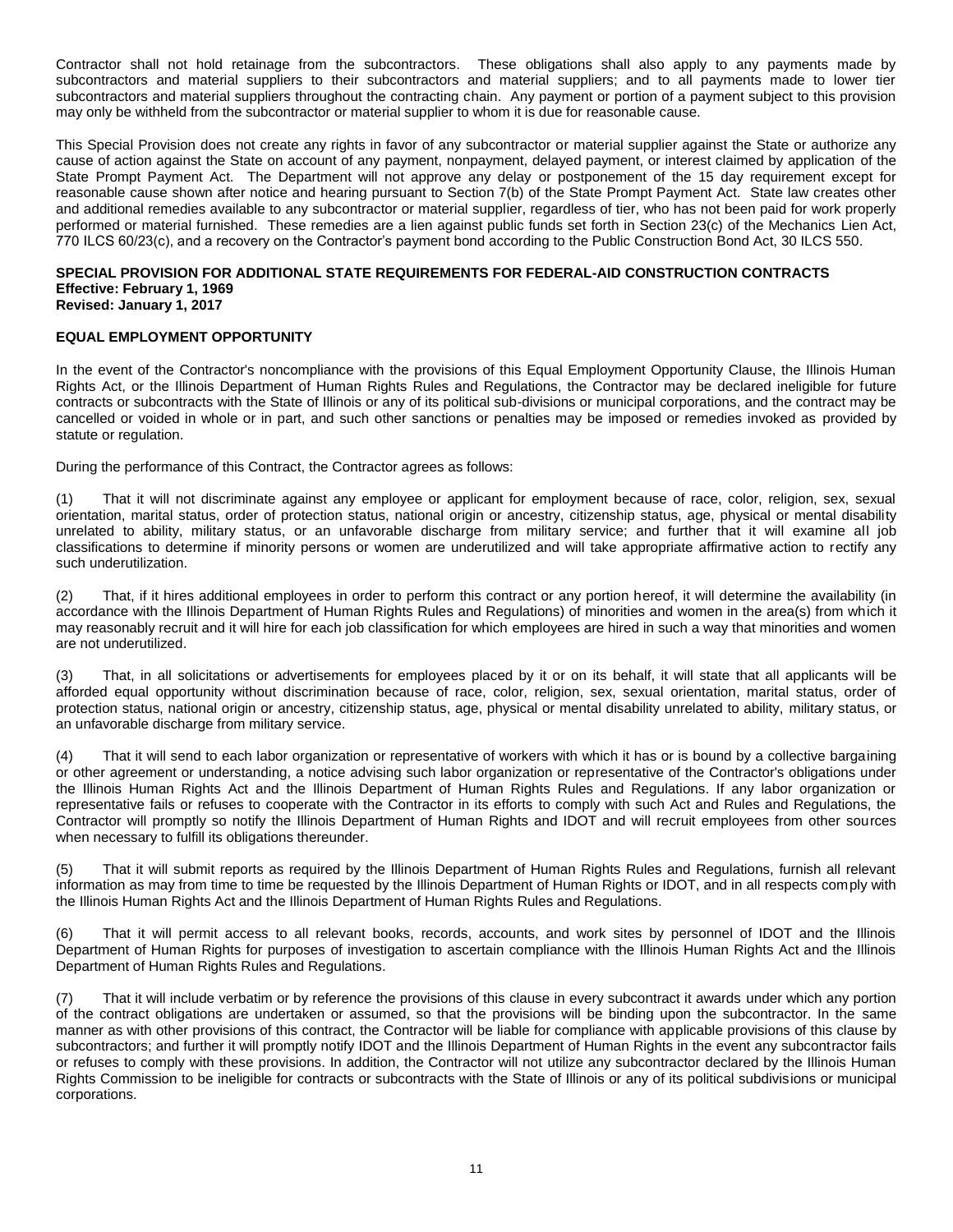Contractor shall not hold retainage from the subcontractors. These obligations shall also apply to any payments made by subcontractors and material suppliers to their subcontractors and material suppliers; and to all payments made to lower tier subcontractors and material suppliers throughout the contracting chain. Any payment or portion of a payment subject to this provision may only be withheld from the subcontractor or material supplier to whom it is due for reasonable cause.

This Special Provision does not create any rights in favor of any subcontractor or material supplier against the State or authorize any cause of action against the State on account of any payment, nonpayment, delayed payment, or interest claimed by application of the State Prompt Payment Act. The Department will not approve any delay or postponement of the 15 day requirement except for reasonable cause shown after notice and hearing pursuant to Section 7(b) of the State Prompt Payment Act. State law creates other and additional remedies available to any subcontractor or material supplier, regardless of tier, who has not been paid for work properly performed or material furnished. These remedies are a lien against public funds set forth in Section 23(c) of the Mechanics Lien Act, 770 ILCS 60/23(c), and a recovery on the Contractor's payment bond according to the Public Construction Bond Act, 30 ILCS 550.

**SPECIAL PROVISION FOR ADDITIONAL STATE REQUIREMENTS FOR FEDERAL-AID CONSTRUCTION CONTRACTS**
**Effective: February 1, 1969**
**Revised: January 1, 2017**

**EQUAL EMPLOYMENT OPPORTUNITY**

In the event of the Contractor's noncompliance with the provisions of this Equal Employment Opportunity Clause, the Illinois Human Rights Act, or the Illinois Department of Human Rights Rules and Regulations, the Contractor may be declared ineligible for future contracts or subcontracts with the State of Illinois or any of its political sub-divisions or municipal corporations, and the contract may be cancelled or voided in whole or in part, and such other sanctions or penalties may be imposed or remedies invoked as provided by statute or regulation.

During the performance of this Contract, the Contractor agrees as follows:

(1) That it will not discriminate against any employee or applicant for employment because of race, color, religion, sex, sexual orientation, marital status, order of protection status, national origin or ancestry, citizenship status, age, physical or mental disability unrelated to ability, military status, or an unfavorable discharge from military service; and further that it will examine all job classifications to determine if minority persons or women are underutilized and will take appropriate affirmative action to rectify any such underutilization.

(2) That, if it hires additional employees in order to perform this contract or any portion hereof, it will determine the availability (in accordance with the Illinois Department of Human Rights Rules and Regulations) of minorities and women in the area(s) from which it may reasonably recruit and it will hire for each job classification for which employees are hired in such a way that minorities and women are not underutilized.

(3) That, in all solicitations or advertisements for employees placed by it or on its behalf, it will state that all applicants will be afforded equal opportunity without discrimination because of race, color, religion, sex, sexual orientation, marital status, order of protection status, national origin or ancestry, citizenship status, age, physical or mental disability unrelated to ability, military status, or an unfavorable discharge from military service.

(4) That it will send to each labor organization or representative of workers with which it has or is bound by a collective bargaining or other agreement or understanding, a notice advising such labor organization or representative of the Contractor's obligations under the Illinois Human Rights Act and the Illinois Department of Human Rights Rules and Regulations. If any labor organization or representative fails or refuses to cooperate with the Contractor in its efforts to comply with such Act and Rules and Regulations, the Contractor will promptly so notify the Illinois Department of Human Rights and IDOT and will recruit employees from other sources when necessary to fulfill its obligations thereunder.

(5) That it will submit reports as required by the Illinois Department of Human Rights Rules and Regulations, furnish all relevant information as may from time to time be requested by the Illinois Department of Human Rights or IDOT, and in all respects comply with the Illinois Human Rights Act and the Illinois Department of Human Rights Rules and Regulations.

(6) That it will permit access to all relevant books, records, accounts, and work sites by personnel of IDOT and the Illinois Department of Human Rights for purposes of investigation to ascertain compliance with the Illinois Human Rights Act and the Illinois Department of Human Rights Rules and Regulations.

(7) That it will include verbatim or by reference the provisions of this clause in every subcontract it awards under which any portion of the contract obligations are undertaken or assumed, so that the provisions will be binding upon the subcontractor. In the same manner as with other provisions of this contract, the Contractor will be liable for compliance with applicable provisions of this clause by subcontractors; and further it will promptly notify IDOT and the Illinois Department of Human Rights in the event any subcontractor fails or refuses to comply with these provisions. In addition, the Contractor will not utilize any subcontractor declared by the Illinois Human Rights Commission to be ineligible for contracts or subcontracts with the State of Illinois or any of its political subdivisions or municipal corporations.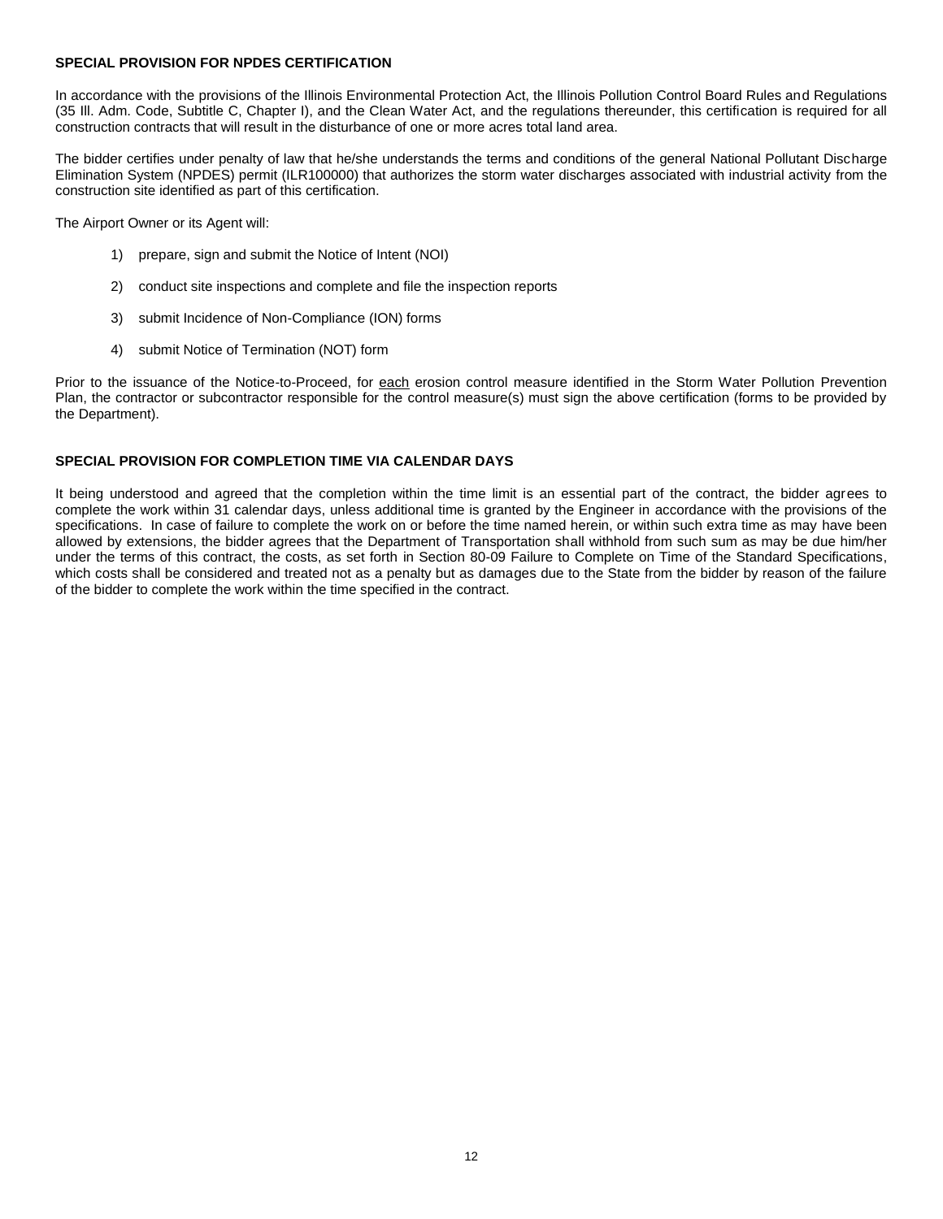**SPECIAL PROVISION FOR NPDES CERTIFICATION**

In accordance with the provisions of the Illinois Environmental Protection Act, the Illinois Pollution Control Board Rules and Regulations (35 Ill. Adm. Code, Subtitle C, Chapter I), and the Clean Water Act, and the regulations thereunder, this certification is required for all construction contracts that will result in the disturbance of one or more acres total land area.

The bidder certifies under penalty of law that he/she understands the terms and conditions of the general National Pollutant Discharge Elimination System (NPDES) permit (ILR100000) that authorizes the storm water discharges associated with industrial activity from the construction site identified as part of this certification.

The Airport Owner or its Agent will:

1) prepare, sign and submit the Notice of Intent (NOI)

2) conduct site inspections and complete and file the inspection reports

3) submit Incidence of Non-Compliance (ION) forms

4) submit Notice of Termination (NOT) form

Prior to the issuance of the Notice-to-Proceed, for each erosion control measure identified in the Storm Water Pollution Prevention Plan, the contractor or subcontractor responsible for the control measure(s) must sign the above certification (forms to be provided by the Department).

**SPECIAL PROVISION FOR COMPLETION TIME VIA CALENDAR DAYS**

It being understood and agreed that the completion within the time limit is an essential part of the contract, the bidder agrees to complete the work within 31 calendar days, unless additional time is granted by the Engineer in accordance with the provisions of the specifications. In case of failure to complete the work on or before the time named herein, or within such extra time as may have been allowed by extensions, the bidder agrees that the Department of Transportation shall withhold from such sum as may be due him/her under the terms of this contract, the costs, as set forth in Section 80-09 Failure to Complete on Time of the Standard Specifications, which costs shall be considered and treated not as a penalty but as damages due to the State from the bidder by reason of the failure of the bidder to complete the work within the time specified in the contract.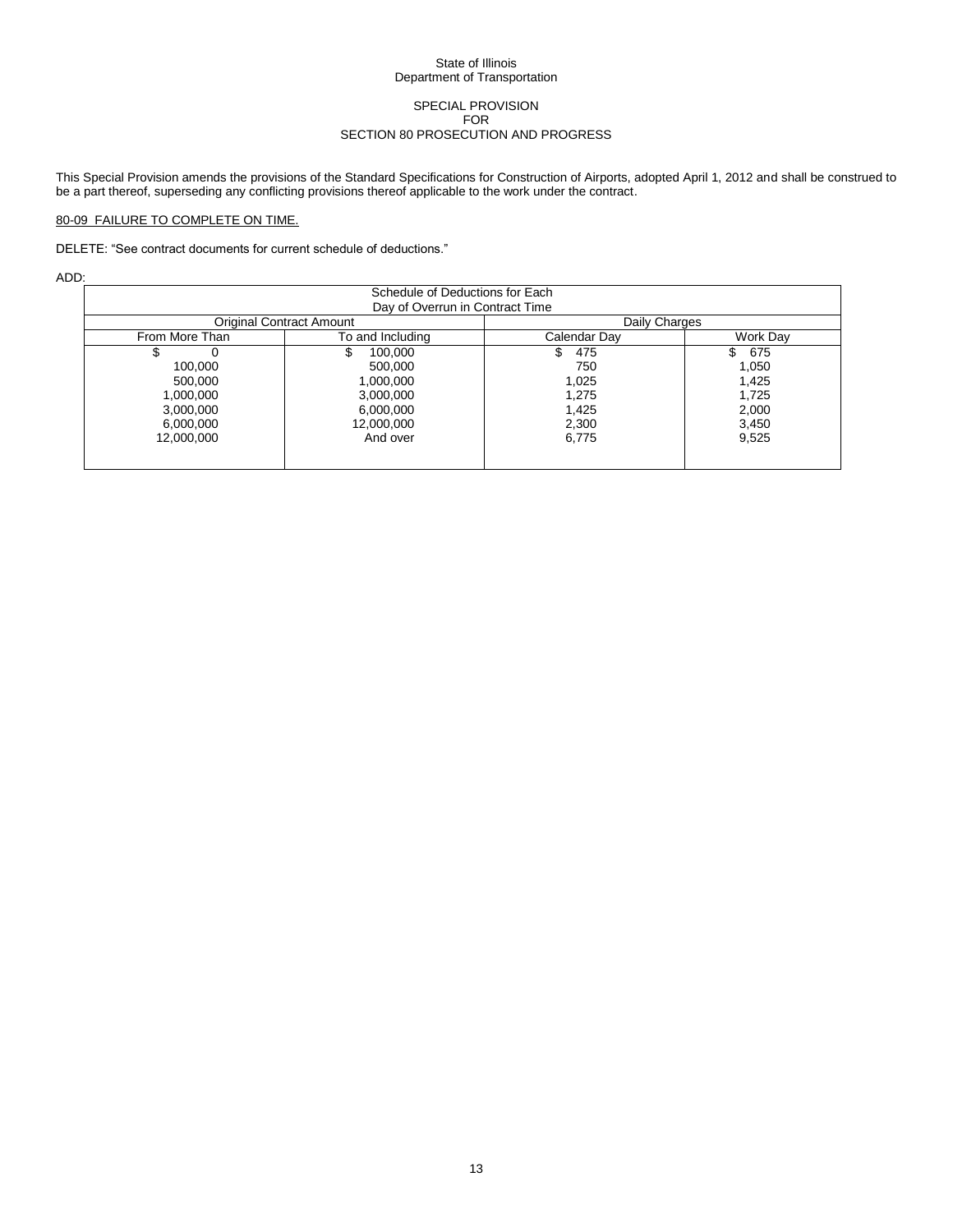State of Illinois
Department of Transportation

SPECIAL PROVISION
FOR
SECTION 80 PROSECUTION AND PROGRESS

This Special Provision amends the provisions of the Standard Specifications for Construction of Airports, adopted April 1, 2012 and shall be construed to be a part thereof, superseding any conflicting provisions thereof applicable to the work under the contract.

80-09 FAILURE TO COMPLETE ON TIME.

DELETE: "See contract documents for current schedule of deductions."

ADD:

| Schedule of Deductions for Each Day of Overrun in Contract Time | | | |
|---|---|---|---|
| Original Contract Amount | | Daily Charges | |
| From More Than | To and Including | Calendar Day | Work Day |
| $ 0 | $ 100,000 | $ 475 | $ 675 |
| 100,000 | 500,000 | 750 | 1,050 |
| 500,000 | 1,000,000 | 1,025 | 1,425 |
| 1,000,000 | 3,000,000 | 1,275 | 1,725 |
| 3,000,000 | 6,000,000 | 1,425 | 2,000 |
| 6,000,000 | 12,000,000 | 2,300 | 3,450 |
| 12,000,000 | And over | 6,775 | 9,525 |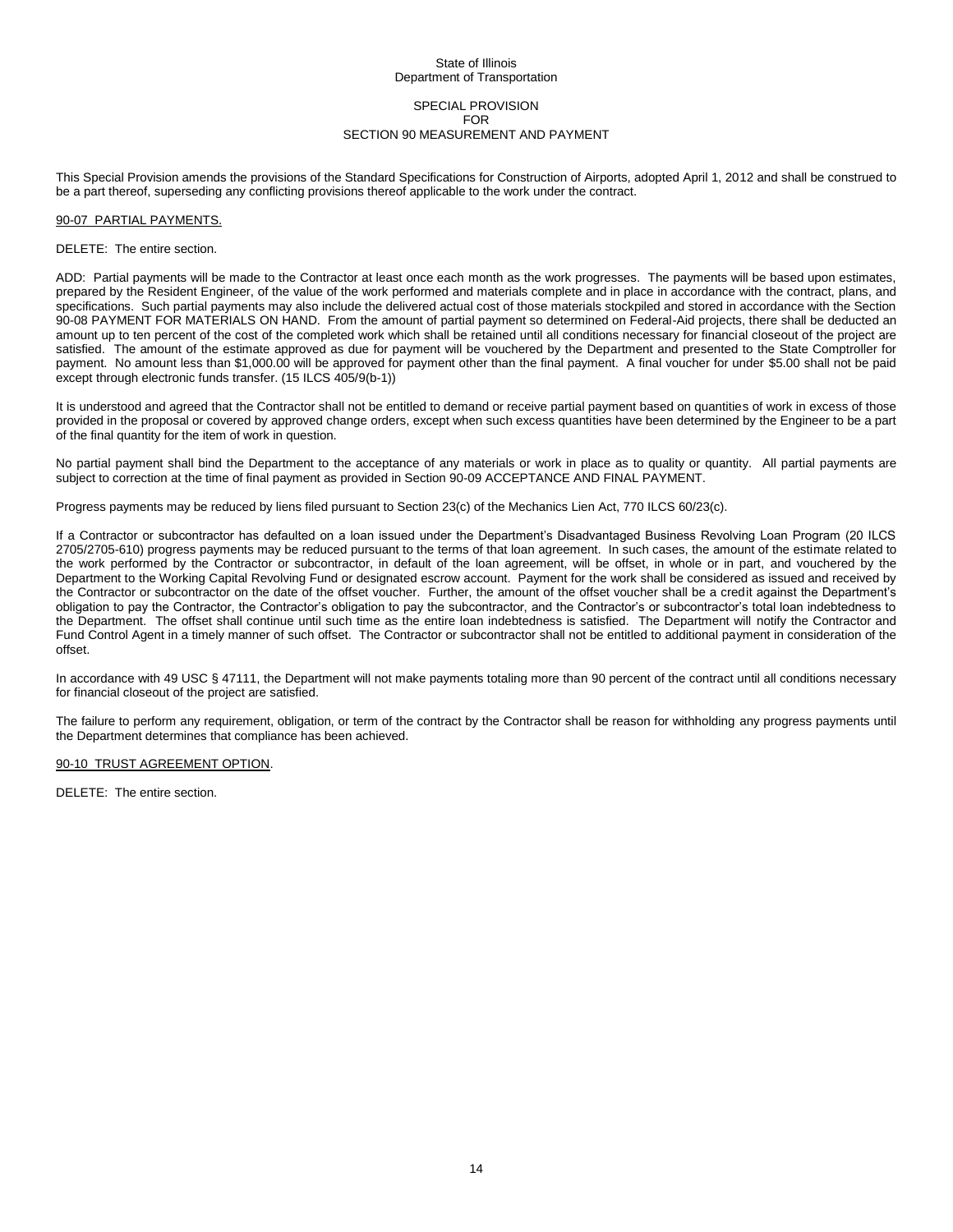State of Illinois
Department of Transportation

SPECIAL PROVISION
FOR
SECTION 90 MEASUREMENT AND PAYMENT

This Special Provision amends the provisions of the Standard Specifications for Construction of Airports, adopted April 1, 2012 and shall be construed to be a part thereof, superseding any conflicting provisions thereof applicable to the work under the contract.

90-07 PARTIAL PAYMENTS.

DELETE: The entire section.

ADD: Partial payments will be made to the Contractor at least once each month as the work progresses. The payments will be based upon estimates, prepared by the Resident Engineer, of the value of the work performed and materials complete and in place in accordance with the contract, plans, and specifications. Such partial payments may also include the delivered actual cost of those materials stockpiled and stored in accordance with the Section 90-08 PAYMENT FOR MATERIALS ON HAND. From the amount of partial payment so determined on Federal-Aid projects, there shall be deducted an amount up to ten percent of the cost of the completed work which shall be retained until all conditions necessary for financial closeout of the project are satisfied. The amount of the estimate approved as due for payment will be vouchered by the Department and presented to the State Comptroller for payment. No amount less than $1,000.00 will be approved for payment other than the final payment. A final voucher for under $5.00 shall not be paid except through electronic funds transfer. (15 ILCS 405/9(b-1))

It is understood and agreed that the Contractor shall not be entitled to demand or receive partial payment based on quantities of work in excess of those provided in the proposal or covered by approved change orders, except when such excess quantities have been determined by the Engineer to be a part of the final quantity for the item of work in question.

No partial payment shall bind the Department to the acceptance of any materials or work in place as to quality or quantity. All partial payments are subject to correction at the time of final payment as provided in Section 90-09 ACCEPTANCE AND FINAL PAYMENT.

Progress payments may be reduced by liens filed pursuant to Section 23(c) of the Mechanics Lien Act, 770 ILCS 60/23(c).

If a Contractor or subcontractor has defaulted on a loan issued under the Department's Disadvantaged Business Revolving Loan Program (20 ILCS 2705/2705-610) progress payments may be reduced pursuant to the terms of that loan agreement. In such cases, the amount of the estimate related to the work performed by the Contractor or subcontractor, in default of the loan agreement, will be offset, in whole or in part, and vouchered by the Department to the Working Capital Revolving Fund or designated escrow account. Payment for the work shall be considered as issued and received by the Contractor or subcontractor on the date of the offset voucher. Further, the amount of the offset voucher shall be a credit against the Department's obligation to pay the Contractor, the Contractor's obligation to pay the subcontractor, and the Contractor's or subcontractor's total loan indebtedness to the Department. The offset shall continue until such time as the entire loan indebtedness is satisfied. The Department will notify the Contractor and Fund Control Agent in a timely manner of such offset. The Contractor or subcontractor shall not be entitled to additional payment in consideration of the offset.

In accordance with 49 USC § 47111, the Department will not make payments totaling more than 90 percent of the contract until all conditions necessary for financial closeout of the project are satisfied.

The failure to perform any requirement, obligation, or term of the contract by the Contractor shall be reason for withholding any progress payments until the Department determines that compliance has been achieved.

90-10 TRUST AGREEMENT OPTION.

DELETE: The entire section.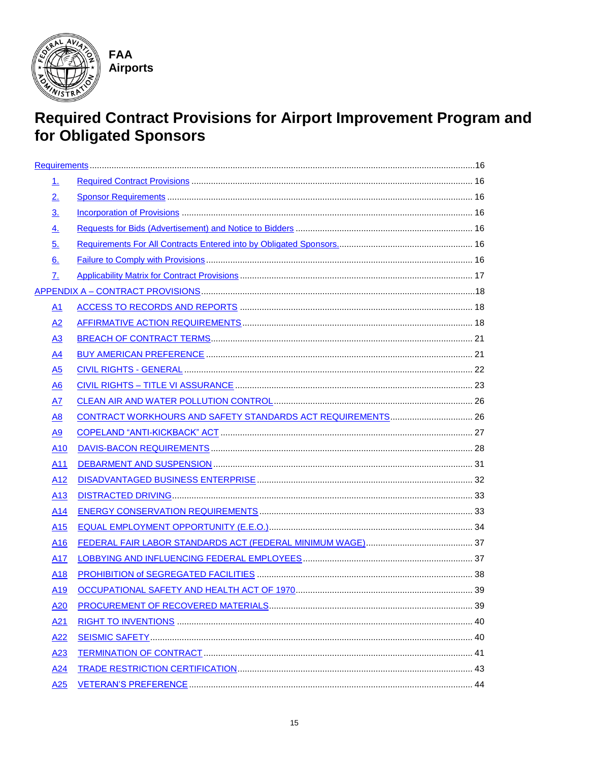FAA
Airports

# Required Contract Provisions for Airport Improvement Program and for Obligated Sponsors

- Requirements ..... 16
  - 1. Required Contract Provisions ..... 16
  - 2. Sponsor Requirements ..... 16
  - 3. Incorporation of Provisions ..... 16
  - 4. Requests for Bids (Advertisement) and Notice to Bidders ..... 16
  - 5. Requirements For All Contracts Entered into by Obligated Sponsors. ..... 16
  - 6. Failure to Comply with Provisions ..... 16
  - 7. Applicability Matrix for Contract Provisions ..... 17
- APPENDIX A – CONTRACT PROVISIONS ..... 18
  - A1 ACCESS TO RECORDS AND REPORTS ..... 18
  - A2 AFFIRMATIVE ACTION REQUIREMENTS ..... 18
  - A3 BREACH OF CONTRACT TERMS ..... 21
  - A4 BUY AMERICAN PREFERENCE ..... 21
  - A5 CIVIL RIGHTS - GENERAL ..... 22
  - A6 CIVIL RIGHTS – TITLE VI ASSURANCE ..... 23
  - A7 CLEAN AIR AND WATER POLLUTION CONTROL ..... 26
  - A8 CONTRACT WORKHOURS AND SAFETY STANDARDS ACT REQUIREMENTS ..... 26
  - A9 COPELAND "ANTI-KICKBACK" ACT ..... 27
  - A10 DAVIS-BACON REQUIREMENTS ..... 28
  - A11 DEBARMENT AND SUSPENSION ..... 31
  - A12 DISADVANTAGED BUSINESS ENTERPRISE ..... 32
  - A13 DISTRACTED DRIVING ..... 33
  - A14 ENERGY CONSERVATION REQUIREMENTS ..... 33
  - A15 EQUAL EMPLOYMENT OPPORTUNITY (E.E.O.) ..... 34
  - A16 FEDERAL FAIR LABOR STANDARDS ACT (FEDERAL MINIMUM WAGE) ..... 37
  - A17 LOBBYING AND INFLUENCING FEDERAL EMPLOYEES ..... 37
  - A18 PROHIBITION of SEGREGATED FACILITIES ..... 38
  - A19 OCCUPATIONAL SAFETY AND HEALTH ACT OF 1970 ..... 39
  - A20 PROCUREMENT OF RECOVERED MATERIALS ..... 39
  - A21 RIGHT TO INVENTIONS ..... 40
  - A22 SEISMIC SAFETY ..... 40
  - A23 TERMINATION OF CONTRACT ..... 41
  - A24 TRADE RESTRICTION CERTIFICATION ..... 43
  - A25 VETERAN'S PREFERENCE ..... 44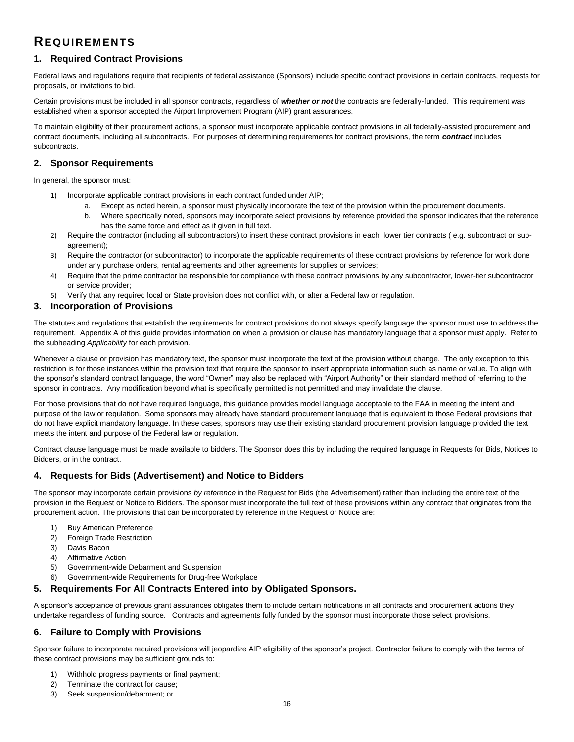# REQUIREMENTS

## 1. Required Contract Provisions

Federal laws and regulations require that recipients of federal assistance (Sponsors) include specific contract provisions in certain contracts, requests for proposals, or invitations to bid.

Certain provisions must be included in all sponsor contracts, regardless of ***whether or not*** the contracts are federally-funded. This requirement was established when a sponsor accepted the Airport Improvement Program (AIP) grant assurances.

To maintain eligibility of their procurement actions, a sponsor must incorporate applicable contract provisions in all federally-assisted procurement and contract documents, including all subcontracts. For purposes of determining requirements for contract provisions, the term ***contract*** includes subcontracts.

## 2. Sponsor Requirements

In general, the sponsor must:

1) Incorporate applicable contract provisions in each contract funded under AIP;
   a. Except as noted herein, a sponsor must physically incorporate the text of the provision within the procurement documents.
   b. Where specifically noted, sponsors may incorporate select provisions by reference provided the sponsor indicates that the reference has the same force and effect as if given in full text.
2) Require the contractor (including all subcontractors) to insert these contract provisions in each lower tier contracts ( e.g. subcontract or sub-agreement);
3) Require the contractor (or subcontractor) to incorporate the applicable requirements of these contract provisions by reference for work done under any purchase orders, rental agreements and other agreements for supplies or services;
4) Require that the prime contractor be responsible for compliance with these contract provisions by any subcontractor, lower-tier subcontractor or service provider;
5) Verify that any required local or State provision does not conflict with, or alter a Federal law or regulation.

## 3. Incorporation of Provisions

The statutes and regulations that establish the requirements for contract provisions do not always specify language the sponsor must use to address the requirement. Appendix A of this guide provides information on when a provision or clause has mandatory language that a sponsor must apply. Refer to the subheading *Applicability* for each provision.

Whenever a clause or provision has mandatory text, the sponsor must incorporate the text of the provision without change. The only exception to this restriction is for those instances within the provision text that require the sponsor to insert appropriate information such as name or value. To align with the sponsor's standard contract language, the word "Owner" may also be replaced with "Airport Authority" or their standard method of referring to the sponsor in contracts. Any modification beyond what is specifically permitted is not permitted and may invalidate the clause.

For those provisions that do not have required language, this guidance provides model language acceptable to the FAA in meeting the intent and purpose of the law or regulation. Some sponsors may already have standard procurement language that is equivalent to those Federal provisions that do not have explicit mandatory language. In these cases, sponsors may use their existing standard procurement provision language provided the text meets the intent and purpose of the Federal law or regulation.

Contract clause language must be made available to bidders. The Sponsor does this by including the required language in Requests for Bids, Notices to Bidders, or in the contract.

## 4. Requests for Bids (Advertisement) and Notice to Bidders

The sponsor may incorporate certain provisions *by reference* in the Request for Bids (the Advertisement) rather than including the entire text of the provision in the Request or Notice to Bidders. The sponsor must incorporate the full text of these provisions within any contract that originates from the procurement action. The provisions that can be incorporated by reference in the Request or Notice are:

1) Buy American Preference
2) Foreign Trade Restriction
3) Davis Bacon
4) Affirmative Action
5) Government-wide Debarment and Suspension
6) Government-wide Requirements for Drug-free Workplace

## 5. Requirements For All Contracts Entered into by Obligated Sponsors.

A sponsor's acceptance of previous grant assurances obligates them to include certain notifications in all contracts and procurement actions they undertake regardless of funding source. Contracts and agreements fully funded by the sponsor must incorporate those select provisions.

## 6. Failure to Comply with Provisions

Sponsor failure to incorporate required provisions will jeopardize AIP eligibility of the sponsor's project. Contractor failure to comply with the terms of these contract provisions may be sufficient grounds to:

1) Withhold progress payments or final payment;
2) Terminate the contract for cause;
3) Seek suspension/debarment; or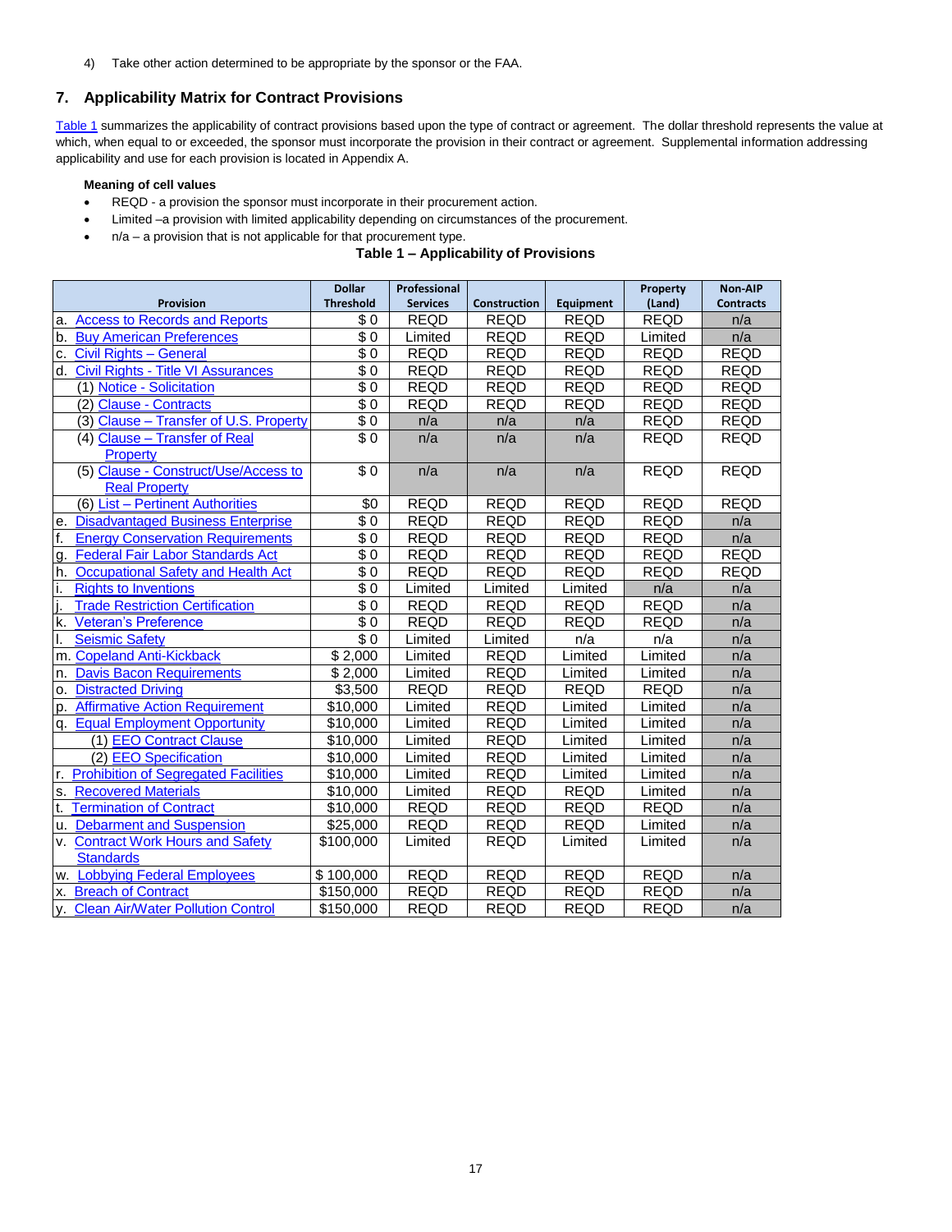4) Take other action determined to be appropriate by the sponsor or the FAA.

## 7. Applicability Matrix for Contract Provisions

Table 1 summarizes the applicability of contract provisions based upon the type of contract or agreement. The dollar threshold represents the value at which, when equal to or exceeded, the sponsor must incorporate the provision in their contract or agreement. Supplemental information addressing applicability and use for each provision is located in Appendix A.

**Meaning of cell values**

- REQD - a provision the sponsor must incorporate in their procurement action.
- Limited –a provision with limited applicability depending on circumstances of the procurement.
- n/a – a provision that is not applicable for that procurement type.

**Table 1 – Applicability of Provisions**

| Provision | Dollar Threshold | Professional Services | Construction | Equipment | Property (Land) | Non-AIP Contracts |
|---|---|---|---|---|---|---|
| a. Access to Records and Reports | $ 0 | REQD | REQD | REQD | REQD | n/a |
| b. Buy American Preferences | $ 0 | Limited | REQD | REQD | Limited | n/a |
| c. Civil Rights – General | $ 0 | REQD | REQD | REQD | REQD | REQD |
| d. Civil Rights - Title VI Assurances | $ 0 | REQD | REQD | REQD | REQD | REQD |
| (1) Notice - Solicitation | $ 0 | REQD | REQD | REQD | REQD | REQD |
| (2) Clause - Contracts | $ 0 | REQD | REQD | REQD | REQD | REQD |
| (3) Clause – Transfer of U.S. Property | $ 0 | n/a | n/a | n/a | REQD | REQD |
| (4) Clause – Transfer of Real Property | $ 0 | n/a | n/a | n/a | REQD | REQD |
| (5) Clause - Construct/Use/Access to Real Property | $ 0 | n/a | n/a | n/a | REQD | REQD |
| (6) List – Pertinent Authorities | $0 | REQD | REQD | REQD | REQD | REQD |
| e. Disadvantaged Business Enterprise | $ 0 | REQD | REQD | REQD | REQD | n/a |
| f. Energy Conservation Requirements | $ 0 | REQD | REQD | REQD | REQD | n/a |
| g. Federal Fair Labor Standards Act | $ 0 | REQD | REQD | REQD | REQD | REQD |
| h. Occupational Safety and Health Act | $ 0 | REQD | REQD | REQD | REQD | REQD |
| i. Rights to Inventions | $ 0 | Limited | Limited | Limited | n/a | n/a |
| j. Trade Restriction Certification | $ 0 | REQD | REQD | REQD | REQD | n/a |
| k. Veteran's Preference | $ 0 | REQD | REQD | REQD | REQD | n/a |
| l. Seismic Safety | $ 0 | Limited | Limited | n/a | n/a | n/a |
| m. Copeland Anti-Kickback | $ 2,000 | Limited | REQD | Limited | Limited | n/a |
| n. Davis Bacon Requirements | $ 2,000 | Limited | REQD | Limited | Limited | n/a |
| o. Distracted Driving | $3,500 | REQD | REQD | REQD | REQD | n/a |
| p. Affirmative Action Requirement | $10,000 | Limited | REQD | Limited | Limited | n/a |
| q. Equal Employment Opportunity | $10,000 | Limited | REQD | Limited | Limited | n/a |
| (1) EEO Contract Clause | $10,000 | Limited | REQD | Limited | Limited | n/a |
| (2) EEO Specification | $10,000 | Limited | REQD | Limited | Limited | n/a |
| r. Prohibition of Segregated Facilities | $10,000 | Limited | REQD | Limited | Limited | n/a |
| s. Recovered Materials | $10,000 | Limited | REQD | REQD | Limited | n/a |
| t. Termination of Contract | $10,000 | REQD | REQD | REQD | REQD | n/a |
| u. Debarment and Suspension | $25,000 | REQD | REQD | REQD | Limited | n/a |
| v. Contract Work Hours and Safety Standards | $100,000 | Limited | REQD | Limited | Limited | n/a |
| w. Lobbying Federal Employees | $ 100,000 | REQD | REQD | REQD | REQD | n/a |
| x. Breach of Contract | $150,000 | REQD | REQD | REQD | REQD | n/a |
| y. Clean Air/Water Pollution Control | $150,000 | REQD | REQD | REQD | REQD | n/a |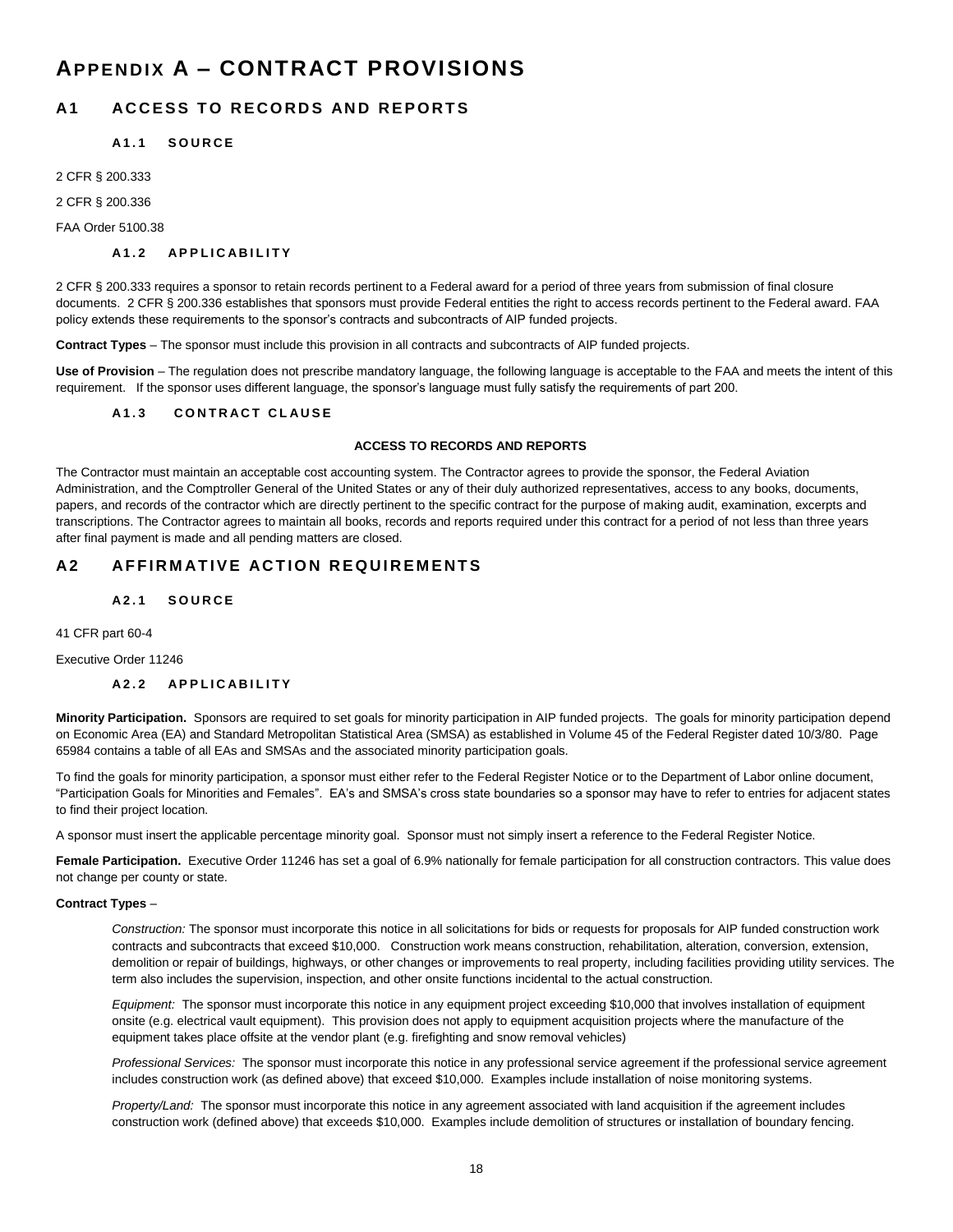# APPENDIX A – CONTRACT PROVISIONS

## A1 ACCESS TO RECORDS AND REPORTS

### A1.1 SOURCE

2 CFR § 200.333

2 CFR § 200.336

FAA Order 5100.38

### A1.2 APPLICABILITY

2 CFR § 200.333 requires a sponsor to retain records pertinent to a Federal award for a period of three years from submission of final closure documents. 2 CFR § 200.336 establishes that sponsors must provide Federal entities the right to access records pertinent to the Federal award. FAA policy extends these requirements to the sponsor's contracts and subcontracts of AIP funded projects.

**Contract Types** – The sponsor must include this provision in all contracts and subcontracts of AIP funded projects.

**Use of Provision** – The regulation does not prescribe mandatory language, the following language is acceptable to the FAA and meets the intent of this requirement. If the sponsor uses different language, the sponsor's language must fully satisfy the requirements of part 200.

### A1.3 CONTRACT CLAUSE

**ACCESS TO RECORDS AND REPORTS**

The Contractor must maintain an acceptable cost accounting system. The Contractor agrees to provide the sponsor, the Federal Aviation Administration, and the Comptroller General of the United States or any of their duly authorized representatives, access to any books, documents, papers, and records of the contractor which are directly pertinent to the specific contract for the purpose of making audit, examination, excerpts and transcriptions. The Contractor agrees to maintain all books, records and reports required under this contract for a period of not less than three years after final payment is made and all pending matters are closed.

## A2 AFFIRMATIVE ACTION REQUIREMENTS

### A2.1 SOURCE

41 CFR part 60-4

Executive Order 11246

### A2.2 APPLICABILITY

**Minority Participation.** Sponsors are required to set goals for minority participation in AIP funded projects. The goals for minority participation depend on Economic Area (EA) and Standard Metropolitan Statistical Area (SMSA) as established in Volume 45 of the Federal Register dated 10/3/80. Page 65984 contains a table of all EAs and SMSAs and the associated minority participation goals.

To find the goals for minority participation, a sponsor must either refer to the Federal Register Notice or to the Department of Labor online document, "Participation Goals for Minorities and Females". EA's and SMSA's cross state boundaries so a sponsor may have to refer to entries for adjacent states to find their project location.

A sponsor must insert the applicable percentage minority goal. Sponsor must not simply insert a reference to the Federal Register Notice.

**Female Participation.** Executive Order 11246 has set a goal of 6.9% nationally for female participation for all construction contractors. This value does not change per county or state.

**Contract Types** –

*Construction:* The sponsor must incorporate this notice in all solicitations for bids or requests for proposals for AIP funded construction work contracts and subcontracts that exceed $10,000. Construction work means construction, rehabilitation, alteration, conversion, extension, demolition or repair of buildings, highways, or other changes or improvements to real property, including facilities providing utility services. The term also includes the supervision, inspection, and other onsite functions incidental to the actual construction.

*Equipment:* The sponsor must incorporate this notice in any equipment project exceeding $10,000 that involves installation of equipment onsite (e.g. electrical vault equipment). This provision does not apply to equipment acquisition projects where the manufacture of the equipment takes place offsite at the vendor plant (e.g. firefighting and snow removal vehicles)

*Professional Services:* The sponsor must incorporate this notice in any professional service agreement if the professional service agreement includes construction work (as defined above) that exceed $10,000. Examples include installation of noise monitoring systems.

*Property/Land:* The sponsor must incorporate this notice in any agreement associated with land acquisition if the agreement includes construction work (defined above) that exceeds $10,000. Examples include demolition of structures or installation of boundary fencing.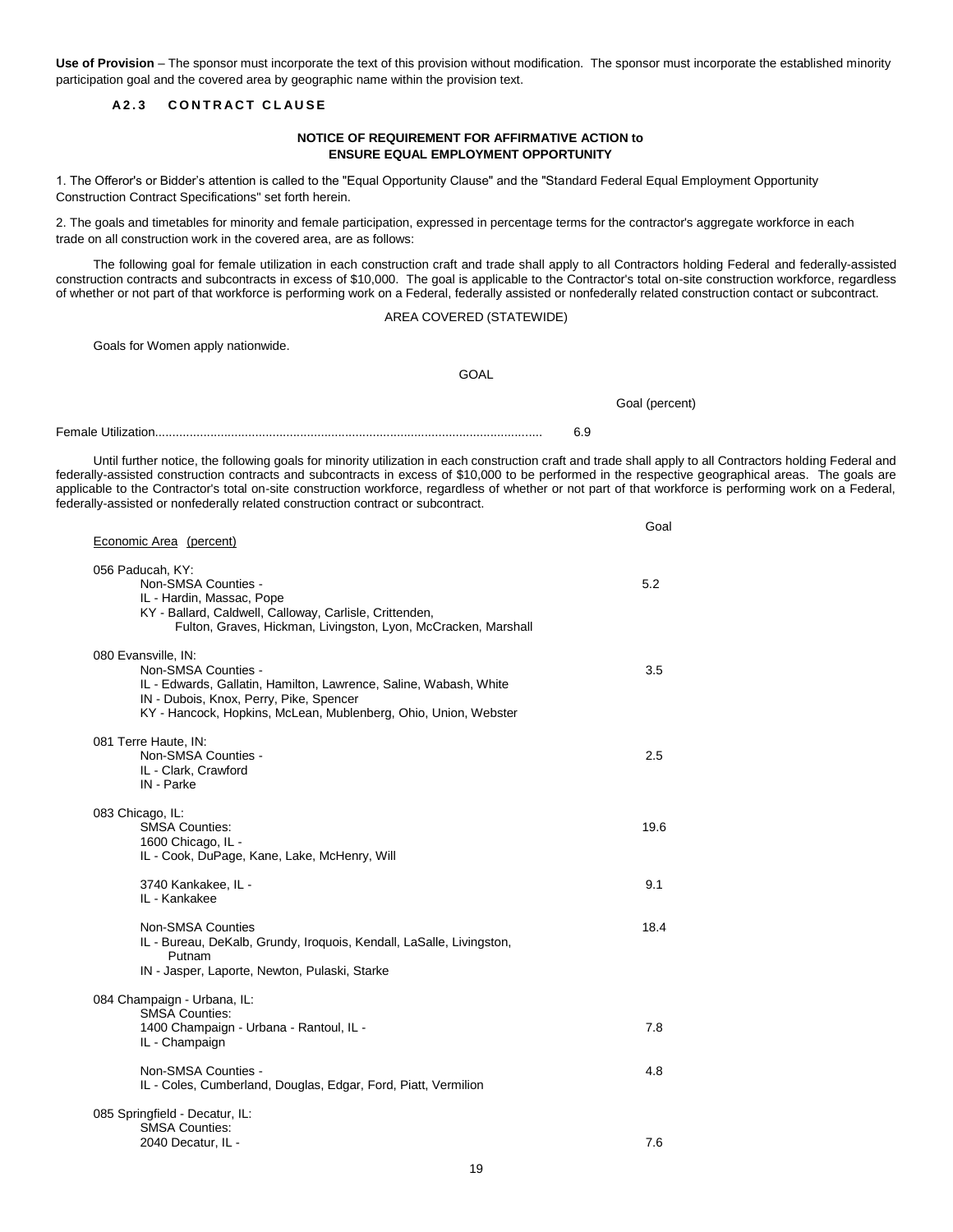**Use of Provision** – The sponsor must incorporate the text of this provision without modification. The sponsor must incorporate the established minority participation goal and the covered area by geographic name within the provision text.

### A2.3 CONTRACT CLAUSE

**NOTICE OF REQUIREMENT FOR AFFIRMATIVE ACTION to ENSURE EQUAL EMPLOYMENT OPPORTUNITY**

1. The Offeror's or Bidder's attention is called to the "Equal Opportunity Clause" and the "Standard Federal Equal Employment Opportunity Construction Contract Specifications" set forth herein.

2. The goals and timetables for minority and female participation, expressed in percentage terms for the contractor's aggregate workforce in each trade on all construction work in the covered area, are as follows:

The following goal for female utilization in each construction craft and trade shall apply to all Contractors holding Federal and federally-assisted construction contracts and subcontracts in excess of $10,000. The goal is applicable to the Contractor's total on-site construction workforce, regardless of whether or not part of that workforce is performing work on a Federal, federally assisted or nonfederally related construction contact or subcontract.

AREA COVERED (STATEWIDE)

Goals for Women apply nationwide.

GOAL

| | Goal (percent) |
|---|---|
| Female Utilization | 6.9 |

Until further notice, the following goals for minority utilization in each construction craft and trade shall apply to all Contractors holding Federal and federally-assisted construction contracts and subcontracts in excess of $10,000 to be performed in the respective geographical areas. The goals are applicable to the Contractor's total on-site construction workforce, regardless of whether or not part of that workforce is performing work on a Federal, federally-assisted or nonfederally related construction contract or subcontract.

| Economic Area (percent) | Goal |
|---|---|
| 056 Paducah, KY:<br>Non-SMSA Counties -<br>IL - Hardin, Massac, Pope<br>KY - Ballard, Caldwell, Calloway, Carlisle, Crittenden, Fulton, Graves, Hickman, Livingston, Lyon, McCracken, Marshall | 5.2 |
| 080 Evansville, IN:<br>Non-SMSA Counties -<br>IL - Edwards, Gallatin, Hamilton, Lawrence, Saline, Wabash, White<br>IN - Dubois, Knox, Perry, Pike, Spencer<br>KY - Hancock, Hopkins, McLean, Mublenberg, Ohio, Union, Webster | 3.5 |
| 081 Terre Haute, IN:<br>Non-SMSA Counties -<br>IL - Clark, Crawford<br>IN - Parke | 2.5 |
| 083 Chicago, IL:<br>SMSA Counties:<br>1600 Chicago, IL -<br>IL - Cook, DuPage, Kane, Lake, McHenry, Will | 19.6 |
| 3740 Kankakee, IL -<br>IL - Kankakee | 9.1 |
| Non-SMSA Counties<br>IL - Bureau, DeKalb, Grundy, Iroquois, Kendall, LaSalle, Livingston, Putnam<br>IN - Jasper, Laporte, Newton, Pulaski, Starke | 18.4 |
| 084 Champaign - Urbana, IL:<br>SMSA Counties:<br>1400 Champaign - Urbana - Rantoul, IL -<br>IL - Champaign | 7.8 |
| Non-SMSA Counties -<br>IL - Coles, Cumberland, Douglas, Edgar, Ford, Piatt, Vermilion | 4.8 |
| 085 Springfield - Decatur, IL:<br>SMSA Counties:<br>2040 Decatur, IL - | 7.6 |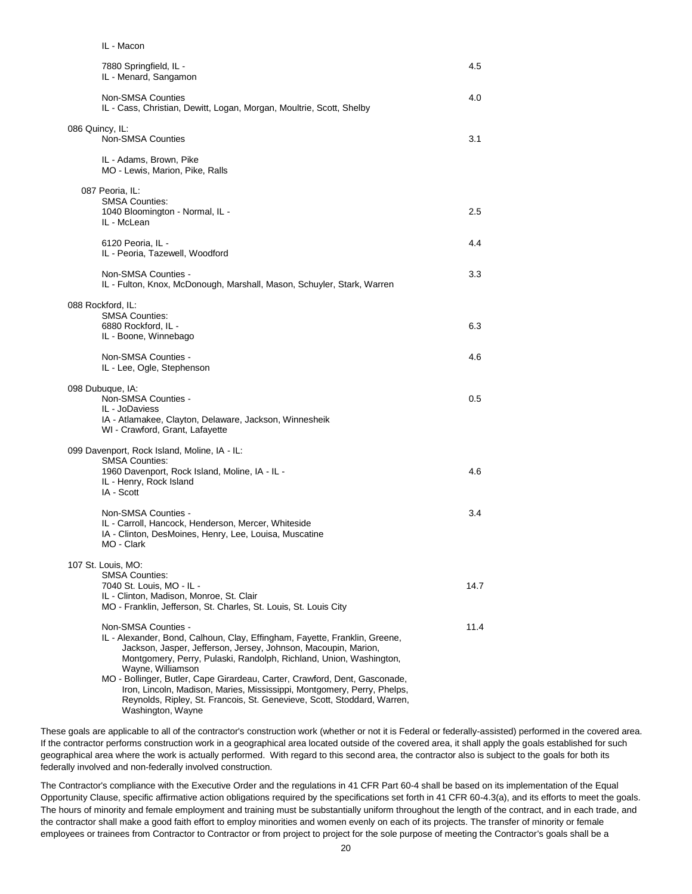IL - Macon

| | |
|---|---|
| 7880 Springfield, IL -<br>IL - Menard, Sangamon | 4.5 |
| Non-SMSA Counties<br>IL - Cass, Christian, Dewitt, Logan, Morgan, Moultrie, Scott, Shelby | 4.0 |
| **086 Quincy, IL:** | |
| Non-SMSA Counties | 3.1 |
| IL - Adams, Brown, Pike<br>MO - Lewis, Marion, Pike, Ralls | |
| **087 Peoria, IL:** | |
| SMSA Counties:<br>1040 Bloomington - Normal, IL -<br>IL - McLean | 2.5 |
| 6120 Peoria, IL -<br>IL - Peoria, Tazewell, Woodford | 4.4 |
| Non-SMSA Counties -<br>IL - Fulton, Knox, McDonough, Marshall, Mason, Schuyler, Stark, Warren | 3.3 |
| **088 Rockford, IL:** | |
| SMSA Counties:<br>6880 Rockford, IL -<br>IL - Boone, Winnebago | 6.3 |
| Non-SMSA Counties -<br>IL - Lee, Ogle, Stephenson | 4.6 |
| **098 Dubuque, IA:** | |
| Non-SMSA Counties -<br>IL - JoDaviess<br>IA - Atlamakee, Clayton, Delaware, Jackson, Winnesheik<br>WI - Crawford, Grant, Lafayette | 0.5 |
| **099 Davenport, Rock Island, Moline, IA - IL:** | |
| SMSA Counties:<br>1960 Davenport, Rock Island, Moline, IA - IL -<br>IL - Henry, Rock Island<br>IA - Scott | 4.6 |
| Non-SMSA Counties -<br>IL - Carroll, Hancock, Henderson, Mercer, Whiteside<br>IA - Clinton, DesMoines, Henry, Lee, Louisa, Muscatine<br>MO - Clark | 3.4 |
| **107 St. Louis, MO:** | |
| SMSA Counties:<br>7040 St. Louis, MO - IL -<br>IL - Clinton, Madison, Monroe, St. Clair<br>MO - Franklin, Jefferson, St. Charles, St. Louis, St. Louis City | 14.7 |
| Non-SMSA Counties -<br>IL - Alexander, Bond, Calhoun, Clay, Effingham, Fayette, Franklin, Greene, Jackson, Jasper, Jefferson, Jersey, Johnson, Macoupin, Marion, Montgomery, Perry, Pulaski, Randolph, Richland, Union, Washington, Wayne, Williamson<br>MO - Bollinger, Butler, Cape Girardeau, Carter, Crawford, Dent, Gasconade, Iron, Lincoln, Madison, Maries, Mississippi, Montgomery, Perry, Phelps, Reynolds, Ripley, St. Francois, St. Genevieve, Scott, Stoddard, Warren, Washington, Wayne | 11.4 |

These goals are applicable to all of the contractor's construction work (whether or not it is Federal or federally-assisted) performed in the covered area. If the contractor performs construction work in a geographical area located outside of the covered area, it shall apply the goals established for such geographical area where the work is actually performed. With regard to this second area, the contractor also is subject to the goals for both its federally involved and non-federally involved construction.

The Contractor's compliance with the Executive Order and the regulations in 41 CFR Part 60-4 shall be based on its implementation of the Equal Opportunity Clause, specific affirmative action obligations required by the specifications set forth in 41 CFR 60-4.3(a), and its efforts to meet the goals. The hours of minority and female employment and training must be substantially uniform throughout the length of the contract, and in each trade, and the contractor shall make a good faith effort to employ minorities and women evenly on each of its projects. The transfer of minority or female employees or trainees from Contractor to Contractor or from project to project for the sole purpose of meeting the Contractor's goals shall be a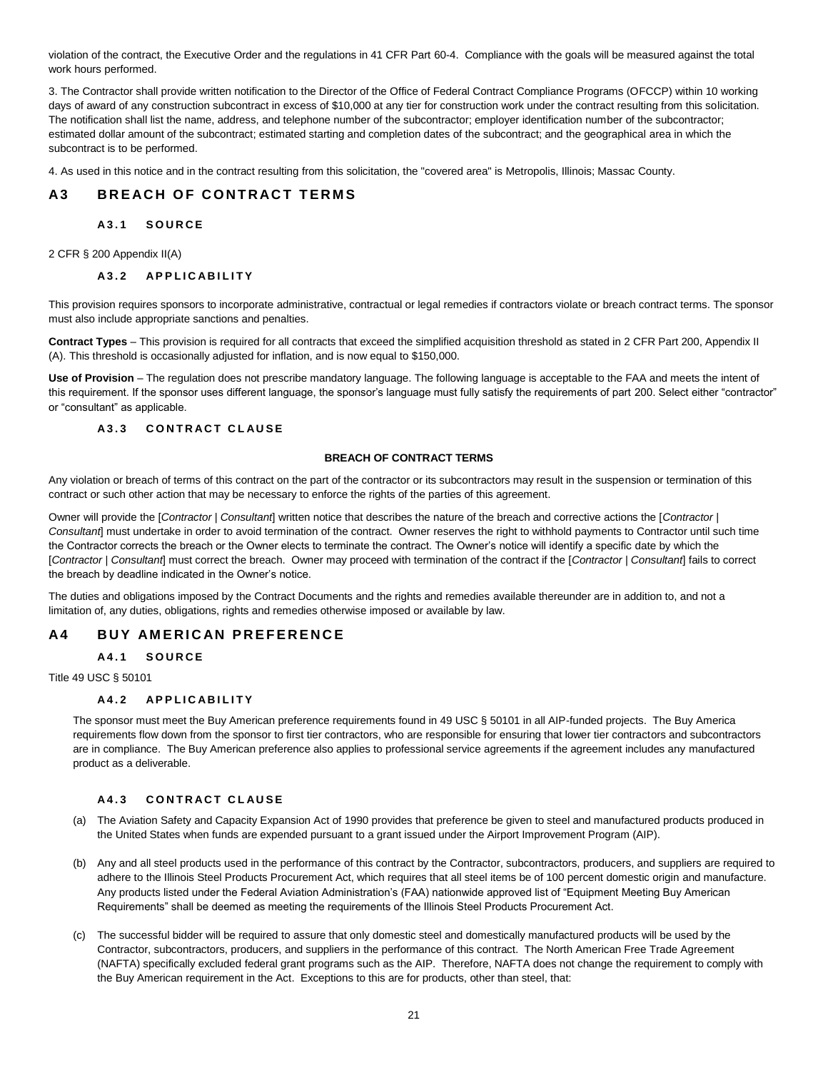violation of the contract, the Executive Order and the regulations in 41 CFR Part 60-4. Compliance with the goals will be measured against the total work hours performed.

3. The Contractor shall provide written notification to the Director of the Office of Federal Contract Compliance Programs (OFCCP) within 10 working days of award of any construction subcontract in excess of $10,000 at any tier for construction work under the contract resulting from this solicitation. The notification shall list the name, address, and telephone number of the subcontractor; employer identification number of the subcontractor; estimated dollar amount of the subcontract; estimated starting and completion dates of the subcontract; and the geographical area in which the subcontract is to be performed.

4. As used in this notice and in the contract resulting from this solicitation, the "covered area" is Metropolis, Illinois; Massac County.

## A3 BREACH OF CONTRACT TERMS

### A3.1 SOURCE

2 CFR § 200 Appendix II(A)

### A3.2 APPLICABILITY

This provision requires sponsors to incorporate administrative, contractual or legal remedies if contractors violate or breach contract terms. The sponsor must also include appropriate sanctions and penalties.

**Contract Types** – This provision is required for all contracts that exceed the simplified acquisition threshold as stated in 2 CFR Part 200, Appendix II (A). This threshold is occasionally adjusted for inflation, and is now equal to $150,000.

**Use of Provision** – The regulation does not prescribe mandatory language. The following language is acceptable to the FAA and meets the intent of this requirement. If the sponsor uses different language, the sponsor's language must fully satisfy the requirements of part 200. Select either "contractor" or "consultant" as applicable.

### A3.3 CONTRACT CLAUSE

**BREACH OF CONTRACT TERMS**

Any violation or breach of terms of this contract on the part of the contractor or its subcontractors may result in the suspension or termination of this contract or such other action that may be necessary to enforce the rights of the parties of this agreement.

Owner will provide the [*Contractor | Consultant*] written notice that describes the nature of the breach and corrective actions the [*Contractor | Consultant*] must undertake in order to avoid termination of the contract. Owner reserves the right to withhold payments to Contractor until such time the Contractor corrects the breach or the Owner elects to terminate the contract. The Owner's notice will identify a specific date by which the [*Contractor | Consultant*] must correct the breach. Owner may proceed with termination of the contract if the [*Contractor | Consultant*] fails to correct the breach by deadline indicated in the Owner's notice.

The duties and obligations imposed by the Contract Documents and the rights and remedies available thereunder are in addition to, and not a limitation of, any duties, obligations, rights and remedies otherwise imposed or available by law.

## A4 BUY AMERICAN PREFERENCE

### A4.1 SOURCE

Title 49 USC § 50101

### A4.2 APPLICABILITY

The sponsor must meet the Buy American preference requirements found in 49 USC § 50101 in all AIP-funded projects. The Buy America requirements flow down from the sponsor to first tier contractors, who are responsible for ensuring that lower tier contractors and subcontractors are in compliance. The Buy American preference also applies to professional service agreements if the agreement includes any manufactured product as a deliverable.

### A4.3 CONTRACT CLAUSE

(a) The Aviation Safety and Capacity Expansion Act of 1990 provides that preference be given to steel and manufactured products produced in the United States when funds are expended pursuant to a grant issued under the Airport Improvement Program (AIP).

(b) Any and all steel products used in the performance of this contract by the Contractor, subcontractors, producers, and suppliers are required to adhere to the Illinois Steel Products Procurement Act, which requires that all steel items be of 100 percent domestic origin and manufacture. Any products listed under the Federal Aviation Administration's (FAA) nationwide approved list of "Equipment Meeting Buy American Requirements" shall be deemed as meeting the requirements of the Illinois Steel Products Procurement Act.

(c) The successful bidder will be required to assure that only domestic steel and domestically manufactured products will be used by the Contractor, subcontractors, producers, and suppliers in the performance of this contract. The North American Free Trade Agreement (NAFTA) specifically excluded federal grant programs such as the AIP. Therefore, NAFTA does not change the requirement to comply with the Buy American requirement in the Act. Exceptions to this are for products, other than steel, that: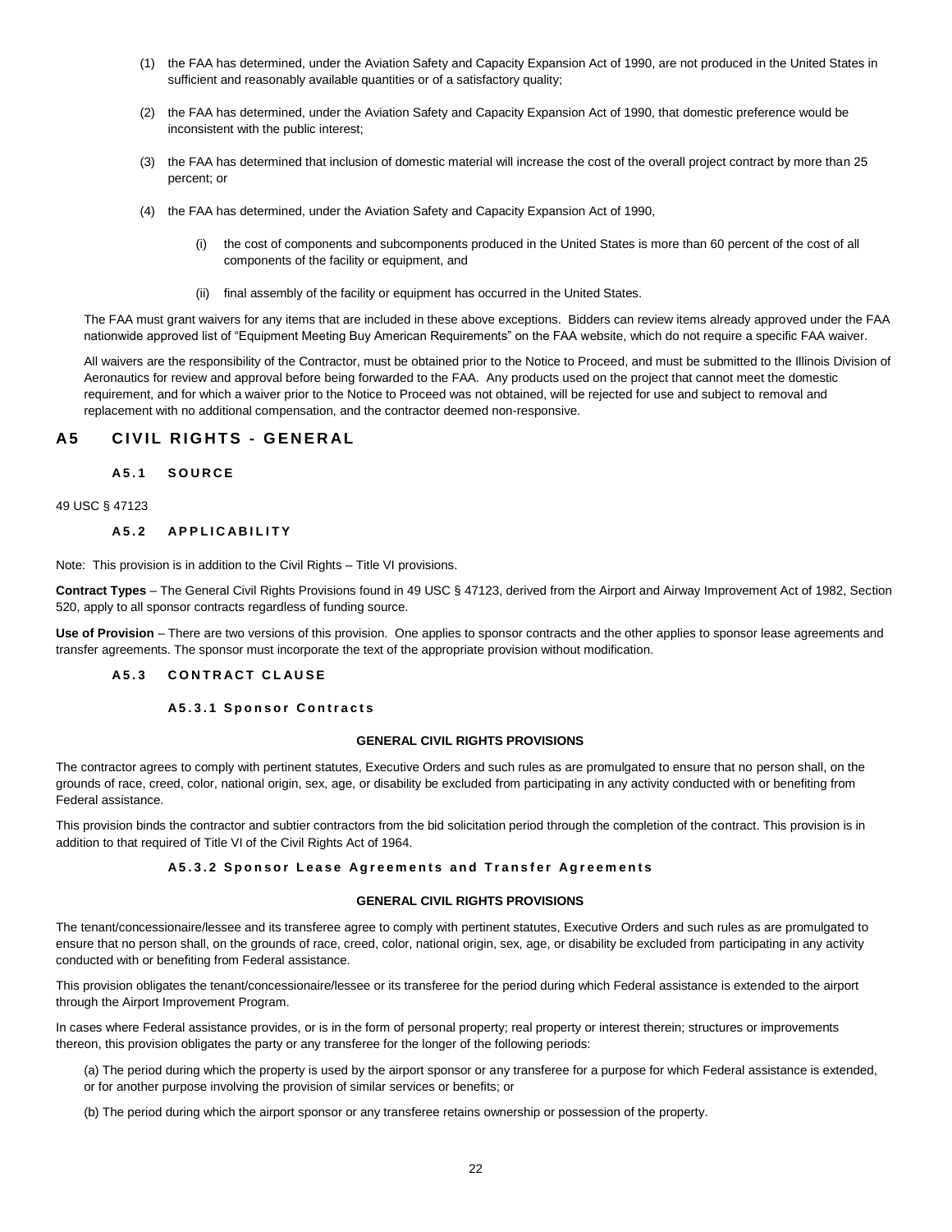(1) the FAA has determined, under the Aviation Safety and Capacity Expansion Act of 1990, are not produced in the United States in sufficient and reasonably available quantities or of a satisfactory quality;

(2) the FAA has determined, under the Aviation Safety and Capacity Expansion Act of 1990, that domestic preference would be inconsistent with the public interest;

(3) the FAA has determined that inclusion of domestic material will increase the cost of the overall project contract by more than 25 percent; or

(4) the FAA has determined, under the Aviation Safety and Capacity Expansion Act of 1990,

(i) the cost of components and subcomponents produced in the United States is more than 60 percent of the cost of all components of the facility or equipment, and

(ii) final assembly of the facility or equipment has occurred in the United States.

The FAA must grant waivers for any items that are included in these above exceptions. Bidders can review items already approved under the FAA nationwide approved list of "Equipment Meeting Buy American Requirements" on the FAA website, which do not require a specific FAA waiver.

All waivers are the responsibility of the Contractor, must be obtained prior to the Notice to Proceed, and must be submitted to the Illinois Division of Aeronautics for review and approval before being forwarded to the FAA. Any products used on the project that cannot meet the domestic requirement, and for which a waiver prior to the Notice to Proceed was not obtained, will be rejected for use and subject to removal and replacement with no additional compensation, and the contractor deemed non-responsive.

# A5 CIVIL RIGHTS - GENERAL

## A5.1 SOURCE

49 USC § 47123

## A5.2 APPLICABILITY

Note: This provision is in addition to the Civil Rights – Title VI provisions.

**Contract Types** – The General Civil Rights Provisions found in 49 USC § 47123, derived from the Airport and Airway Improvement Act of 1982, Section 520, apply to all sponsor contracts regardless of funding source.

**Use of Provision** – There are two versions of this provision. One applies to sponsor contracts and the other applies to sponsor lease agreements and transfer agreements. The sponsor must incorporate the text of the appropriate provision without modification.

## A5.3 CONTRACT CLAUSE

### A5.3.1 Sponsor Contracts

**GENERAL CIVIL RIGHTS PROVISIONS**

The contractor agrees to comply with pertinent statutes, Executive Orders and such rules as are promulgated to ensure that no person shall, on the grounds of race, creed, color, national origin, sex, age, or disability be excluded from participating in any activity conducted with or benefiting from Federal assistance.

This provision binds the contractor and subtier contractors from the bid solicitation period through the completion of the contract. This provision is in addition to that required of Title VI of the Civil Rights Act of 1964.

### A5.3.2 Sponsor Lease Agreements and Transfer Agreements

**GENERAL CIVIL RIGHTS PROVISIONS**

The tenant/concessionaire/lessee and its transferee agree to comply with pertinent statutes, Executive Orders and such rules as are promulgated to ensure that no person shall, on the grounds of race, creed, color, national origin, sex, age, or disability be excluded from participating in any activity conducted with or benefiting from Federal assistance.

This provision obligates the tenant/concessionaire/lessee or its transferee for the period during which Federal assistance is extended to the airport through the Airport Improvement Program.

In cases where Federal assistance provides, or is in the form of personal property; real property or interest therein; structures or improvements thereon, this provision obligates the party or any transferee for the longer of the following periods:

(a) The period during which the property is used by the airport sponsor or any transferee for a purpose for which Federal assistance is extended, or for another purpose involving the provision of similar services or benefits; or

(b) The period during which the airport sponsor or any transferee retains ownership or possession of the property.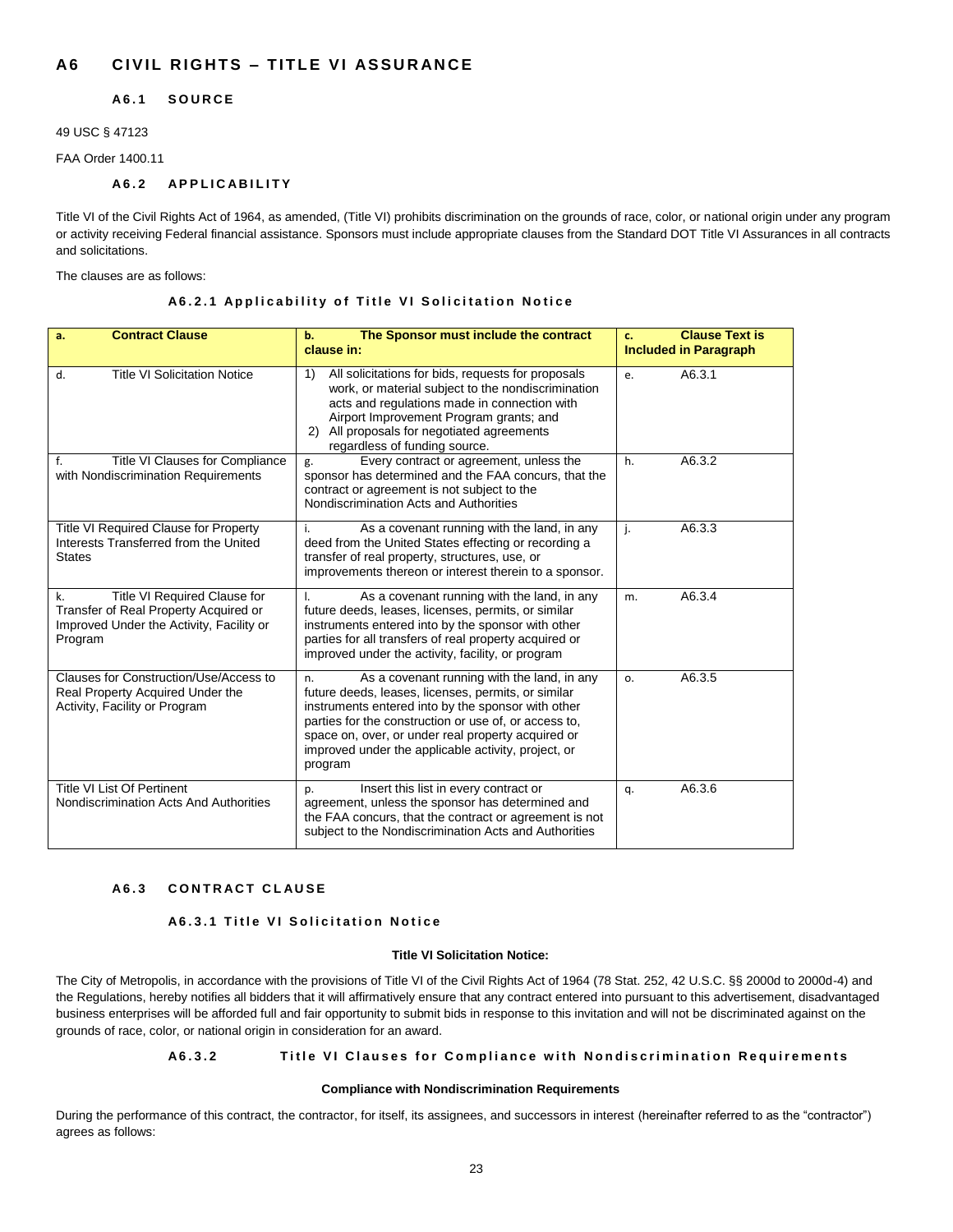# A6 CIVIL RIGHTS – TITLE VI ASSURANCE

## A6.1 SOURCE

49 USC § 47123

FAA Order 1400.11

## A6.2 APPLICABILITY

Title VI of the Civil Rights Act of 1964, as amended, (Title VI) prohibits discrimination on the grounds of race, color, or national origin under any program or activity receiving Federal financial assistance. Sponsors must include appropriate clauses from the Standard DOT Title VI Assurances in all contracts and solicitations.

The clauses are as follows:

### A6.2.1 Applicability of Title VI Solicitation Notice

| a. Contract Clause | b. The Sponsor must include the contract clause in: | c. Clause Text is Included in Paragraph |
|---|---|---|
| d. Title VI Solicitation Notice | 1) All solicitations for bids, requests for proposals work, or material subject to the nondiscrimination acts and regulations made in connection with Airport Improvement Program grants; and 2) All proposals for negotiated agreements regardless of funding source. | e. A6.3.1 |
| f. Title VI Clauses for Compliance with Nondiscrimination Requirements | g. Every contract or agreement, unless the sponsor has determined and the FAA concurs, that the contract or agreement is not subject to the Nondiscrimination Acts and Authorities | h. A6.3.2 |
| Title VI Required Clause for Property Interests Transferred from the United States | i. As a covenant running with the land, in any deed from the United States effecting or recording a transfer of real property, structures, use, or improvements thereon or interest therein to a sponsor. | j. A6.3.3 |
| k. Title VI Required Clause for Transfer of Real Property Acquired or Improved Under the Activity, Facility or Program | l. As a covenant running with the land, in any future deeds, leases, licenses, permits, or similar instruments entered into by the sponsor with other parties for all transfers of real property acquired or improved under the activity, facility, or program | m. A6.3.4 |
| Clauses for Construction/Use/Access to Real Property Acquired Under the Activity, Facility or Program | n. As a covenant running with the land, in any future deeds, leases, licenses, permits, or similar instruments entered into by the sponsor with other parties for the construction or use of, or access to, space on, over, or under real property acquired or improved under the applicable activity, project, or program | o. A6.3.5 |
| Title VI List Of Pertinent Nondiscrimination Acts And Authorities | p. Insert this list in every contract or agreement, unless the sponsor has determined and the FAA concurs, that the contract or agreement is not subject to the Nondiscrimination Acts and Authorities | q. A6.3.6 |

## A6.3 CONTRACT CLAUSE

### A6.3.1 Title VI Solicitation Notice

**Title VI Solicitation Notice:**

The City of Metropolis, in accordance with the provisions of Title VI of the Civil Rights Act of 1964 (78 Stat. 252, 42 U.S.C. §§ 2000d to 2000d-4) and the Regulations, hereby notifies all bidders that it will affirmatively ensure that any contract entered into pursuant to this advertisement, disadvantaged business enterprises will be afforded full and fair opportunity to submit bids in response to this invitation and will not be discriminated against on the grounds of race, color, or national origin in consideration for an award.

### A6.3.2 Title VI Clauses for Compliance with Nondiscrimination Requirements

**Compliance with Nondiscrimination Requirements**

During the performance of this contract, the contractor, for itself, its assignees, and successors in interest (hereinafter referred to as the "contractor") agrees as follows: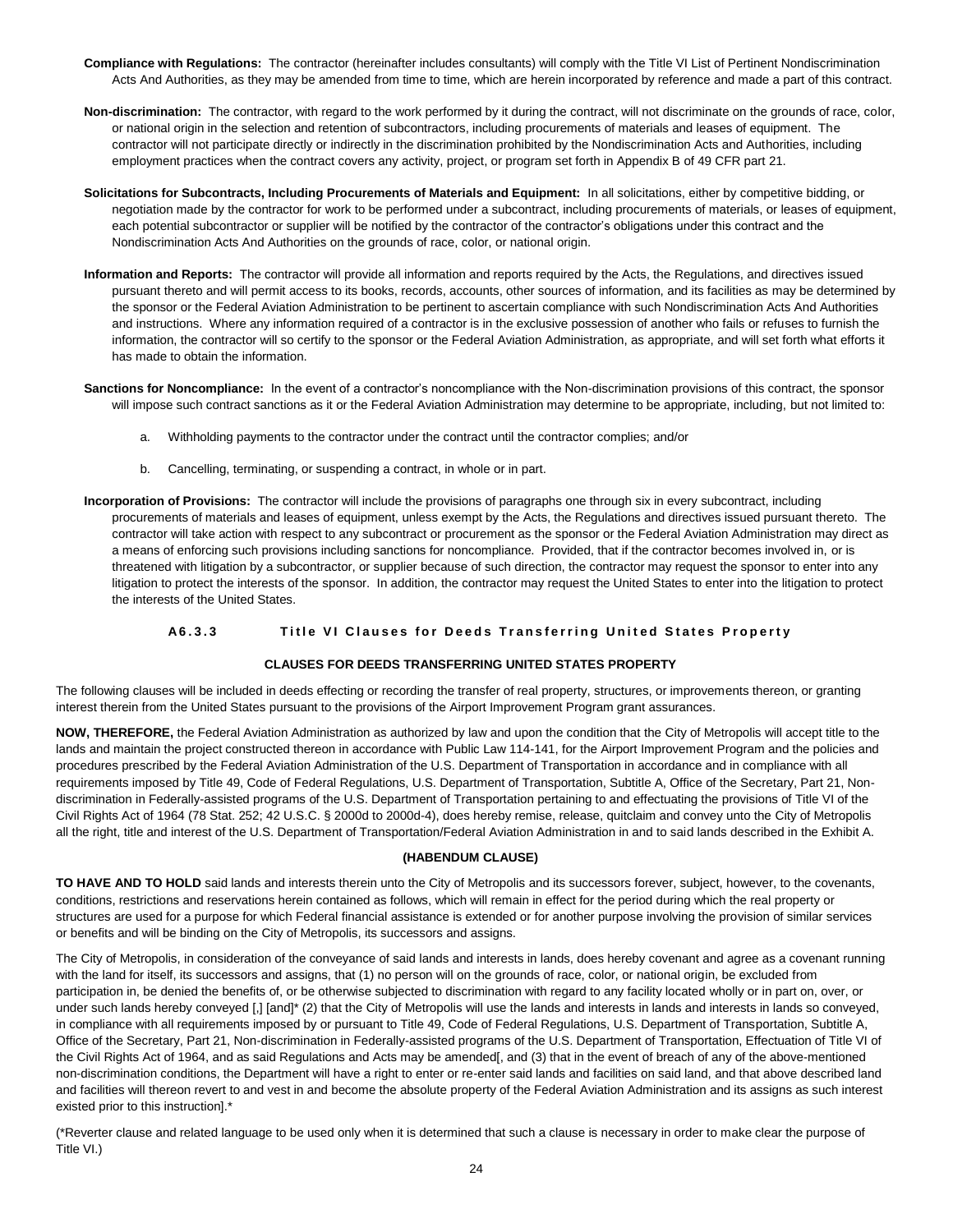**Compliance with Regulations:** The contractor (hereinafter includes consultants) will comply with the Title VI List of Pertinent Nondiscrimination Acts And Authorities, as they may be amended from time to time, which are herein incorporated by reference and made a part of this contract.

**Non-discrimination:** The contractor, with regard to the work performed by it during the contract, will not discriminate on the grounds of race, color, or national origin in the selection and retention of subcontractors, including procurements of materials and leases of equipment. The contractor will not participate directly or indirectly in the discrimination prohibited by the Nondiscrimination Acts and Authorities, including employment practices when the contract covers any activity, project, or program set forth in Appendix B of 49 CFR part 21.

**Solicitations for Subcontracts, Including Procurements of Materials and Equipment:** In all solicitations, either by competitive bidding, or negotiation made by the contractor for work to be performed under a subcontract, including procurements of materials, or leases of equipment, each potential subcontractor or supplier will be notified by the contractor of the contractor's obligations under this contract and the Nondiscrimination Acts And Authorities on the grounds of race, color, or national origin.

**Information and Reports:** The contractor will provide all information and reports required by the Acts, the Regulations, and directives issued pursuant thereto and will permit access to its books, records, accounts, other sources of information, and its facilities as may be determined by the sponsor or the Federal Aviation Administration to be pertinent to ascertain compliance with such Nondiscrimination Acts And Authorities and instructions. Where any information required of a contractor is in the exclusive possession of another who fails or refuses to furnish the information, the contractor will so certify to the sponsor or the Federal Aviation Administration, as appropriate, and will set forth what efforts it has made to obtain the information.

**Sanctions for Noncompliance:** In the event of a contractor's noncompliance with the Non-discrimination provisions of this contract, the sponsor will impose such contract sanctions as it or the Federal Aviation Administration may determine to be appropriate, including, but not limited to:

a. Withholding payments to the contractor under the contract until the contractor complies; and/or

b. Cancelling, terminating, or suspending a contract, in whole or in part.

**Incorporation of Provisions:** The contractor will include the provisions of paragraphs one through six in every subcontract, including procurements of materials and leases of equipment, unless exempt by the Acts, the Regulations and directives issued pursuant thereto. The contractor will take action with respect to any subcontract or procurement as the sponsor or the Federal Aviation Administration may direct as a means of enforcing such provisions including sanctions for noncompliance. Provided, that if the contractor becomes involved in, or is threatened with litigation by a subcontractor, or supplier because of such direction, the contractor may request the sponsor to enter into any litigation to protect the interests of the sponsor. In addition, the contractor may request the United States to enter into the litigation to protect the interests of the United States.

### A6.3.3 Title VI Clauses for Deeds Transferring United States Property

**CLAUSES FOR DEEDS TRANSFERRING UNITED STATES PROPERTY**

The following clauses will be included in deeds effecting or recording the transfer of real property, structures, or improvements thereon, or granting interest therein from the United States pursuant to the provisions of the Airport Improvement Program grant assurances.

**NOW, THEREFORE,** the Federal Aviation Administration as authorized by law and upon the condition that the City of Metropolis will accept title to the lands and maintain the project constructed thereon in accordance with Public Law 114-141, for the Airport Improvement Program and the policies and procedures prescribed by the Federal Aviation Administration of the U.S. Department of Transportation in accordance and in compliance with all requirements imposed by Title 49, Code of Federal Regulations, U.S. Department of Transportation, Subtitle A, Office of the Secretary, Part 21, Non-discrimination in Federally-assisted programs of the U.S. Department of Transportation pertaining to and effectuating the provisions of Title VI of the Civil Rights Act of 1964 (78 Stat. 252; 42 U.S.C. § 2000d to 2000d-4), does hereby remise, release, quitclaim and convey unto the City of Metropolis all the right, title and interest of the U.S. Department of Transportation/Federal Aviation Administration in and to said lands described in the Exhibit A.

**(HABENDUM CLAUSE)**

**TO HAVE AND TO HOLD** said lands and interests therein unto the City of Metropolis and its successors forever, subject, however, to the covenants, conditions, restrictions and reservations herein contained as follows, which will remain in effect for the period during which the real property or structures are used for a purpose for which Federal financial assistance is extended or for another purpose involving the provision of similar services or benefits and will be binding on the City of Metropolis, its successors and assigns.

The City of Metropolis, in consideration of the conveyance of said lands and interests in lands, does hereby covenant and agree as a covenant running with the land for itself, its successors and assigns, that (1) no person will on the grounds of race, color, or national origin, be excluded from participation in, be denied the benefits of, or be otherwise subjected to discrimination with regard to any facility located wholly or in part on, over, or under such lands hereby conveyed [,] [and]* (2) that the City of Metropolis will use the lands and interests in lands and interests in lands so conveyed, in compliance with all requirements imposed by or pursuant to Title 49, Code of Federal Regulations, U.S. Department of Transportation, Subtitle A, Office of the Secretary, Part 21, Non-discrimination in Federally-assisted programs of the U.S. Department of Transportation, Effectuation of Title VI of the Civil Rights Act of 1964, and as said Regulations and Acts may be amended[, and (3) that in the event of breach of any of the above-mentioned non-discrimination conditions, the Department will have a right to enter or re-enter said lands and facilities on said land, and that above described land and facilities will thereon revert to and vest in and become the absolute property of the Federal Aviation Administration and its assigns as such interest existed prior to this instruction].*

(*Reverter clause and related language to be used only when it is determined that such a clause is necessary in order to make clear the purpose of Title VI.)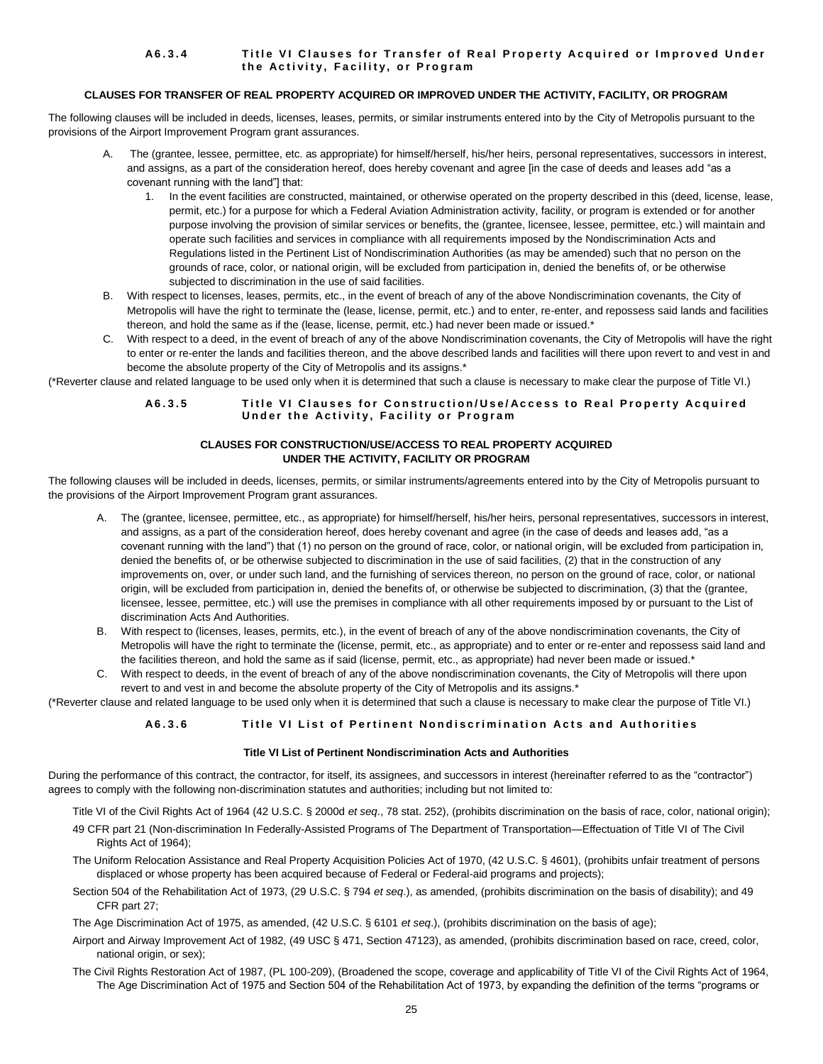### A6.3.4 Title VI Clauses for Transfer of Real Property Acquired or Improved Under the Activity, Facility, or Program

**CLAUSES FOR TRANSFER OF REAL PROPERTY ACQUIRED OR IMPROVED UNDER THE ACTIVITY, FACILITY, OR PROGRAM**

The following clauses will be included in deeds, licenses, leases, permits, or similar instruments entered into by the City of Metropolis pursuant to the provisions of the Airport Improvement Program grant assurances.

A. The (grantee, lessee, permittee, etc. as appropriate) for himself/herself, his/her heirs, personal representatives, successors in interest, and assigns, as a part of the consideration hereof, does hereby covenant and agree [in the case of deeds and leases add "as a covenant running with the land"] that:
   1. In the event facilities are constructed, maintained, or otherwise operated on the property described in this (deed, license, lease, permit, etc.) for a purpose for which a Federal Aviation Administration activity, facility, or program is extended or for another purpose involving the provision of similar services or benefits, the (grantee, licensee, lessee, permittee, etc.) will maintain and operate such facilities and services in compliance with all requirements imposed by the Nondiscrimination Acts and Regulations listed in the Pertinent List of Nondiscrimination Authorities (as may be amended) such that no person on the grounds of race, color, or national origin, will be excluded from participation in, denied the benefits of, or be otherwise subjected to discrimination in the use of said facilities.

B. With respect to licenses, leases, permits, etc., in the event of breach of any of the above Nondiscrimination covenants, the City of Metropolis will have the right to terminate the (lease, license, permit, etc.) and to enter, re-enter, and repossess said lands and facilities thereon, and hold the same as if the (lease, license, permit, etc.) had never been made or issued.*

C. With respect to a deed, in the event of breach of any of the above Nondiscrimination covenants, the City of Metropolis will have the right to enter or re-enter the lands and facilities thereon, and the above described lands and facilities will there upon revert to and vest in and become the absolute property of the City of Metropolis and its assigns.*

(*Reverter clause and related language to be used only when it is determined that such a clause is necessary to make clear the purpose of Title VI.)

### A6.3.5 Title VI Clauses for Construction/Use/Access to Real Property Acquired Under the Activity, Facility or Program

**CLAUSES FOR CONSTRUCTION/USE/ACCESS TO REAL PROPERTY ACQUIRED UNDER THE ACTIVITY, FACILITY OR PROGRAM**

The following clauses will be included in deeds, licenses, permits, or similar instruments/agreements entered into by the City of Metropolis pursuant to the provisions of the Airport Improvement Program grant assurances.

A. The (grantee, licensee, permittee, etc., as appropriate) for himself/herself, his/her heirs, personal representatives, successors in interest, and assigns, as a part of the consideration hereof, does hereby covenant and agree (in the case of deeds and leases add, "as a covenant running with the land") that (1) no person on the ground of race, color, or national origin, will be excluded from participation in, denied the benefits of, or be otherwise subjected to discrimination in the use of said facilities, (2) that in the construction of any improvements on, over, or under such land, and the furnishing of services thereon, no person on the ground of race, color, or national origin, will be excluded from participation in, denied the benefits of, or otherwise be subjected to discrimination, (3) that the (grantee, licensee, lessee, permittee, etc.) will use the premises in compliance with all other requirements imposed by or pursuant to the List of discrimination Acts And Authorities.

B. With respect to (licenses, leases, permits, etc.), in the event of breach of any of the above nondiscrimination covenants, the City of Metropolis will have the right to terminate the (license, permit, etc., as appropriate) and to enter or re-enter and repossess said land and the facilities thereon, and hold the same as if said (license, permit, etc., as appropriate) had never been made or issued.*

C. With respect to deeds, in the event of breach of any of the above nondiscrimination covenants, the City of Metropolis will there upon revert to and vest in and become the absolute property of the City of Metropolis and its assigns.*

(*Reverter clause and related language to be used only when it is determined that such a clause is necessary to make clear the purpose of Title VI.)

### A6.3.6 Title VI List of Pertinent Nondiscrimination Acts and Authorities

**Title VI List of Pertinent Nondiscrimination Acts and Authorities**

During the performance of this contract, the contractor, for itself, its assignees, and successors in interest (hereinafter referred to as the "contractor") agrees to comply with the following non-discrimination statutes and authorities; including but not limited to:

Title VI of the Civil Rights Act of 1964 (42 U.S.C. § 2000d *et seq*., 78 stat. 252), (prohibits discrimination on the basis of race, color, national origin);

49 CFR part 21 (Non-discrimination In Federally-Assisted Programs of The Department of Transportation—Effectuation of Title VI of The Civil Rights Act of 1964);

The Uniform Relocation Assistance and Real Property Acquisition Policies Act of 1970, (42 U.S.C. § 4601), (prohibits unfair treatment of persons displaced or whose property has been acquired because of Federal or Federal-aid programs and projects);

Section 504 of the Rehabilitation Act of 1973, (29 U.S.C. § 794 *et seq*.), as amended, (prohibits discrimination on the basis of disability); and 49 CFR part 27;

The Age Discrimination Act of 1975, as amended, (42 U.S.C. § 6101 *et seq*.), (prohibits discrimination on the basis of age);

Airport and Airway Improvement Act of 1982, (49 USC § 471, Section 47123), as amended, (prohibits discrimination based on race, creed, color, national origin, or sex);

The Civil Rights Restoration Act of 1987, (PL 100-209), (Broadened the scope, coverage and applicability of Title VI of the Civil Rights Act of 1964, The Age Discrimination Act of 1975 and Section 504 of the Rehabilitation Act of 1973, by expanding the definition of the terms "programs or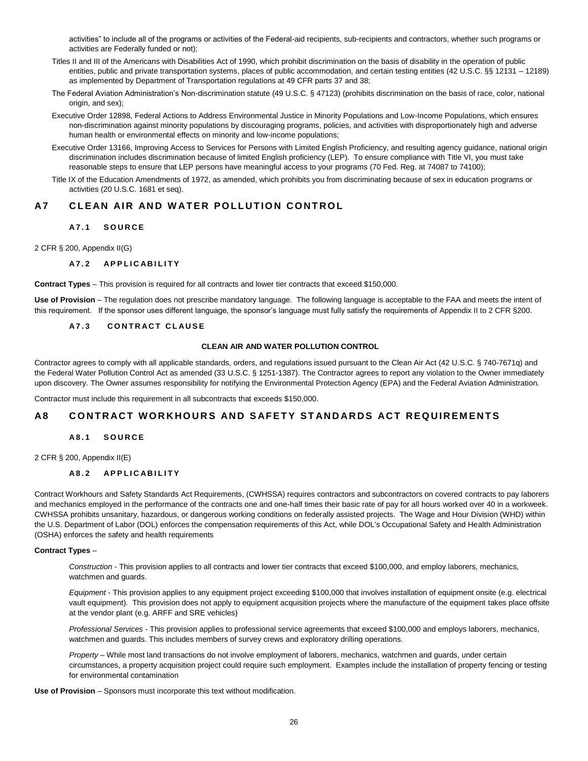activities" to include all of the programs or activities of the Federal-aid recipients, sub-recipients and contractors, whether such programs or activities are Federally funded or not);

Titles II and III of the Americans with Disabilities Act of 1990, which prohibit discrimination on the basis of disability in the operation of public entities, public and private transportation systems, places of public accommodation, and certain testing entities (42 U.S.C. §§ 12131 – 12189) as implemented by Department of Transportation regulations at 49 CFR parts 37 and 38;

The Federal Aviation Administration's Non-discrimination statute (49 U.S.C. § 47123) (prohibits discrimination on the basis of race, color, national origin, and sex);

Executive Order 12898, Federal Actions to Address Environmental Justice in Minority Populations and Low-Income Populations, which ensures non-discrimination against minority populations by discouraging programs, policies, and activities with disproportionately high and adverse human health or environmental effects on minority and low-income populations;

Executive Order 13166, Improving Access to Services for Persons with Limited English Proficiency, and resulting agency guidance, national origin discrimination includes discrimination because of limited English proficiency (LEP). To ensure compliance with Title VI, you must take reasonable steps to ensure that LEP persons have meaningful access to your programs (70 Fed. Reg. at 74087 to 74100);

Title IX of the Education Amendments of 1972, as amended, which prohibits you from discriminating because of sex in education programs or activities (20 U.S.C. 1681 et seq).

## A7 CLEAN AIR AND WATER POLLUTION CONTROL

### A7.1 SOURCE

2 CFR § 200, Appendix II(G)

### A7.2 APPLICABILITY

**Contract Types** – This provision is required for all contracts and lower tier contracts that exceed $150,000.

**Use of Provision** – The regulation does not prescribe mandatory language. The following language is acceptable to the FAA and meets the intent of this requirement. If the sponsor uses different language, the sponsor's language must fully satisfy the requirements of Appendix II to 2 CFR §200.

### A7.3 CONTRACT CLAUSE

**CLEAN AIR AND WATER POLLUTION CONTROL**

Contractor agrees to comply with all applicable standards, orders, and regulations issued pursuant to the Clean Air Act (42 U.S.C. § 740-7671q) and the Federal Water Pollution Control Act as amended (33 U.S.C. § 1251-1387). The Contractor agrees to report any violation to the Owner immediately upon discovery. The Owner assumes responsibility for notifying the Environmental Protection Agency (EPA) and the Federal Aviation Administration.

Contractor must include this requirement in all subcontracts that exceeds $150,000.

## A8 CONTRACT WORKHOURS AND SAFETY STANDARDS ACT REQUIREMENTS

### A8.1 SOURCE

2 CFR § 200, Appendix II(E)

### A8.2 APPLICABILITY

Contract Workhours and Safety Standards Act Requirements, (CWHSSA) requires contractors and subcontractors on covered contracts to pay laborers and mechanics employed in the performance of the contracts one and one-half times their basic rate of pay for all hours worked over 40 in a workweek. CWHSSA prohibits unsanitary, hazardous, or dangerous working conditions on federally assisted projects. The Wage and Hour Division (WHD) within the U.S. Department of Labor (DOL) enforces the compensation requirements of this Act, while DOL's Occupational Safety and Health Administration (OSHA) enforces the safety and health requirements

**Contract Types** –

*Construction* - This provision applies to all contracts and lower tier contracts that exceed $100,000, and employ laborers, mechanics, watchmen and guards.

*Equipment* - This provision applies to any equipment project exceeding $100,000 that involves installation of equipment onsite (e.g. electrical vault equipment). This provision does not apply to equipment acquisition projects where the manufacture of the equipment takes place offsite at the vendor plant (e.g. ARFF and SRE vehicles)

*Professional Services* - This provision applies to professional service agreements that exceed $100,000 and employs laborers, mechanics, watchmen and guards. This includes members of survey crews and exploratory drilling operations.

*Property* – While most land transactions do not involve employment of laborers, mechanics, watchmen and guards, under certain circumstances, a property acquisition project could require such employment. Examples include the installation of property fencing or testing for environmental contamination

**Use of Provision** – Sponsors must incorporate this text without modification.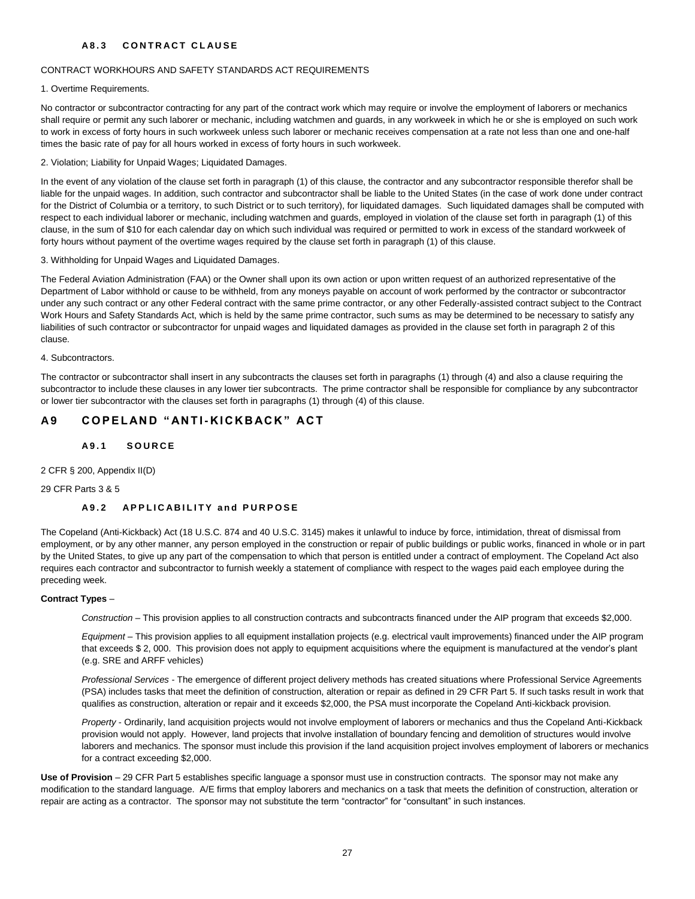### A8.3 CONTRACT CLAUSE

CONTRACT WORKHOURS AND SAFETY STANDARDS ACT REQUIREMENTS

1. Overtime Requirements.

No contractor or subcontractor contracting for any part of the contract work which may require or involve the employment of laborers or mechanics shall require or permit any such laborer or mechanic, including watchmen and guards, in any workweek in which he or she is employed on such work to work in excess of forty hours in such workweek unless such laborer or mechanic receives compensation at a rate not less than one and one-half times the basic rate of pay for all hours worked in excess of forty hours in such workweek.

2. Violation; Liability for Unpaid Wages; Liquidated Damages.

In the event of any violation of the clause set forth in paragraph (1) of this clause, the contractor and any subcontractor responsible therefor shall be liable for the unpaid wages. In addition, such contractor and subcontractor shall be liable to the United States (in the case of work done under contract for the District of Columbia or a territory, to such District or to such territory), for liquidated damages. Such liquidated damages shall be computed with respect to each individual laborer or mechanic, including watchmen and guards, employed in violation of the clause set forth in paragraph (1) of this clause, in the sum of $10 for each calendar day on which such individual was required or permitted to work in excess of the standard workweek of forty hours without payment of the overtime wages required by the clause set forth in paragraph (1) of this clause.

3. Withholding for Unpaid Wages and Liquidated Damages.

The Federal Aviation Administration (FAA) or the Owner shall upon its own action or upon written request of an authorized representative of the Department of Labor withhold or cause to be withheld, from any moneys payable on account of work performed by the contractor or subcontractor under any such contract or any other Federal contract with the same prime contractor, or any other Federally-assisted contract subject to the Contract Work Hours and Safety Standards Act, which is held by the same prime contractor, such sums as may be determined to be necessary to satisfy any liabilities of such contractor or subcontractor for unpaid wages and liquidated damages as provided in the clause set forth in paragraph 2 of this clause.

4. Subcontractors.

The contractor or subcontractor shall insert in any subcontracts the clauses set forth in paragraphs (1) through (4) and also a clause requiring the subcontractor to include these clauses in any lower tier subcontracts. The prime contractor shall be responsible for compliance by any subcontractor or lower tier subcontractor with the clauses set forth in paragraphs (1) through (4) of this clause.

## A9 COPELAND "ANTI-KICKBACK" ACT

### A9.1 SOURCE

2 CFR § 200, Appendix II(D)

29 CFR Parts 3 & 5

### A9.2 APPLICABILITY and PURPOSE

The Copeland (Anti-Kickback) Act (18 U.S.C. 874 and 40 U.S.C. 3145) makes it unlawful to induce by force, intimidation, threat of dismissal from employment, or by any other manner, any person employed in the construction or repair of public buildings or public works, financed in whole or in part by the United States, to give up any part of the compensation to which that person is entitled under a contract of employment. The Copeland Act also requires each contractor and subcontractor to furnish weekly a statement of compliance with respect to the wages paid each employee during the preceding week.

**Contract Types** –

*Construction* – This provision applies to all construction contracts and subcontracts financed under the AIP program that exceeds $2,000.

*Equipment* – This provision applies to all equipment installation projects (e.g. electrical vault improvements) financed under the AIP program that exceeds $ 2, 000. This provision does not apply to equipment acquisitions where the equipment is manufactured at the vendor's plant (e.g. SRE and ARFF vehicles)

*Professional Services* - The emergence of different project delivery methods has created situations where Professional Service Agreements (PSA) includes tasks that meet the definition of construction, alteration or repair as defined in 29 CFR Part 5. If such tasks result in work that qualifies as construction, alteration or repair and it exceeds $2,000, the PSA must incorporate the Copeland Anti-kickback provision.

*Property* - Ordinarily, land acquisition projects would not involve employment of laborers or mechanics and thus the Copeland Anti-Kickback provision would not apply. However, land projects that involve installation of boundary fencing and demolition of structures would involve laborers and mechanics. The sponsor must include this provision if the land acquisition project involves employment of laborers or mechanics for a contract exceeding $2,000.

**Use of Provision** – 29 CFR Part 5 establishes specific language a sponsor must use in construction contracts. The sponsor may not make any modification to the standard language. A/E firms that employ laborers and mechanics on a task that meets the definition of construction, alteration or repair are acting as a contractor. The sponsor may not substitute the term "contractor" for "consultant" in such instances.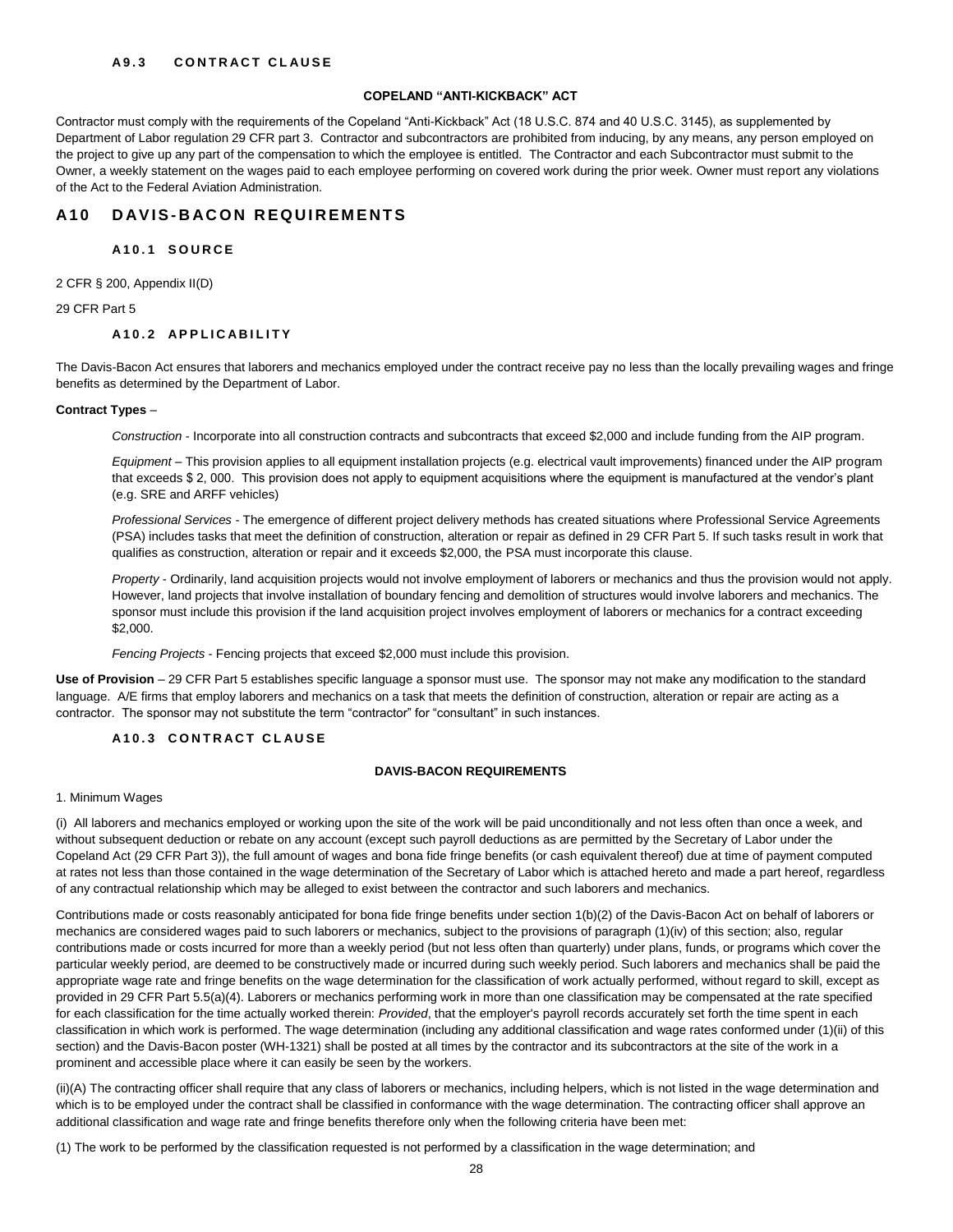### A9.3 CONTRACT CLAUSE

**COPELAND "ANTI-KICKBACK" ACT**

Contractor must comply with the requirements of the Copeland "Anti-Kickback" Act (18 U.S.C. 874 and 40 U.S.C. 3145), as supplemented by Department of Labor regulation 29 CFR part 3. Contractor and subcontractors are prohibited from inducing, by any means, any person employed on the project to give up any part of the compensation to which the employee is entitled. The Contractor and each Subcontractor must submit to the Owner, a weekly statement on the wages paid to each employee performing on covered work during the prior week. Owner must report any violations of the Act to the Federal Aviation Administration.

## A10 DAVIS-BACON REQUIREMENTS

### A10.1 SOURCE

2 CFR § 200, Appendix II(D)

29 CFR Part 5

### A10.2 APPLICABILITY

The Davis-Bacon Act ensures that laborers and mechanics employed under the contract receive pay no less than the locally prevailing wages and fringe benefits as determined by the Department of Labor.

**Contract Types** –

*Construction* - Incorporate into all construction contracts and subcontracts that exceed $2,000 and include funding from the AIP program.

*Equipment* – This provision applies to all equipment installation projects (e.g. electrical vault improvements) financed under the AIP program that exceeds $ 2, 000. This provision does not apply to equipment acquisitions where the equipment is manufactured at the vendor's plant (e.g. SRE and ARFF vehicles)

*Professional Services* - The emergence of different project delivery methods has created situations where Professional Service Agreements (PSA) includes tasks that meet the definition of construction, alteration or repair as defined in 29 CFR Part 5. If such tasks result in work that qualifies as construction, alteration or repair and it exceeds $2,000, the PSA must incorporate this clause.

*Property* - Ordinarily, land acquisition projects would not involve employment of laborers or mechanics and thus the provision would not apply. However, land projects that involve installation of boundary fencing and demolition of structures would involve laborers and mechanics. The sponsor must include this provision if the land acquisition project involves employment of laborers or mechanics for a contract exceeding $2,000.

*Fencing Projects* - Fencing projects that exceed $2,000 must include this provision.

**Use of Provision** – 29 CFR Part 5 establishes specific language a sponsor must use. The sponsor may not make any modification to the standard language. A/E firms that employ laborers and mechanics on a task that meets the definition of construction, alteration or repair are acting as a contractor. The sponsor may not substitute the term "contractor" for "consultant" in such instances.

### A10.3 CONTRACT CLAUSE

**DAVIS-BACON REQUIREMENTS**

1. Minimum Wages

(i) All laborers and mechanics employed or working upon the site of the work will be paid unconditionally and not less often than once a week, and without subsequent deduction or rebate on any account (except such payroll deductions as are permitted by the Secretary of Labor under the Copeland Act (29 CFR Part 3)), the full amount of wages and bona fide fringe benefits (or cash equivalent thereof) due at time of payment computed at rates not less than those contained in the wage determination of the Secretary of Labor which is attached hereto and made a part hereof, regardless of any contractual relationship which may be alleged to exist between the contractor and such laborers and mechanics.

Contributions made or costs reasonably anticipated for bona fide fringe benefits under section 1(b)(2) of the Davis-Bacon Act on behalf of laborers or mechanics are considered wages paid to such laborers or mechanics, subject to the provisions of paragraph (1)(iv) of this section; also, regular contributions made or costs incurred for more than a weekly period (but not less often than quarterly) under plans, funds, or programs which cover the particular weekly period, are deemed to be constructively made or incurred during such weekly period. Such laborers and mechanics shall be paid the appropriate wage rate and fringe benefits on the wage determination for the classification of work actually performed, without regard to skill, except as provided in 29 CFR Part 5.5(a)(4). Laborers or mechanics performing work in more than one classification may be compensated at the rate specified for each classification for the time actually worked therein: *Provided*, that the employer's payroll records accurately set forth the time spent in each classification in which work is performed. The wage determination (including any additional classification and wage rates conformed under (1)(ii) of this section) and the Davis-Bacon poster (WH-1321) shall be posted at all times by the contractor and its subcontractors at the site of the work in a prominent and accessible place where it can easily be seen by the workers.

(ii)(A) The contracting officer shall require that any class of laborers or mechanics, including helpers, which is not listed in the wage determination and which is to be employed under the contract shall be classified in conformance with the wage determination. The contracting officer shall approve an additional classification and wage rate and fringe benefits therefore only when the following criteria have been met:

(1) The work to be performed by the classification requested is not performed by a classification in the wage determination; and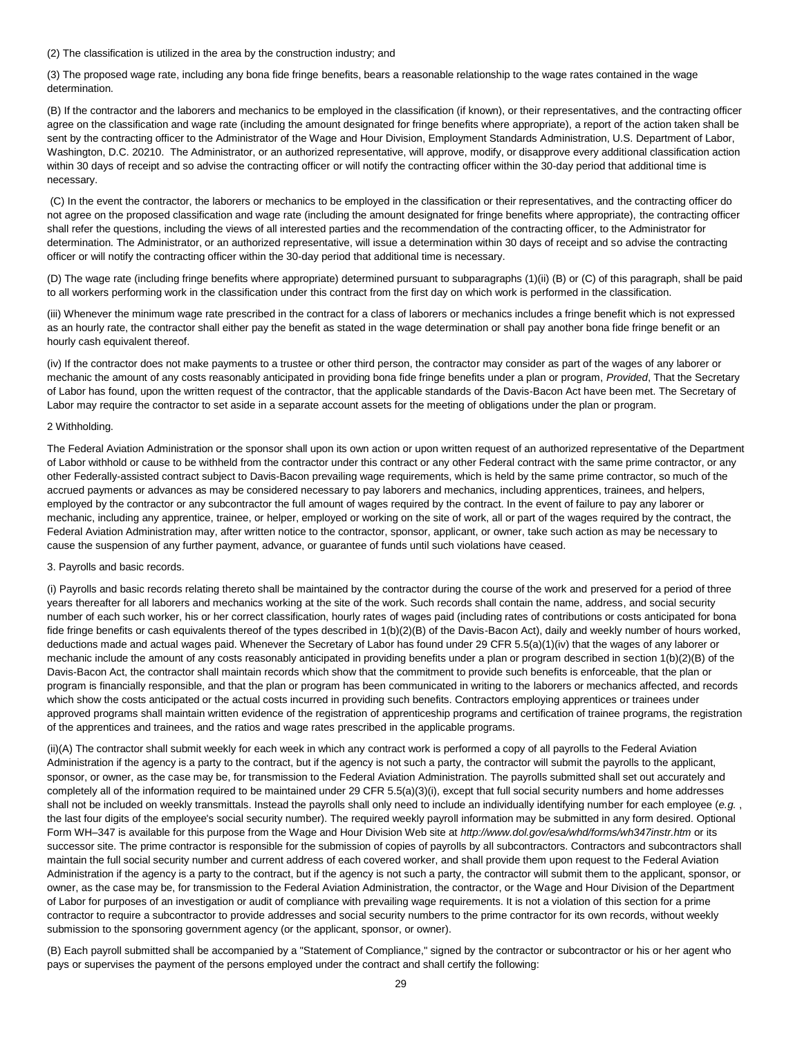(2) The classification is utilized in the area by the construction industry; and

(3) The proposed wage rate, including any bona fide fringe benefits, bears a reasonable relationship to the wage rates contained in the wage determination.

(B) If the contractor and the laborers and mechanics to be employed in the classification (if known), or their representatives, and the contracting officer agree on the classification and wage rate (including the amount designated for fringe benefits where appropriate), a report of the action taken shall be sent by the contracting officer to the Administrator of the Wage and Hour Division, Employment Standards Administration, U.S. Department of Labor, Washington, D.C. 20210. The Administrator, or an authorized representative, will approve, modify, or disapprove every additional classification action within 30 days of receipt and so advise the contracting officer or will notify the contracting officer within the 30-day period that additional time is necessary.

(C) In the event the contractor, the laborers or mechanics to be employed in the classification or their representatives, and the contracting officer do not agree on the proposed classification and wage rate (including the amount designated for fringe benefits where appropriate), the contracting officer shall refer the questions, including the views of all interested parties and the recommendation of the contracting officer, to the Administrator for determination. The Administrator, or an authorized representative, will issue a determination within 30 days of receipt and so advise the contracting officer or will notify the contracting officer within the 30-day period that additional time is necessary.

(D) The wage rate (including fringe benefits where appropriate) determined pursuant to subparagraphs (1)(ii) (B) or (C) of this paragraph, shall be paid to all workers performing work in the classification under this contract from the first day on which work is performed in the classification.

(iii) Whenever the minimum wage rate prescribed in the contract for a class of laborers or mechanics includes a fringe benefit which is not expressed as an hourly rate, the contractor shall either pay the benefit as stated in the wage determination or shall pay another bona fide fringe benefit or an hourly cash equivalent thereof.

(iv) If the contractor does not make payments to a trustee or other third person, the contractor may consider as part of the wages of any laborer or mechanic the amount of any costs reasonably anticipated in providing bona fide fringe benefits under a plan or program, *Provided*, That the Secretary of Labor has found, upon the written request of the contractor, that the applicable standards of the Davis-Bacon Act have been met. The Secretary of Labor may require the contractor to set aside in a separate account assets for the meeting of obligations under the plan or program.

2 Withholding.

The Federal Aviation Administration or the sponsor shall upon its own action or upon written request of an authorized representative of the Department of Labor withhold or cause to be withheld from the contractor under this contract or any other Federal contract with the same prime contractor, or any other Federally-assisted contract subject to Davis-Bacon prevailing wage requirements, which is held by the same prime contractor, so much of the accrued payments or advances as may be considered necessary to pay laborers and mechanics, including apprentices, trainees, and helpers, employed by the contractor or any subcontractor the full amount of wages required by the contract. In the event of failure to pay any laborer or mechanic, including any apprentice, trainee, or helper, employed or working on the site of work, all or part of the wages required by the contract, the Federal Aviation Administration may, after written notice to the contractor, sponsor, applicant, or owner, take such action as may be necessary to cause the suspension of any further payment, advance, or guarantee of funds until such violations have ceased.

3. Payrolls and basic records.

(i) Payrolls and basic records relating thereto shall be maintained by the contractor during the course of the work and preserved for a period of three years thereafter for all laborers and mechanics working at the site of the work. Such records shall contain the name, address, and social security number of each such worker, his or her correct classification, hourly rates of wages paid (including rates of contributions or costs anticipated for bona fide fringe benefits or cash equivalents thereof of the types described in 1(b)(2)(B) of the Davis-Bacon Act), daily and weekly number of hours worked, deductions made and actual wages paid. Whenever the Secretary of Labor has found under 29 CFR 5.5(a)(1)(iv) that the wages of any laborer or mechanic include the amount of any costs reasonably anticipated in providing benefits under a plan or program described in section 1(b)(2)(B) of the Davis-Bacon Act, the contractor shall maintain records which show that the commitment to provide such benefits is enforceable, that the plan or program is financially responsible, and that the plan or program has been communicated in writing to the laborers or mechanics affected, and records which show the costs anticipated or the actual costs incurred in providing such benefits. Contractors employing apprentices or trainees under approved programs shall maintain written evidence of the registration of apprenticeship programs and certification of trainee programs, the registration of the apprentices and trainees, and the ratios and wage rates prescribed in the applicable programs.

(ii)(A) The contractor shall submit weekly for each week in which any contract work is performed a copy of all payrolls to the Federal Aviation Administration if the agency is a party to the contract, but if the agency is not such a party, the contractor will submit the payrolls to the applicant, sponsor, or owner, as the case may be, for transmission to the Federal Aviation Administration. The payrolls submitted shall set out accurately and completely all of the information required to be maintained under 29 CFR 5.5(a)(3)(i), except that full social security numbers and home addresses shall not be included on weekly transmittals. Instead the payrolls shall only need to include an individually identifying number for each employee (*e.g.* , the last four digits of the employee's social security number). The required weekly payroll information may be submitted in any form desired. Optional Form WH–347 is available for this purpose from the Wage and Hour Division Web site at *http://www.dol.gov/esa/whd/forms/wh347instr.htm* or its successor site. The prime contractor is responsible for the submission of copies of payrolls by all subcontractors. Contractors and subcontractors shall maintain the full social security number and current address of each covered worker, and shall provide them upon request to the Federal Aviation Administration if the agency is a party to the contract, but if the agency is not such a party, the contractor will submit them to the applicant, sponsor, or owner, as the case may be, for transmission to the Federal Aviation Administration, the contractor, or the Wage and Hour Division of the Department of Labor for purposes of an investigation or audit of compliance with prevailing wage requirements. It is not a violation of this section for a prime contractor to require a subcontractor to provide addresses and social security numbers to the prime contractor for its own records, without weekly submission to the sponsoring government agency (or the applicant, sponsor, or owner).

(B) Each payroll submitted shall be accompanied by a "Statement of Compliance," signed by the contractor or subcontractor or his or her agent who pays or supervises the payment of the persons employed under the contract and shall certify the following: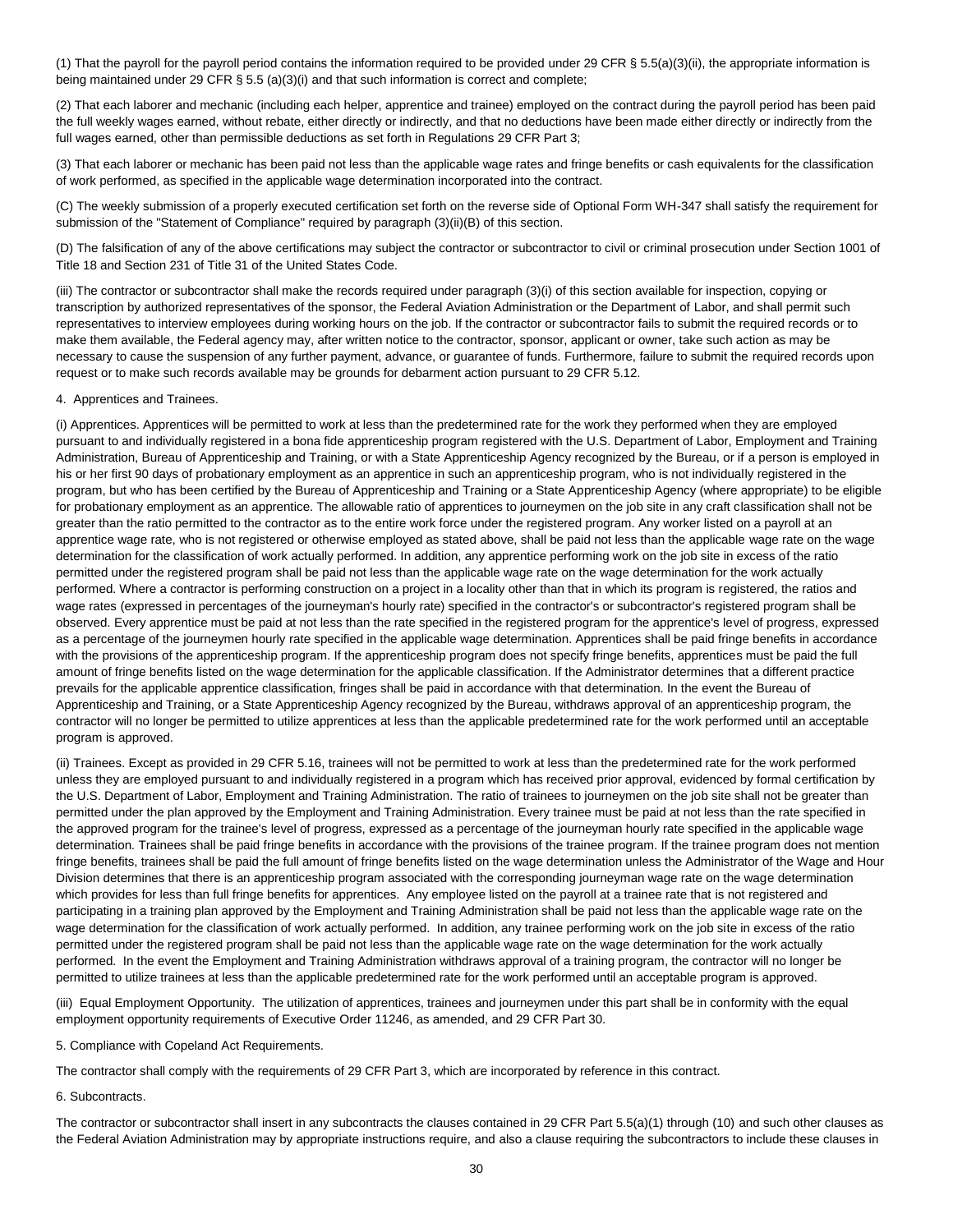(1) That the payroll for the payroll period contains the information required to be provided under 29 CFR § 5.5(a)(3)(ii), the appropriate information is being maintained under 29 CFR § 5.5 (a)(3)(i) and that such information is correct and complete;

(2) That each laborer and mechanic (including each helper, apprentice and trainee) employed on the contract during the payroll period has been paid the full weekly wages earned, without rebate, either directly or indirectly, and that no deductions have been made either directly or indirectly from the full wages earned, other than permissible deductions as set forth in Regulations 29 CFR Part 3;

(3) That each laborer or mechanic has been paid not less than the applicable wage rates and fringe benefits or cash equivalents for the classification of work performed, as specified in the applicable wage determination incorporated into the contract.

(C) The weekly submission of a properly executed certification set forth on the reverse side of Optional Form WH-347 shall satisfy the requirement for submission of the "Statement of Compliance" required by paragraph (3)(ii)(B) of this section.

(D) The falsification of any of the above certifications may subject the contractor or subcontractor to civil or criminal prosecution under Section 1001 of Title 18 and Section 231 of Title 31 of the United States Code.

(iii) The contractor or subcontractor shall make the records required under paragraph (3)(i) of this section available for inspection, copying or transcription by authorized representatives of the sponsor, the Federal Aviation Administration or the Department of Labor, and shall permit such representatives to interview employees during working hours on the job. If the contractor or subcontractor fails to submit the required records or to make them available, the Federal agency may, after written notice to the contractor, sponsor, applicant or owner, take such action as may be necessary to cause the suspension of any further payment, advance, or guarantee of funds. Furthermore, failure to submit the required records upon request or to make such records available may be grounds for debarment action pursuant to 29 CFR 5.12.

4. Apprentices and Trainees.

(i) Apprentices. Apprentices will be permitted to work at less than the predetermined rate for the work they performed when they are employed pursuant to and individually registered in a bona fide apprenticeship program registered with the U.S. Department of Labor, Employment and Training Administration, Bureau of Apprenticeship and Training, or with a State Apprenticeship Agency recognized by the Bureau, or if a person is employed in his or her first 90 days of probationary employment as an apprentice in such an apprenticeship program, who is not individually registered in the program, but who has been certified by the Bureau of Apprenticeship and Training or a State Apprenticeship Agency (where appropriate) to be eligible for probationary employment as an apprentice. The allowable ratio of apprentices to journeymen on the job site in any craft classification shall not be greater than the ratio permitted to the contractor as to the entire work force under the registered program. Any worker listed on a payroll at an apprentice wage rate, who is not registered or otherwise employed as stated above, shall be paid not less than the applicable wage rate on the wage determination for the classification of work actually performed. In addition, any apprentice performing work on the job site in excess of the ratio permitted under the registered program shall be paid not less than the applicable wage rate on the wage determination for the work actually performed. Where a contractor is performing construction on a project in a locality other than that in which its program is registered, the ratios and wage rates (expressed in percentages of the journeyman's hourly rate) specified in the contractor's or subcontractor's registered program shall be observed. Every apprentice must be paid at not less than the rate specified in the registered program for the apprentice's level of progress, expressed as a percentage of the journeymen hourly rate specified in the applicable wage determination. Apprentices shall be paid fringe benefits in accordance with the provisions of the apprenticeship program. If the apprenticeship program does not specify fringe benefits, apprentices must be paid the full amount of fringe benefits listed on the wage determination for the applicable classification. If the Administrator determines that a different practice prevails for the applicable apprentice classification, fringes shall be paid in accordance with that determination. In the event the Bureau of Apprenticeship and Training, or a State Apprenticeship Agency recognized by the Bureau, withdraws approval of an apprenticeship program, the contractor will no longer be permitted to utilize apprentices at less than the applicable predetermined rate for the work performed until an acceptable program is approved.

(ii) Trainees. Except as provided in 29 CFR 5.16, trainees will not be permitted to work at less than the predetermined rate for the work performed unless they are employed pursuant to and individually registered in a program which has received prior approval, evidenced by formal certification by the U.S. Department of Labor, Employment and Training Administration. The ratio of trainees to journeymen on the job site shall not be greater than permitted under the plan approved by the Employment and Training Administration. Every trainee must be paid at not less than the rate specified in the approved program for the trainee's level of progress, expressed as a percentage of the journeyman hourly rate specified in the applicable wage determination. Trainees shall be paid fringe benefits in accordance with the provisions of the trainee program. If the trainee program does not mention fringe benefits, trainees shall be paid the full amount of fringe benefits listed on the wage determination unless the Administrator of the Wage and Hour Division determines that there is an apprenticeship program associated with the corresponding journeyman wage rate on the wage determination which provides for less than full fringe benefits for apprentices. Any employee listed on the payroll at a trainee rate that is not registered and participating in a training plan approved by the Employment and Training Administration shall be paid not less than the applicable wage rate on the wage determination for the classification of work actually performed. In addition, any trainee performing work on the job site in excess of the ratio permitted under the registered program shall be paid not less than the applicable wage rate on the wage determination for the work actually performed. In the event the Employment and Training Administration withdraws approval of a training program, the contractor will no longer be permitted to utilize trainees at less than the applicable predetermined rate for the work performed until an acceptable program is approved.

(iii) Equal Employment Opportunity. The utilization of apprentices, trainees and journeymen under this part shall be in conformity with the equal employment opportunity requirements of Executive Order 11246, as amended, and 29 CFR Part 30.

5. Compliance with Copeland Act Requirements.

The contractor shall comply with the requirements of 29 CFR Part 3, which are incorporated by reference in this contract.

6. Subcontracts.

The contractor or subcontractor shall insert in any subcontracts the clauses contained in 29 CFR Part 5.5(a)(1) through (10) and such other clauses as the Federal Aviation Administration may by appropriate instructions require, and also a clause requiring the subcontractors to include these clauses in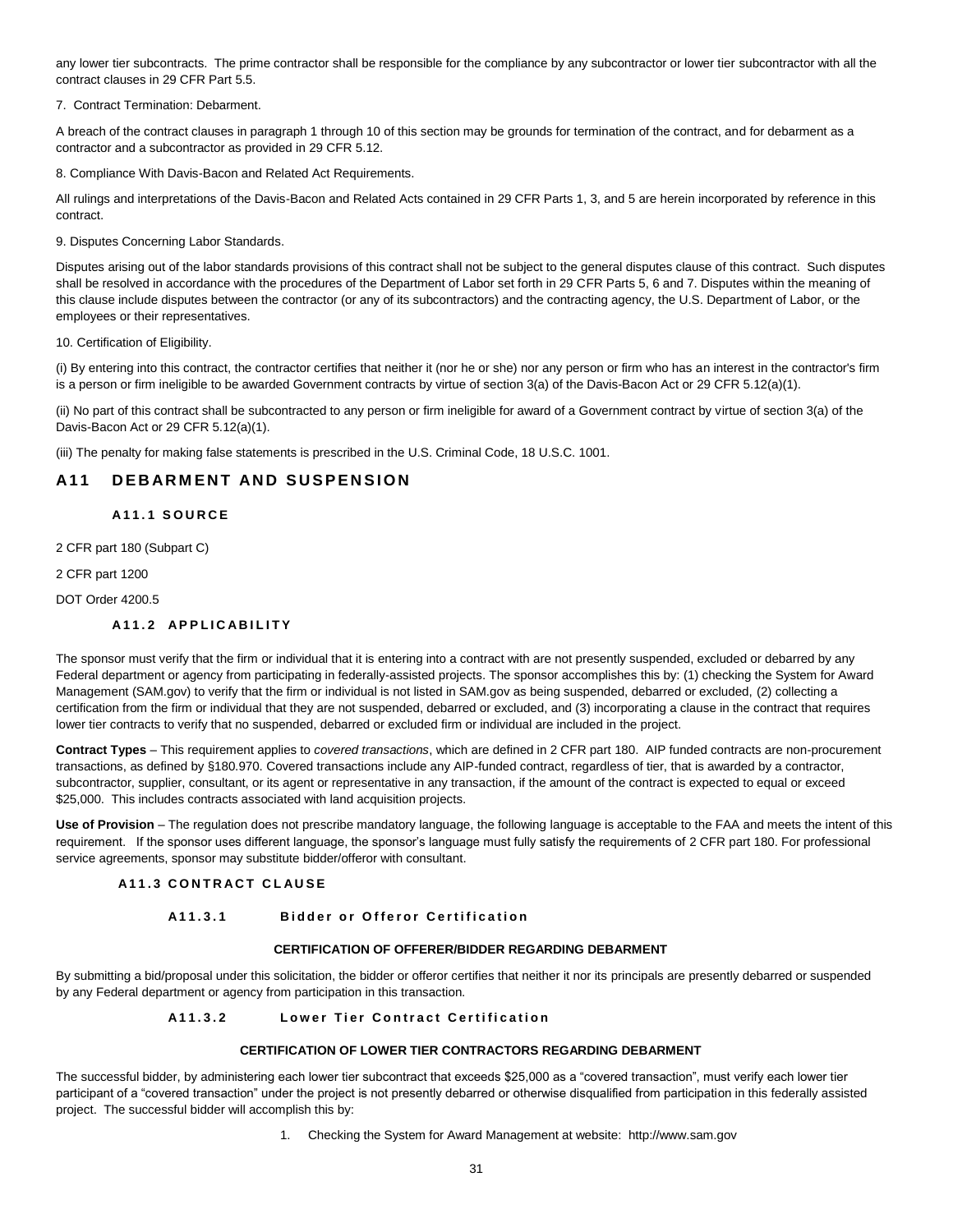any lower tier subcontracts. The prime contractor shall be responsible for the compliance by any subcontractor or lower tier subcontractor with all the contract clauses in 29 CFR Part 5.5.

7. Contract Termination: Debarment.

A breach of the contract clauses in paragraph 1 through 10 of this section may be grounds for termination of the contract, and for debarment as a contractor and a subcontractor as provided in 29 CFR 5.12.

8. Compliance With Davis-Bacon and Related Act Requirements.

All rulings and interpretations of the Davis-Bacon and Related Acts contained in 29 CFR Parts 1, 3, and 5 are herein incorporated by reference in this contract.

9. Disputes Concerning Labor Standards.

Disputes arising out of the labor standards provisions of this contract shall not be subject to the general disputes clause of this contract. Such disputes shall be resolved in accordance with the procedures of the Department of Labor set forth in 29 CFR Parts 5, 6 and 7. Disputes within the meaning of this clause include disputes between the contractor (or any of its subcontractors) and the contracting agency, the U.S. Department of Labor, or the employees or their representatives.

10. Certification of Eligibility.

(i) By entering into this contract, the contractor certifies that neither it (nor he or she) nor any person or firm who has an interest in the contractor's firm is a person or firm ineligible to be awarded Government contracts by virtue of section 3(a) of the Davis-Bacon Act or 29 CFR 5.12(a)(1).

(ii) No part of this contract shall be subcontracted to any person or firm ineligible for award of a Government contract by virtue of section 3(a) of the Davis-Bacon Act or 29 CFR 5.12(a)(1).

(iii) The penalty for making false statements is prescribed in the U.S. Criminal Code, 18 U.S.C. 1001.

## A11 DEBARMENT AND SUSPENSION

### A11.1 SOURCE

2 CFR part 180 (Subpart C)

2 CFR part 1200

DOT Order 4200.5

### A11.2 APPLICABILITY

The sponsor must verify that the firm or individual that it is entering into a contract with are not presently suspended, excluded or debarred by any Federal department or agency from participating in federally-assisted projects. The sponsor accomplishes this by: (1) checking the System for Award Management (SAM.gov) to verify that the firm or individual is not listed in SAM.gov as being suspended, debarred or excluded, (2) collecting a certification from the firm or individual that they are not suspended, debarred or excluded, and (3) incorporating a clause in the contract that requires lower tier contracts to verify that no suspended, debarred or excluded firm or individual are included in the project.

**Contract Types** – This requirement applies to *covered transactions*, which are defined in 2 CFR part 180. AIP funded contracts are non-procurement transactions, as defined by §180.970. Covered transactions include any AIP-funded contract, regardless of tier, that is awarded by a contractor, subcontractor, supplier, consultant, or its agent or representative in any transaction, if the amount of the contract is expected to equal or exceed $25,000. This includes contracts associated with land acquisition projects.

**Use of Provision** – The regulation does not prescribe mandatory language, the following language is acceptable to the FAA and meets the intent of this requirement. If the sponsor uses different language, the sponsor's language must fully satisfy the requirements of 2 CFR part 180. For professional service agreements, sponsor may substitute bidder/offeror with consultant.

### A11.3 CONTRACT CLAUSE

#### A11.3.1 Bidder or Offeror Certification

**CERTIFICATION OF OFFERER/BIDDER REGARDING DEBARMENT**

By submitting a bid/proposal under this solicitation, the bidder or offeror certifies that neither it nor its principals are presently debarred or suspended by any Federal department or agency from participation in this transaction.

#### A11.3.2 Lower Tier Contract Certification

**CERTIFICATION OF LOWER TIER CONTRACTORS REGARDING DEBARMENT**

The successful bidder, by administering each lower tier subcontract that exceeds $25,000 as a "covered transaction", must verify each lower tier participant of a "covered transaction" under the project is not presently debarred or otherwise disqualified from participation in this federally assisted project. The successful bidder will accomplish this by:

1. Checking the System for Award Management at website: http://www.sam.gov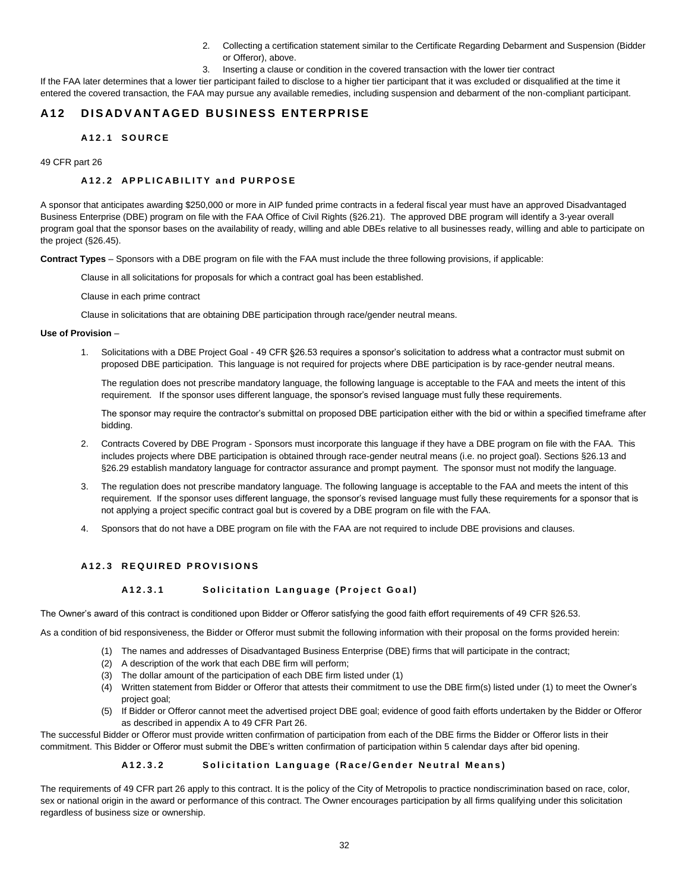2. Collecting a certification statement similar to the Certificate Regarding Debarment and Suspension (Bidder or Offeror), above.
3. Inserting a clause or condition in the covered transaction with the lower tier contract

If the FAA later determines that a lower tier participant failed to disclose to a higher tier participant that it was excluded or disqualified at the time it entered the covered transaction, the FAA may pursue any available remedies, including suspension and debarment of the non-compliant participant.

## A12 DISADVANTAGED BUSINESS ENTERPRISE

### A12.1 SOURCE

49 CFR part 26

### A12.2 APPLICABILITY and PURPOSE

A sponsor that anticipates awarding $250,000 or more in AIP funded prime contracts in a federal fiscal year must have an approved Disadvantaged Business Enterprise (DBE) program on file with the FAA Office of Civil Rights (§26.21). The approved DBE program will identify a 3-year overall program goal that the sponsor bases on the availability of ready, willing and able DBEs relative to all businesses ready, willing and able to participate on the project (§26.45).

**Contract Types** – Sponsors with a DBE program on file with the FAA must include the three following provisions, if applicable:

Clause in all solicitations for proposals for which a contract goal has been established.

Clause in each prime contract

Clause in solicitations that are obtaining DBE participation through race/gender neutral means.

**Use of Provision** –

1. Solicitations with a DBE Project Goal - 49 CFR §26.53 requires a sponsor's solicitation to address what a contractor must submit on proposed DBE participation. This language is not required for projects where DBE participation is by race-gender neutral means.

   The regulation does not prescribe mandatory language, the following language is acceptable to the FAA and meets the intent of this requirement. If the sponsor uses different language, the sponsor's revised language must fully these requirements.

   The sponsor may require the contractor's submittal on proposed DBE participation either with the bid or within a specified timeframe after bidding.

2. Contracts Covered by DBE Program - Sponsors must incorporate this language if they have a DBE program on file with the FAA. This includes projects where DBE participation is obtained through race-gender neutral means (i.e. no project goal). Sections §26.13 and §26.29 establish mandatory language for contractor assurance and prompt payment. The sponsor must not modify the language.
3. The regulation does not prescribe mandatory language. The following language is acceptable to the FAA and meets the intent of this requirement. If the sponsor uses different language, the sponsor's revised language must fully these requirements for a sponsor that is not applying a project specific contract goal but is covered by a DBE program on file with the FAA.
4. Sponsors that do not have a DBE program on file with the FAA are not required to include DBE provisions and clauses.

### A12.3 REQUIRED PROVISIONS

#### A12.3.1 Solicitation Language (Project Goal)

The Owner's award of this contract is conditioned upon Bidder or Offeror satisfying the good faith effort requirements of 49 CFR §26.53.

As a condition of bid responsiveness, the Bidder or Offeror must submit the following information with their proposal on the forms provided herein:

(1) The names and addresses of Disadvantaged Business Enterprise (DBE) firms that will participate in the contract;
(2) A description of the work that each DBE firm will perform;
(3) The dollar amount of the participation of each DBE firm listed under (1)
(4) Written statement from Bidder or Offeror that attests their commitment to use the DBE firm(s) listed under (1) to meet the Owner's project goal;
(5) If Bidder or Offeror cannot meet the advertised project DBE goal; evidence of good faith efforts undertaken by the Bidder or Offeror as described in appendix A to 49 CFR Part 26.

The successful Bidder or Offeror must provide written confirmation of participation from each of the DBE firms the Bidder or Offeror lists in their commitment. This Bidder or Offeror must submit the DBE's written confirmation of participation within 5 calendar days after bid opening.

#### A12.3.2 Solicitation Language (Race/Gender Neutral Means)

The requirements of 49 CFR part 26 apply to this contract. It is the policy of the City of Metropolis to practice nondiscrimination based on race, color, sex or national origin in the award or performance of this contract. The Owner encourages participation by all firms qualifying under this solicitation regardless of business size or ownership.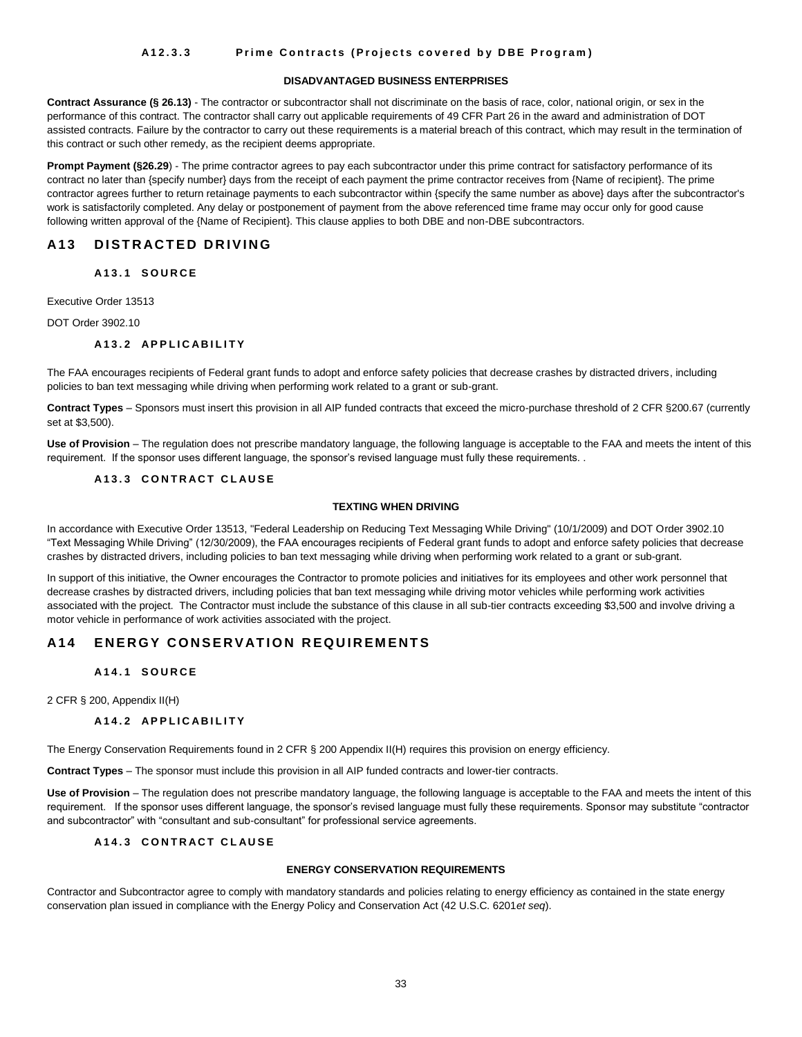#### A12.3.3 Prime Contracts (Projects covered by DBE Program)

**DISADVANTAGED BUSINESS ENTERPRISES**

**Contract Assurance (§ 26.13)** - The contractor or subcontractor shall not discriminate on the basis of race, color, national origin, or sex in the performance of this contract. The contractor shall carry out applicable requirements of 49 CFR Part 26 in the award and administration of DOT assisted contracts. Failure by the contractor to carry out these requirements is a material breach of this contract, which may result in the termination of this contract or such other remedy, as the recipient deems appropriate.

**Prompt Payment (§26.29**) - The prime contractor agrees to pay each subcontractor under this prime contract for satisfactory performance of its contract no later than {specify number} days from the receipt of each payment the prime contractor receives from {Name of recipient}. The prime contractor agrees further to return retainage payments to each subcontractor within {specify the same number as above} days after the subcontractor's work is satisfactorily completed. Any delay or postponement of payment from the above referenced time frame may occur only for good cause following written approval of the {Name of Recipient}. This clause applies to both DBE and non-DBE subcontractors.

## A13 DISTRACTED DRIVING

### A13.1 SOURCE

Executive Order 13513

DOT Order 3902.10

### A13.2 APPLICABILITY

The FAA encourages recipients of Federal grant funds to adopt and enforce safety policies that decrease crashes by distracted drivers, including policies to ban text messaging while driving when performing work related to a grant or sub-grant.

**Contract Types** – Sponsors must insert this provision in all AIP funded contracts that exceed the micro-purchase threshold of 2 CFR §200.67 (currently set at $3,500).

**Use of Provision** – The regulation does not prescribe mandatory language, the following language is acceptable to the FAA and meets the intent of this requirement. If the sponsor uses different language, the sponsor's revised language must fully these requirements. .

### A13.3 CONTRACT CLAUSE

**TEXTING WHEN DRIVING**

In accordance with Executive Order 13513, "Federal Leadership on Reducing Text Messaging While Driving" (10/1/2009) and DOT Order 3902.10 "Text Messaging While Driving" (12/30/2009), the FAA encourages recipients of Federal grant funds to adopt and enforce safety policies that decrease crashes by distracted drivers, including policies to ban text messaging while driving when performing work related to a grant or sub-grant.

In support of this initiative, the Owner encourages the Contractor to promote policies and initiatives for its employees and other work personnel that decrease crashes by distracted drivers, including policies that ban text messaging while driving motor vehicles while performing work activities associated with the project. The Contractor must include the substance of this clause in all sub-tier contracts exceeding $3,500 and involve driving a motor vehicle in performance of work activities associated with the project.

## A14 ENERGY CONSERVATION REQUIREMENTS

### A14.1 SOURCE

2 CFR § 200, Appendix II(H)

### A14.2 APPLICABILITY

The Energy Conservation Requirements found in 2 CFR § 200 Appendix II(H) requires this provision on energy efficiency.

**Contract Types** – The sponsor must include this provision in all AIP funded contracts and lower-tier contracts.

**Use of Provision** – The regulation does not prescribe mandatory language, the following language is acceptable to the FAA and meets the intent of this requirement. If the sponsor uses different language, the sponsor's revised language must fully these requirements. Sponsor may substitute "contractor and subcontractor" with "consultant and sub-consultant" for professional service agreements.

### A14.3 CONTRACT CLAUSE

**ENERGY CONSERVATION REQUIREMENTS**

Contractor and Subcontractor agree to comply with mandatory standards and policies relating to energy efficiency as contained in the state energy conservation plan issued in compliance with the Energy Policy and Conservation Act (42 U.S.C. 6201*et seq*).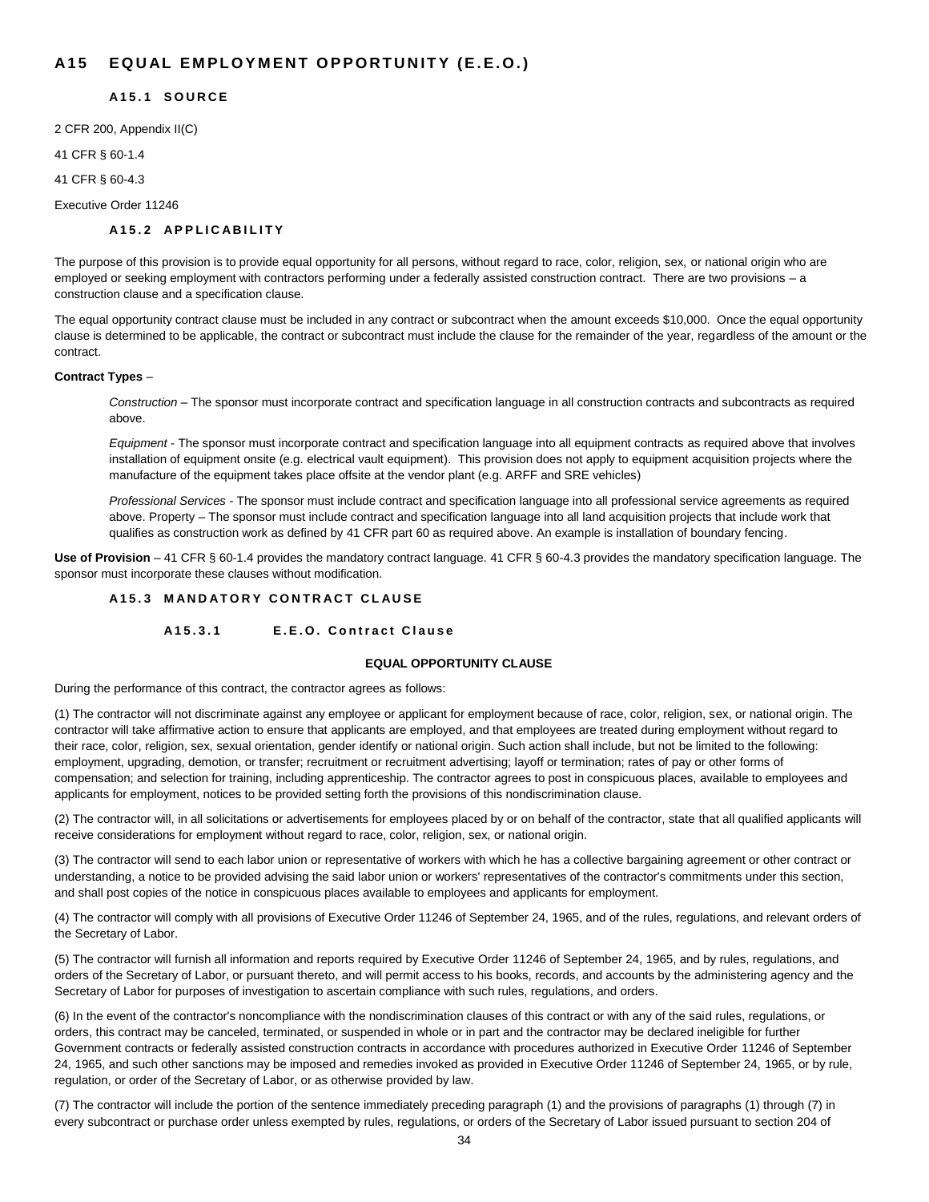# A15 EQUAL EMPLOYMENT OPPORTUNITY (E.E.O.)

## A15.1 SOURCE

2 CFR 200, Appendix II(C)

41 CFR § 60-1.4

41 CFR § 60-4.3

Executive Order 11246

## A15.2 APPLICABILITY

The purpose of this provision is to provide equal opportunity for all persons, without regard to race, color, religion, sex, or national origin who are employed or seeking employment with contractors performing under a federally assisted construction contract. There are two provisions – a construction clause and a specification clause.

The equal opportunity contract clause must be included in any contract or subcontract when the amount exceeds $10,000. Once the equal opportunity clause is determined to be applicable, the contract or subcontract must include the clause for the remainder of the year, regardless of the amount or the contract.

**Contract Types** –

> *Construction* – The sponsor must incorporate contract and specification language in all construction contracts and subcontracts as required above.
>
> *Equipment* - The sponsor must incorporate contract and specification language into all equipment contracts as required above that involves installation of equipment onsite (e.g. electrical vault equipment). This provision does not apply to equipment acquisition projects where the manufacture of the equipment takes place offsite at the vendor plant (e.g. ARFF and SRE vehicles)
>
> *Professional Services* - The sponsor must include contract and specification language into all professional service agreements as required above. Property – The sponsor must include contract and specification language into all land acquisition projects that include work that qualifies as construction work as defined by 41 CFR part 60 as required above. An example is installation of boundary fencing.

**Use of Provision** – 41 CFR § 60-1.4 provides the mandatory contract language. 41 CFR § 60-4.3 provides the mandatory specification language. The sponsor must incorporate these clauses without modification.

## A15.3 MANDATORY CONTRACT CLAUSE

### A15.3.1 E.E.O. Contract Clause

**EQUAL OPPORTUNITY CLAUSE**

During the performance of this contract, the contractor agrees as follows:

(1) The contractor will not discriminate against any employee or applicant for employment because of race, color, religion, sex, or national origin. The contractor will take affirmative action to ensure that applicants are employed, and that employees are treated during employment without regard to their race, color, religion, sex, sexual orientation, gender identify or national origin. Such action shall include, but not be limited to the following: employment, upgrading, demotion, or transfer; recruitment or recruitment advertising; layoff or termination; rates of pay or other forms of compensation; and selection for training, including apprenticeship. The contractor agrees to post in conspicuous places, available to employees and applicants for employment, notices to be provided setting forth the provisions of this nondiscrimination clause.

(2) The contractor will, in all solicitations or advertisements for employees placed by or on behalf of the contractor, state that all qualified applicants will receive considerations for employment without regard to race, color, religion, sex, or national origin.

(3) The contractor will send to each labor union or representative of workers with which he has a collective bargaining agreement or other contract or understanding, a notice to be provided advising the said labor union or workers' representatives of the contractor's commitments under this section, and shall post copies of the notice in conspicuous places available to employees and applicants for employment.

(4) The contractor will comply with all provisions of Executive Order 11246 of September 24, 1965, and of the rules, regulations, and relevant orders of the Secretary of Labor.

(5) The contractor will furnish all information and reports required by Executive Order 11246 of September 24, 1965, and by rules, regulations, and orders of the Secretary of Labor, or pursuant thereto, and will permit access to his books, records, and accounts by the administering agency and the Secretary of Labor for purposes of investigation to ascertain compliance with such rules, regulations, and orders.

(6) In the event of the contractor's noncompliance with the nondiscrimination clauses of this contract or with any of the said rules, regulations, or orders, this contract may be canceled, terminated, or suspended in whole or in part and the contractor may be declared ineligible for further Government contracts or federally assisted construction contracts in accordance with procedures authorized in Executive Order 11246 of September 24, 1965, and such other sanctions may be imposed and remedies invoked as provided in Executive Order 11246 of September 24, 1965, or by rule, regulation, or order of the Secretary of Labor, or as otherwise provided by law.

(7) The contractor will include the portion of the sentence immediately preceding paragraph (1) and the provisions of paragraphs (1) through (7) in every subcontract or purchase order unless exempted by rules, regulations, or orders of the Secretary of Labor issued pursuant to section 204 of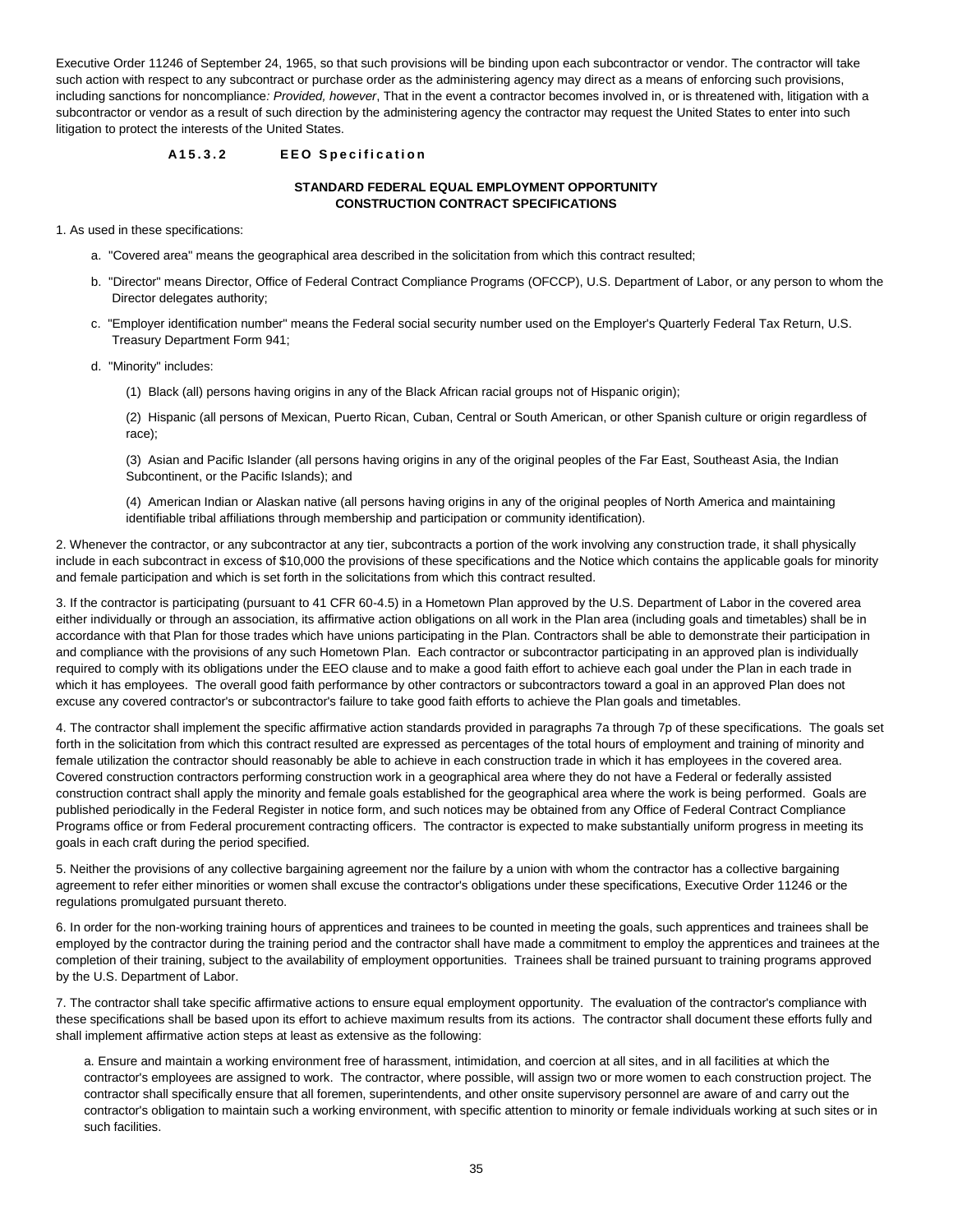Executive Order 11246 of September 24, 1965, so that such provisions will be binding upon each subcontractor or vendor. The contractor will take such action with respect to any subcontract or purchase order as the administering agency may direct as a means of enforcing such provisions, including sanctions for noncompliance*: Provided, however*, That in the event a contractor becomes involved in, or is threatened with, litigation with a subcontractor or vendor as a result of such direction by the administering agency the contractor may request the United States to enter into such litigation to protect the interests of the United States.

### A15.3.2 EEO Specification

**STANDARD FEDERAL EQUAL EMPLOYMENT OPPORTUNITY CONSTRUCTION CONTRACT SPECIFICATIONS**

1. As used in these specifications:

   a. "Covered area" means the geographical area described in the solicitation from which this contract resulted;

   b. "Director" means Director, Office of Federal Contract Compliance Programs (OFCCP), U.S. Department of Labor, or any person to whom the Director delegates authority;

   c. "Employer identification number" means the Federal social security number used on the Employer's Quarterly Federal Tax Return, U.S. Treasury Department Form 941;

   d. "Minority" includes:

      (1) Black (all) persons having origins in any of the Black African racial groups not of Hispanic origin);

      (2) Hispanic (all persons of Mexican, Puerto Rican, Cuban, Central or South American, or other Spanish culture or origin regardless of race);

      (3) Asian and Pacific Islander (all persons having origins in any of the original peoples of the Far East, Southeast Asia, the Indian Subcontinent, or the Pacific Islands); and

      (4) American Indian or Alaskan native (all persons having origins in any of the original peoples of North America and maintaining identifiable tribal affiliations through membership and participation or community identification).

2. Whenever the contractor, or any subcontractor at any tier, subcontracts a portion of the work involving any construction trade, it shall physically include in each subcontract in excess of $10,000 the provisions of these specifications and the Notice which contains the applicable goals for minority and female participation and which is set forth in the solicitations from which this contract resulted.

3. If the contractor is participating (pursuant to 41 CFR 60-4.5) in a Hometown Plan approved by the U.S. Department of Labor in the covered area either individually or through an association, its affirmative action obligations on all work in the Plan area (including goals and timetables) shall be in accordance with that Plan for those trades which have unions participating in the Plan. Contractors shall be able to demonstrate their participation in and compliance with the provisions of any such Hometown Plan. Each contractor or subcontractor participating in an approved plan is individually required to comply with its obligations under the EEO clause and to make a good faith effort to achieve each goal under the Plan in each trade in which it has employees. The overall good faith performance by other contractors or subcontractors toward a goal in an approved Plan does not excuse any covered contractor's or subcontractor's failure to take good faith efforts to achieve the Plan goals and timetables.

4. The contractor shall implement the specific affirmative action standards provided in paragraphs 7a through 7p of these specifications. The goals set forth in the solicitation from which this contract resulted are expressed as percentages of the total hours of employment and training of minority and female utilization the contractor should reasonably be able to achieve in each construction trade in which it has employees in the covered area. Covered construction contractors performing construction work in a geographical area where they do not have a Federal or federally assisted construction contract shall apply the minority and female goals established for the geographical area where the work is being performed. Goals are published periodically in the Federal Register in notice form, and such notices may be obtained from any Office of Federal Contract Compliance Programs office or from Federal procurement contracting officers. The contractor is expected to make substantially uniform progress in meeting its goals in each craft during the period specified.

5. Neither the provisions of any collective bargaining agreement nor the failure by a union with whom the contractor has a collective bargaining agreement to refer either minorities or women shall excuse the contractor's obligations under these specifications, Executive Order 11246 or the regulations promulgated pursuant thereto.

6. In order for the non-working training hours of apprentices and trainees to be counted in meeting the goals, such apprentices and trainees shall be employed by the contractor during the training period and the contractor shall have made a commitment to employ the apprentices and trainees at the completion of their training, subject to the availability of employment opportunities. Trainees shall be trained pursuant to training programs approved by the U.S. Department of Labor.

7. The contractor shall take specific affirmative actions to ensure equal employment opportunity. The evaluation of the contractor's compliance with these specifications shall be based upon its effort to achieve maximum results from its actions. The contractor shall document these efforts fully and shall implement affirmative action steps at least as extensive as the following:

   a. Ensure and maintain a working environment free of harassment, intimidation, and coercion at all sites, and in all facilities at which the contractor's employees are assigned to work. The contractor, where possible, will assign two or more women to each construction project. The contractor shall specifically ensure that all foremen, superintendents, and other onsite supervisory personnel are aware of and carry out the contractor's obligation to maintain such a working environment, with specific attention to minority or female individuals working at such sites or in such facilities.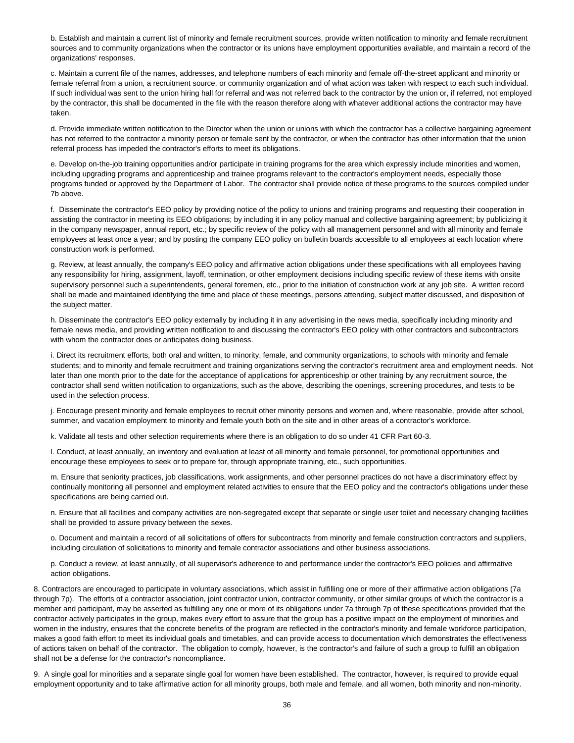b. Establish and maintain a current list of minority and female recruitment sources, provide written notification to minority and female recruitment sources and to community organizations when the contractor or its unions have employment opportunities available, and maintain a record of the organizations' responses.

c. Maintain a current file of the names, addresses, and telephone numbers of each minority and female off-the-street applicant and minority or female referral from a union, a recruitment source, or community organization and of what action was taken with respect to each such individual. If such individual was sent to the union hiring hall for referral and was not referred back to the contractor by the union or, if referred, not employed by the contractor, this shall be documented in the file with the reason therefore along with whatever additional actions the contractor may have taken.

d. Provide immediate written notification to the Director when the union or unions with which the contractor has a collective bargaining agreement has not referred to the contractor a minority person or female sent by the contractor, or when the contractor has other information that the union referral process has impeded the contractor's efforts to meet its obligations.

e. Develop on-the-job training opportunities and/or participate in training programs for the area which expressly include minorities and women, including upgrading programs and apprenticeship and trainee programs relevant to the contractor's employment needs, especially those programs funded or approved by the Department of Labor. The contractor shall provide notice of these programs to the sources compiled under 7b above.

f. Disseminate the contractor's EEO policy by providing notice of the policy to unions and training programs and requesting their cooperation in assisting the contractor in meeting its EEO obligations; by including it in any policy manual and collective bargaining agreement; by publicizing it in the company newspaper, annual report, etc.; by specific review of the policy with all management personnel and with all minority and female employees at least once a year; and by posting the company EEO policy on bulletin boards accessible to all employees at each location where construction work is performed.

g. Review, at least annually, the company's EEO policy and affirmative action obligations under these specifications with all employees having any responsibility for hiring, assignment, layoff, termination, or other employment decisions including specific review of these items with onsite supervisory personnel such a superintendents, general foremen, etc., prior to the initiation of construction work at any job site. A written record shall be made and maintained identifying the time and place of these meetings, persons attending, subject matter discussed, and disposition of the subject matter.

h. Disseminate the contractor's EEO policy externally by including it in any advertising in the news media, specifically including minority and female news media, and providing written notification to and discussing the contractor's EEO policy with other contractors and subcontractors with whom the contractor does or anticipates doing business.

i. Direct its recruitment efforts, both oral and written, to minority, female, and community organizations, to schools with minority and female students; and to minority and female recruitment and training organizations serving the contractor's recruitment area and employment needs. Not later than one month prior to the date for the acceptance of applications for apprenticeship or other training by any recruitment source, the contractor shall send written notification to organizations, such as the above, describing the openings, screening procedures, and tests to be used in the selection process.

j. Encourage present minority and female employees to recruit other minority persons and women and, where reasonable, provide after school, summer, and vacation employment to minority and female youth both on the site and in other areas of a contractor's workforce.

k. Validate all tests and other selection requirements where there is an obligation to do so under 41 CFR Part 60-3.

l. Conduct, at least annually, an inventory and evaluation at least of all minority and female personnel, for promotional opportunities and encourage these employees to seek or to prepare for, through appropriate training, etc., such opportunities.

m. Ensure that seniority practices, job classifications, work assignments, and other personnel practices do not have a discriminatory effect by continually monitoring all personnel and employment related activities to ensure that the EEO policy and the contractor's obligations under these specifications are being carried out.

n. Ensure that all facilities and company activities are non-segregated except that separate or single user toilet and necessary changing facilities shall be provided to assure privacy between the sexes.

o. Document and maintain a record of all solicitations of offers for subcontracts from minority and female construction contractors and suppliers, including circulation of solicitations to minority and female contractor associations and other business associations.

p. Conduct a review, at least annually, of all supervisor's adherence to and performance under the contractor's EEO policies and affirmative action obligations.

8. Contractors are encouraged to participate in voluntary associations, which assist in fulfilling one or more of their affirmative action obligations (7a through 7p). The efforts of a contractor association, joint contractor union, contractor community, or other similar groups of which the contractor is a member and participant, may be asserted as fulfilling any one or more of its obligations under 7a through 7p of these specifications provided that the contractor actively participates in the group, makes every effort to assure that the group has a positive impact on the employment of minorities and women in the industry, ensures that the concrete benefits of the program are reflected in the contractor's minority and female workforce participation, makes a good faith effort to meet its individual goals and timetables, and can provide access to documentation which demonstrates the effectiveness of actions taken on behalf of the contractor. The obligation to comply, however, is the contractor's and failure of such a group to fulfill an obligation shall not be a defense for the contractor's noncompliance.

9. A single goal for minorities and a separate single goal for women have been established. The contractor, however, is required to provide equal employment opportunity and to take affirmative action for all minority groups, both male and female, and all women, both minority and non-minority.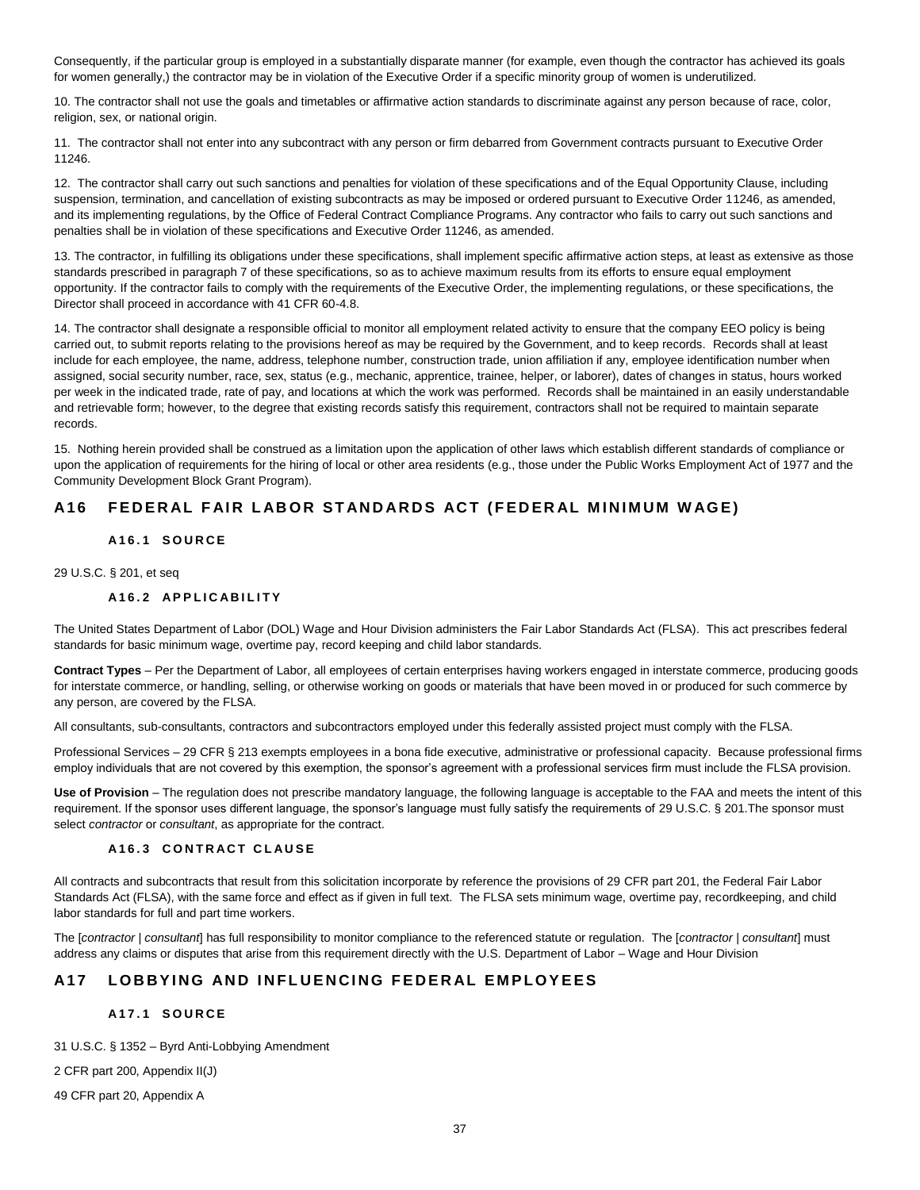Consequently, if the particular group is employed in a substantially disparate manner (for example, even though the contractor has achieved its goals for women generally,) the contractor may be in violation of the Executive Order if a specific minority group of women is underutilized.

10. The contractor shall not use the goals and timetables or affirmative action standards to discriminate against any person because of race, color, religion, sex, or national origin.

11. The contractor shall not enter into any subcontract with any person or firm debarred from Government contracts pursuant to Executive Order 11246.

12. The contractor shall carry out such sanctions and penalties for violation of these specifications and of the Equal Opportunity Clause, including suspension, termination, and cancellation of existing subcontracts as may be imposed or ordered pursuant to Executive Order 11246, as amended, and its implementing regulations, by the Office of Federal Contract Compliance Programs. Any contractor who fails to carry out such sanctions and penalties shall be in violation of these specifications and Executive Order 11246, as amended.

13. The contractor, in fulfilling its obligations under these specifications, shall implement specific affirmative action steps, at least as extensive as those standards prescribed in paragraph 7 of these specifications, so as to achieve maximum results from its efforts to ensure equal employment opportunity. If the contractor fails to comply with the requirements of the Executive Order, the implementing regulations, or these specifications, the Director shall proceed in accordance with 41 CFR 60-4.8.

14. The contractor shall designate a responsible official to monitor all employment related activity to ensure that the company EEO policy is being carried out, to submit reports relating to the provisions hereof as may be required by the Government, and to keep records. Records shall at least include for each employee, the name, address, telephone number, construction trade, union affiliation if any, employee identification number when assigned, social security number, race, sex, status (e.g., mechanic, apprentice, trainee, helper, or laborer), dates of changes in status, hours worked per week in the indicated trade, rate of pay, and locations at which the work was performed. Records shall be maintained in an easily understandable and retrievable form; however, to the degree that existing records satisfy this requirement, contractors shall not be required to maintain separate records.

15. Nothing herein provided shall be construed as a limitation upon the application of other laws which establish different standards of compliance or upon the application of requirements for the hiring of local or other area residents (e.g., those under the Public Works Employment Act of 1977 and the Community Development Block Grant Program).

## A16 FEDERAL FAIR LABOR STANDARDS ACT (FEDERAL MINIMUM WAGE)

### A16.1 SOURCE

29 U.S.C. § 201, et seq

### A16.2 APPLICABILITY

The United States Department of Labor (DOL) Wage and Hour Division administers the Fair Labor Standards Act (FLSA). This act prescribes federal standards for basic minimum wage, overtime pay, record keeping and child labor standards.

**Contract Types** – Per the Department of Labor, all employees of certain enterprises having workers engaged in interstate commerce, producing goods for interstate commerce, or handling, selling, or otherwise working on goods or materials that have been moved in or produced for such commerce by any person, are covered by the FLSA.

All consultants, sub-consultants, contractors and subcontractors employed under this federally assisted project must comply with the FLSA.

Professional Services – 29 CFR § 213 exempts employees in a bona fide executive, administrative or professional capacity. Because professional firms employ individuals that are not covered by this exemption, the sponsor's agreement with a professional services firm must include the FLSA provision.

**Use of Provision** – The regulation does not prescribe mandatory language, the following language is acceptable to the FAA and meets the intent of this requirement. If the sponsor uses different language, the sponsor's language must fully satisfy the requirements of 29 U.S.C. § 201.The sponsor must select *contractor* or *consultant*, as appropriate for the contract.

### A16.3 CONTRACT CLAUSE

All contracts and subcontracts that result from this solicitation incorporate by reference the provisions of 29 CFR part 201, the Federal Fair Labor Standards Act (FLSA), with the same force and effect as if given in full text. The FLSA sets minimum wage, overtime pay, recordkeeping, and child labor standards for full and part time workers.

The [*contractor* | *consultant*] has full responsibility to monitor compliance to the referenced statute or regulation. The [*contractor* | *consultant*] must address any claims or disputes that arise from this requirement directly with the U.S. Department of Labor – Wage and Hour Division

## A17 LOBBYING AND INFLUENCING FEDERAL EMPLOYEES

### A17.1 SOURCE

31 U.S.C. § 1352 – Byrd Anti-Lobbying Amendment

2 CFR part 200, Appendix II(J)

49 CFR part 20, Appendix A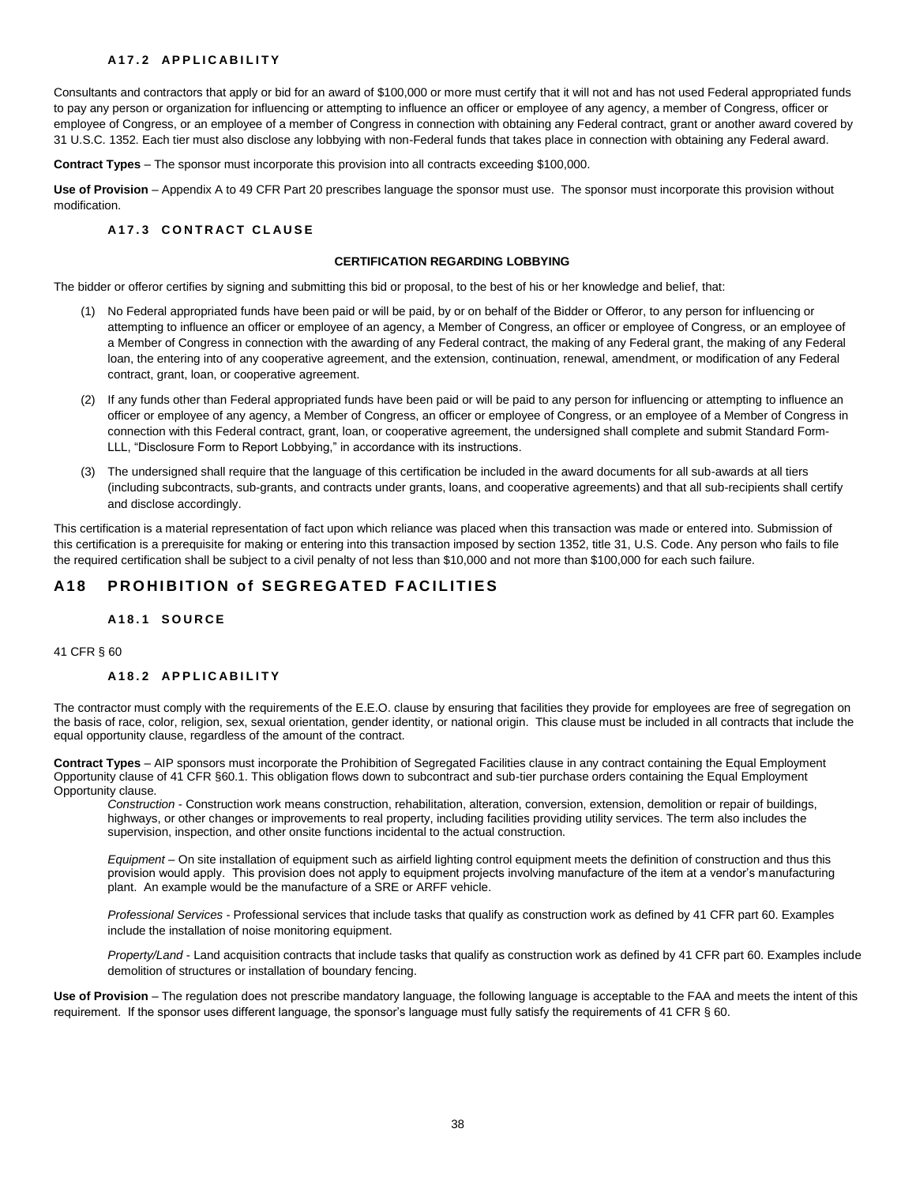### A17.2 APPLICABILITY

Consultants and contractors that apply or bid for an award of $100,000 or more must certify that it will not and has not used Federal appropriated funds to pay any person or organization for influencing or attempting to influence an officer or employee of any agency, a member of Congress, officer or employee of Congress, or an employee of a member of Congress in connection with obtaining any Federal contract, grant or another award covered by 31 U.S.C. 1352. Each tier must also disclose any lobbying with non-Federal funds that takes place in connection with obtaining any Federal award.

**Contract Types** – The sponsor must incorporate this provision into all contracts exceeding $100,000.

**Use of Provision** – Appendix A to 49 CFR Part 20 prescribes language the sponsor must use. The sponsor must incorporate this provision without modification.

### A17.3 CONTRACT CLAUSE

**CERTIFICATION REGARDING LOBBYING**

The bidder or offeror certifies by signing and submitting this bid or proposal, to the best of his or her knowledge and belief, that:

(1) No Federal appropriated funds have been paid or will be paid, by or on behalf of the Bidder or Offeror, to any person for influencing or attempting to influence an officer or employee of an agency, a Member of Congress, an officer or employee of Congress, or an employee of a Member of Congress in connection with the awarding of any Federal contract, the making of any Federal grant, the making of any Federal loan, the entering into of any cooperative agreement, and the extension, continuation, renewal, amendment, or modification of any Federal contract, grant, loan, or cooperative agreement.

(2) If any funds other than Federal appropriated funds have been paid or will be paid to any person for influencing or attempting to influence an officer or employee of any agency, a Member of Congress, an officer or employee of Congress, or an employee of a Member of Congress in connection with this Federal contract, grant, loan, or cooperative agreement, the undersigned shall complete and submit Standard Form-LLL, "Disclosure Form to Report Lobbying," in accordance with its instructions.

(3) The undersigned shall require that the language of this certification be included in the award documents for all sub-awards at all tiers (including subcontracts, sub-grants, and contracts under grants, loans, and cooperative agreements) and that all sub-recipients shall certify and disclose accordingly.

This certification is a material representation of fact upon which reliance was placed when this transaction was made or entered into. Submission of this certification is a prerequisite for making or entering into this transaction imposed by section 1352, title 31, U.S. Code. Any person who fails to file the required certification shall be subject to a civil penalty of not less than $10,000 and not more than $100,000 for each such failure.

## A18 PROHIBITION of SEGREGATED FACILITIES

### A18.1 SOURCE

41 CFR § 60

### A18.2 APPLICABILITY

The contractor must comply with the requirements of the E.E.O. clause by ensuring that facilities they provide for employees are free of segregation on the basis of race, color, religion, sex, sexual orientation, gender identity, or national origin. This clause must be included in all contracts that include the equal opportunity clause, regardless of the amount of the contract.

**Contract Types** – AIP sponsors must incorporate the Prohibition of Segregated Facilities clause in any contract containing the Equal Employment Opportunity clause of 41 CFR §60.1. This obligation flows down to subcontract and sub-tier purchase orders containing the Equal Employment Opportunity clause.

*Construction* - Construction work means construction, rehabilitation, alteration, conversion, extension, demolition or repair of buildings, highways, or other changes or improvements to real property, including facilities providing utility services. The term also includes the supervision, inspection, and other onsite functions incidental to the actual construction.

*Equipment* – On site installation of equipment such as airfield lighting control equipment meets the definition of construction and thus this provision would apply. This provision does not apply to equipment projects involving manufacture of the item at a vendor's manufacturing plant. An example would be the manufacture of a SRE or ARFF vehicle.

*Professional Services* - Professional services that include tasks that qualify as construction work as defined by 41 CFR part 60. Examples include the installation of noise monitoring equipment.

*Property/Land* - Land acquisition contracts that include tasks that qualify as construction work as defined by 41 CFR part 60. Examples include demolition of structures or installation of boundary fencing.

**Use of Provision** – The regulation does not prescribe mandatory language, the following language is acceptable to the FAA and meets the intent of this requirement. If the sponsor uses different language, the sponsor's language must fully satisfy the requirements of 41 CFR § 60.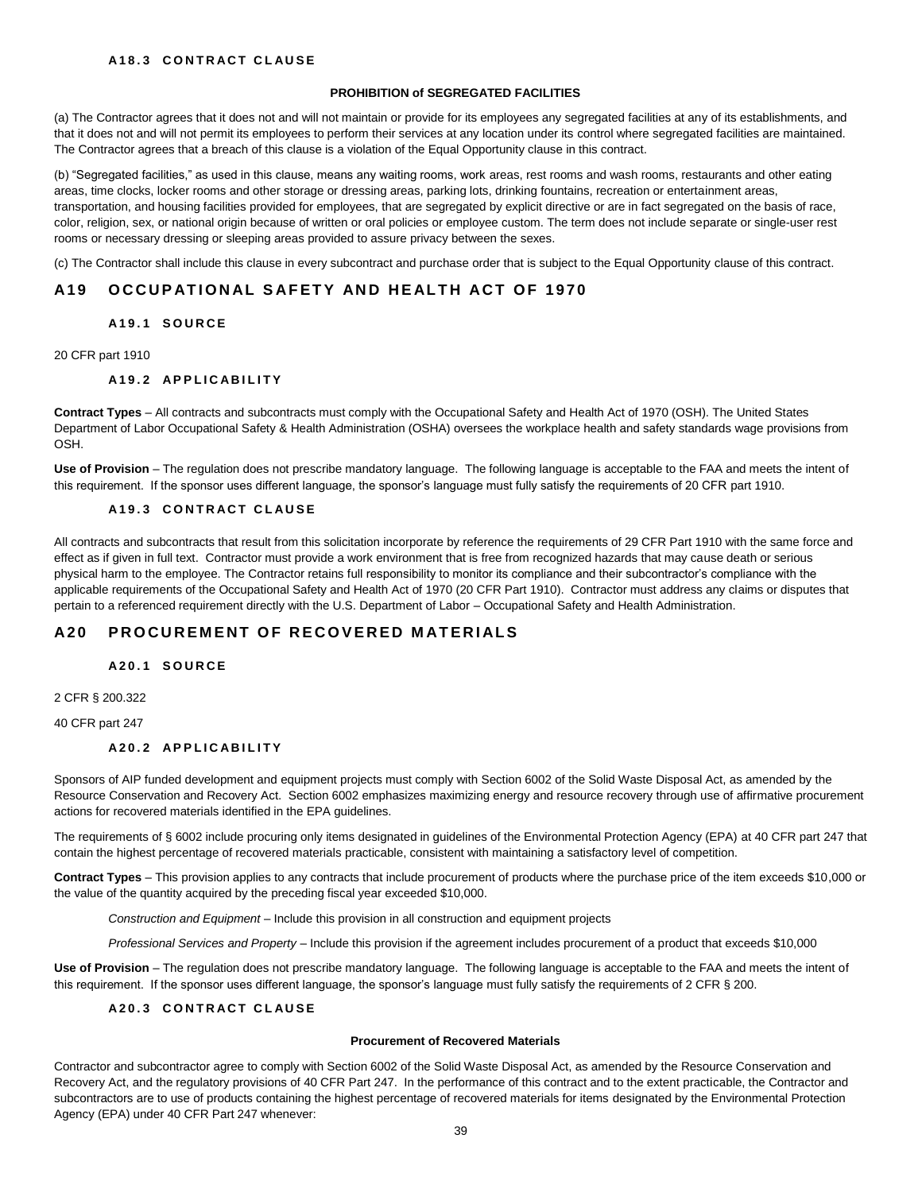### A18.3 CONTRACT CLAUSE

**PROHIBITION of SEGREGATED FACILITIES**

(a) The Contractor agrees that it does not and will not maintain or provide for its employees any segregated facilities at any of its establishments, and that it does not and will not permit its employees to perform their services at any location under its control where segregated facilities are maintained. The Contractor agrees that a breach of this clause is a violation of the Equal Opportunity clause in this contract.

(b) "Segregated facilities," as used in this clause, means any waiting rooms, work areas, rest rooms and wash rooms, restaurants and other eating areas, time clocks, locker rooms and other storage or dressing areas, parking lots, drinking fountains, recreation or entertainment areas, transportation, and housing facilities provided for employees, that are segregated by explicit directive or are in fact segregated on the basis of race, color, religion, sex, or national origin because of written or oral policies or employee custom. The term does not include separate or single-user rest rooms or necessary dressing or sleeping areas provided to assure privacy between the sexes.

(c) The Contractor shall include this clause in every subcontract and purchase order that is subject to the Equal Opportunity clause of this contract.

## A19 OCCUPATIONAL SAFETY AND HEALTH ACT OF 1970

### A19.1 SOURCE

20 CFR part 1910

### A19.2 APPLICABILITY

**Contract Types** – All contracts and subcontracts must comply with the Occupational Safety and Health Act of 1970 (OSH). The United States Department of Labor Occupational Safety & Health Administration (OSHA) oversees the workplace health and safety standards wage provisions from OSH.

**Use of Provision** – The regulation does not prescribe mandatory language. The following language is acceptable to the FAA and meets the intent of this requirement. If the sponsor uses different language, the sponsor's language must fully satisfy the requirements of 20 CFR part 1910.

### A19.3 CONTRACT CLAUSE

All contracts and subcontracts that result from this solicitation incorporate by reference the requirements of 29 CFR Part 1910 with the same force and effect as if given in full text. Contractor must provide a work environment that is free from recognized hazards that may cause death or serious physical harm to the employee. The Contractor retains full responsibility to monitor its compliance and their subcontractor's compliance with the applicable requirements of the Occupational Safety and Health Act of 1970 (20 CFR Part 1910). Contractor must address any claims or disputes that pertain to a referenced requirement directly with the U.S. Department of Labor – Occupational Safety and Health Administration.

## A20 PROCUREMENT OF RECOVERED MATERIALS

### A20.1 SOURCE

2 CFR § 200.322

40 CFR part 247

### A20.2 APPLICABILITY

Sponsors of AIP funded development and equipment projects must comply with Section 6002 of the Solid Waste Disposal Act, as amended by the Resource Conservation and Recovery Act. Section 6002 emphasizes maximizing energy and resource recovery through use of affirmative procurement actions for recovered materials identified in the EPA guidelines.

The requirements of § 6002 include procuring only items designated in guidelines of the Environmental Protection Agency (EPA) at 40 CFR part 247 that contain the highest percentage of recovered materials practicable, consistent with maintaining a satisfactory level of competition.

**Contract Types** – This provision applies to any contracts that include procurement of products where the purchase price of the item exceeds $10,000 or the value of the quantity acquired by the preceding fiscal year exceeded $10,000.

*Construction and Equipment* – Include this provision in all construction and equipment projects

*Professional Services and Property* – Include this provision if the agreement includes procurement of a product that exceeds $10,000

**Use of Provision** – The regulation does not prescribe mandatory language. The following language is acceptable to the FAA and meets the intent of this requirement. If the sponsor uses different language, the sponsor's language must fully satisfy the requirements of 2 CFR § 200.

### A20.3 CONTRACT CLAUSE

**Procurement of Recovered Materials**

Contractor and subcontractor agree to comply with Section 6002 of the Solid Waste Disposal Act, as amended by the Resource Conservation and Recovery Act, and the regulatory provisions of 40 CFR Part 247. In the performance of this contract and to the extent practicable, the Contractor and subcontractors are to use of products containing the highest percentage of recovered materials for items designated by the Environmental Protection Agency (EPA) under 40 CFR Part 247 whenever: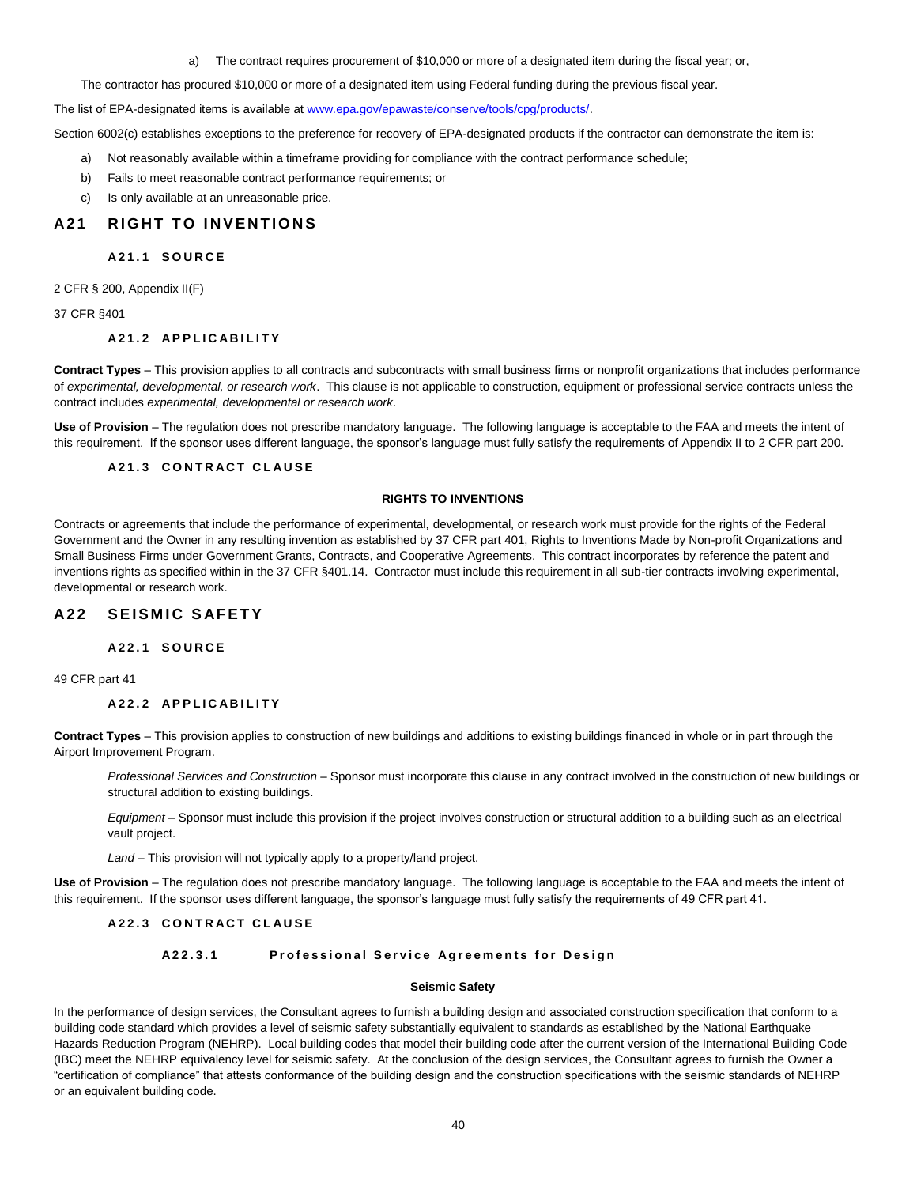a) The contract requires procurement of $10,000 or more of a designated item during the fiscal year; or,

The contractor has procured $10,000 or more of a designated item using Federal funding during the previous fiscal year.

The list of EPA-designated items is available at [www.epa.gov/epawaste/conserve/tools/cpg/products/](www.epa.gov/epawaste/conserve/tools/cpg/products/).

Section 6002(c) establishes exceptions to the preference for recovery of EPA-designated products if the contractor can demonstrate the item is:

a) Not reasonably available within a timeframe providing for compliance with the contract performance schedule;
b) Fails to meet reasonable contract performance requirements; or
c) Is only available at an unreasonable price.

## A21 RIGHT TO INVENTIONS

### A21.1 SOURCE

2 CFR § 200, Appendix II(F)

37 CFR §401

### A21.2 APPLICABILITY

**Contract Types** – This provision applies to all contracts and subcontracts with small business firms or nonprofit organizations that includes performance of *experimental, developmental, or research work*. This clause is not applicable to construction, equipment or professional service contracts unless the contract includes *experimental, developmental or research work*.

**Use of Provision** – The regulation does not prescribe mandatory language. The following language is acceptable to the FAA and meets the intent of this requirement. If the sponsor uses different language, the sponsor's language must fully satisfy the requirements of Appendix II to 2 CFR part 200.

### A21.3 CONTRACT CLAUSE

**RIGHTS TO INVENTIONS**

Contracts or agreements that include the performance of experimental, developmental, or research work must provide for the rights of the Federal Government and the Owner in any resulting invention as established by 37 CFR part 401, Rights to Inventions Made by Non-profit Organizations and Small Business Firms under Government Grants, Contracts, and Cooperative Agreements. This contract incorporates by reference the patent and inventions rights as specified within in the 37 CFR §401.14. Contractor must include this requirement in all sub-tier contracts involving experimental, developmental or research work.

## A22 SEISMIC SAFETY

### A22.1 SOURCE

49 CFR part 41

### A22.2 APPLICABILITY

**Contract Types** – This provision applies to construction of new buildings and additions to existing buildings financed in whole or in part through the Airport Improvement Program.

*Professional Services and Construction* – Sponsor must incorporate this clause in any contract involved in the construction of new buildings or structural addition to existing buildings.

*Equipment* – Sponsor must include this provision if the project involves construction or structural addition to a building such as an electrical vault project.

*Land* – This provision will not typically apply to a property/land project.

**Use of Provision** – The regulation does not prescribe mandatory language. The following language is acceptable to the FAA and meets the intent of this requirement. If the sponsor uses different language, the sponsor's language must fully satisfy the requirements of 49 CFR part 41.

### A22.3 CONTRACT CLAUSE

#### A22.3.1 Professional Service Agreements for Design

**Seismic Safety**

In the performance of design services, the Consultant agrees to furnish a building design and associated construction specification that conform to a building code standard which provides a level of seismic safety substantially equivalent to standards as established by the National Earthquake Hazards Reduction Program (NEHRP). Local building codes that model their building code after the current version of the International Building Code (IBC) meet the NEHRP equivalency level for seismic safety. At the conclusion of the design services, the Consultant agrees to furnish the Owner a "certification of compliance" that attests conformance of the building design and the construction specifications with the seismic standards of NEHRP or an equivalent building code.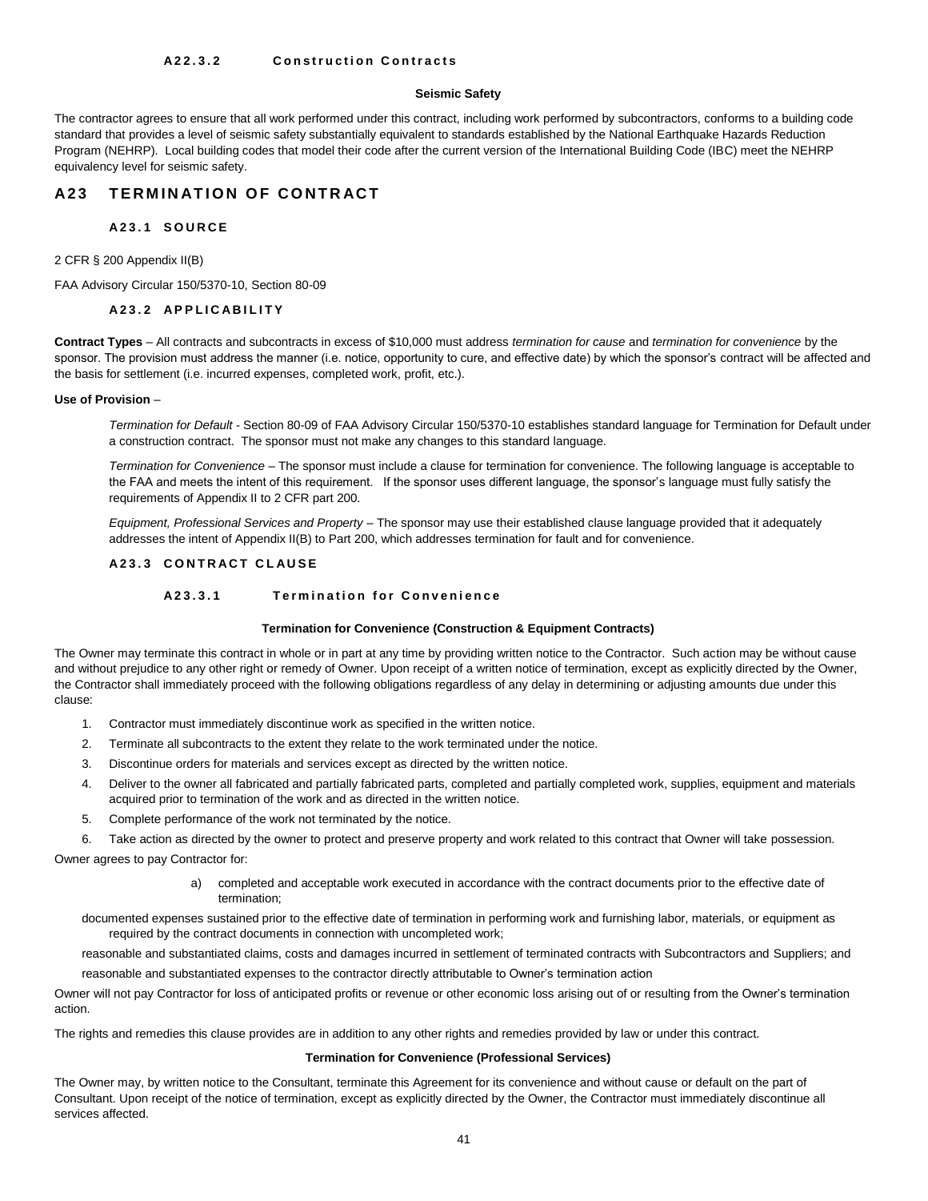#### A22.3.2 Construction Contracts

**Seismic Safety**

The contractor agrees to ensure that all work performed under this contract, including work performed by subcontractors, conforms to a building code standard that provides a level of seismic safety substantially equivalent to standards established by the National Earthquake Hazards Reduction Program (NEHRP). Local building codes that model their code after the current version of the International Building Code (IBC) meet the NEHRP equivalency level for seismic safety.

# A23 TERMINATION OF CONTRACT

## A23.1 SOURCE

2 CFR § 200 Appendix II(B)

FAA Advisory Circular 150/5370-10, Section 80-09

## A23.2 APPLICABILITY

**Contract Types** – All contracts and subcontracts in excess of $10,000 must address *termination for cause* and *termination for convenience* by the sponsor. The provision must address the manner (i.e. notice, opportunity to cure, and effective date) by which the sponsor's contract will be affected and the basis for settlement (i.e. incurred expenses, completed work, profit, etc.).

**Use of Provision** –

*Termination for Default* - Section 80-09 of FAA Advisory Circular 150/5370-10 establishes standard language for Termination for Default under a construction contract. The sponsor must not make any changes to this standard language.

*Termination for Convenience* – The sponsor must include a clause for termination for convenience. The following language is acceptable to the FAA and meets the intent of this requirement. If the sponsor uses different language, the sponsor's language must fully satisfy the requirements of Appendix II to 2 CFR part 200.

*Equipment, Professional Services and Property* – The sponsor may use their established clause language provided that it adequately addresses the intent of Appendix II(B) to Part 200, which addresses termination for fault and for convenience.

## A23.3 CONTRACT CLAUSE

#### A23.3.1 Termination for Convenience

**Termination for Convenience (Construction & Equipment Contracts)**

The Owner may terminate this contract in whole or in part at any time by providing written notice to the Contractor. Such action may be without cause and without prejudice to any other right or remedy of Owner. Upon receipt of a written notice of termination, except as explicitly directed by the Owner, the Contractor shall immediately proceed with the following obligations regardless of any delay in determining or adjusting amounts due under this clause:

1. Contractor must immediately discontinue work as specified in the written notice.
2. Terminate all subcontracts to the extent they relate to the work terminated under the notice.
3. Discontinue orders for materials and services except as directed by the written notice.
4. Deliver to the owner all fabricated and partially fabricated parts, completed and partially completed work, supplies, equipment and materials acquired prior to termination of the work and as directed in the written notice.
5. Complete performance of the work not terminated by the notice.
6. Take action as directed by the owner to protect and preserve property and work related to this contract that Owner will take possession.

Owner agrees to pay Contractor for:

a) completed and acceptable work executed in accordance with the contract documents prior to the effective date of termination;

documented expenses sustained prior to the effective date of termination in performing work and furnishing labor, materials, or equipment as required by the contract documents in connection with uncompleted work;

reasonable and substantiated claims, costs and damages incurred in settlement of terminated contracts with Subcontractors and Suppliers; and

reasonable and substantiated expenses to the contractor directly attributable to Owner's termination action

Owner will not pay Contractor for loss of anticipated profits or revenue or other economic loss arising out of or resulting from the Owner's termination action.

The rights and remedies this clause provides are in addition to any other rights and remedies provided by law or under this contract.

**Termination for Convenience (Professional Services)**

The Owner may, by written notice to the Consultant, terminate this Agreement for its convenience and without cause or default on the part of Consultant. Upon receipt of the notice of termination, except as explicitly directed by the Owner, the Contractor must immediately discontinue all services affected.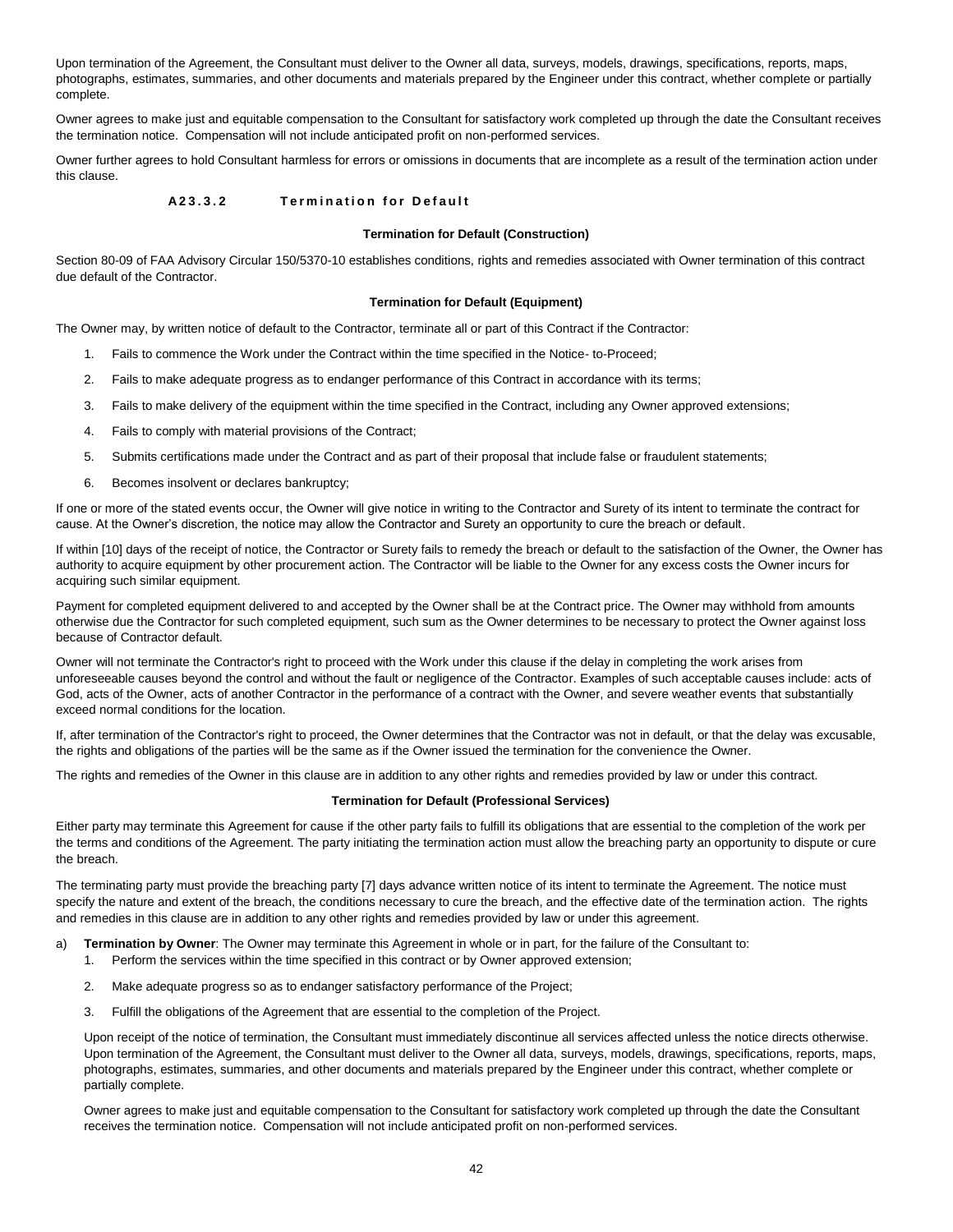Upon termination of the Agreement, the Consultant must deliver to the Owner all data, surveys, models, drawings, specifications, reports, maps, photographs, estimates, summaries, and other documents and materials prepared by the Engineer under this contract, whether complete or partially complete.

Owner agrees to make just and equitable compensation to the Consultant for satisfactory work completed up through the date the Consultant receives the termination notice. Compensation will not include anticipated profit on non-performed services.

Owner further agrees to hold Consultant harmless for errors or omissions in documents that are incomplete as a result of the termination action under this clause.

### A23.3.2 Termination for Default

**Termination for Default (Construction)**

Section 80-09 of FAA Advisory Circular 150/5370-10 establishes conditions, rights and remedies associated with Owner termination of this contract due default of the Contractor.

**Termination for Default (Equipment)**

The Owner may, by written notice of default to the Contractor, terminate all or part of this Contract if the Contractor:

1. Fails to commence the Work under the Contract within the time specified in the Notice- to-Proceed;
2. Fails to make adequate progress as to endanger performance of this Contract in accordance with its terms;
3. Fails to make delivery of the equipment within the time specified in the Contract, including any Owner approved extensions;
4. Fails to comply with material provisions of the Contract;
5. Submits certifications made under the Contract and as part of their proposal that include false or fraudulent statements;
6. Becomes insolvent or declares bankruptcy;

If one or more of the stated events occur, the Owner will give notice in writing to the Contractor and Surety of its intent to terminate the contract for cause. At the Owner's discretion, the notice may allow the Contractor and Surety an opportunity to cure the breach or default.

If within [10] days of the receipt of notice, the Contractor or Surety fails to remedy the breach or default to the satisfaction of the Owner, the Owner has authority to acquire equipment by other procurement action. The Contractor will be liable to the Owner for any excess costs the Owner incurs for acquiring such similar equipment.

Payment for completed equipment delivered to and accepted by the Owner shall be at the Contract price. The Owner may withhold from amounts otherwise due the Contractor for such completed equipment, such sum as the Owner determines to be necessary to protect the Owner against loss because of Contractor default.

Owner will not terminate the Contractor's right to proceed with the Work under this clause if the delay in completing the work arises from unforeseeable causes beyond the control and without the fault or negligence of the Contractor. Examples of such acceptable causes include: acts of God, acts of the Owner, acts of another Contractor in the performance of a contract with the Owner, and severe weather events that substantially exceed normal conditions for the location.

If, after termination of the Contractor's right to proceed, the Owner determines that the Contractor was not in default, or that the delay was excusable, the rights and obligations of the parties will be the same as if the Owner issued the termination for the convenience the Owner.

The rights and remedies of the Owner in this clause are in addition to any other rights and remedies provided by law or under this contract.

**Termination for Default (Professional Services)**

Either party may terminate this Agreement for cause if the other party fails to fulfill its obligations that are essential to the completion of the work per the terms and conditions of the Agreement. The party initiating the termination action must allow the breaching party an opportunity to dispute or cure the breach.

The terminating party must provide the breaching party [7] days advance written notice of its intent to terminate the Agreement. The notice must specify the nature and extent of the breach, the conditions necessary to cure the breach, and the effective date of the termination action. The rights and remedies in this clause are in addition to any other rights and remedies provided by law or under this agreement.

a) **Termination by Owner**: The Owner may terminate this Agreement in whole or in part, for the failure of the Consultant to:
   1. Perform the services within the time specified in this contract or by Owner approved extension;
   2. Make adequate progress so as to endanger satisfactory performance of the Project;
   3. Fulfill the obligations of the Agreement that are essential to the completion of the Project.

   Upon receipt of the notice of termination, the Consultant must immediately discontinue all services affected unless the notice directs otherwise. Upon termination of the Agreement, the Consultant must deliver to the Owner all data, surveys, models, drawings, specifications, reports, maps, photographs, estimates, summaries, and other documents and materials prepared by the Engineer under this contract, whether complete or partially complete.

   Owner agrees to make just and equitable compensation to the Consultant for satisfactory work completed up through the date the Consultant receives the termination notice. Compensation will not include anticipated profit on non-performed services.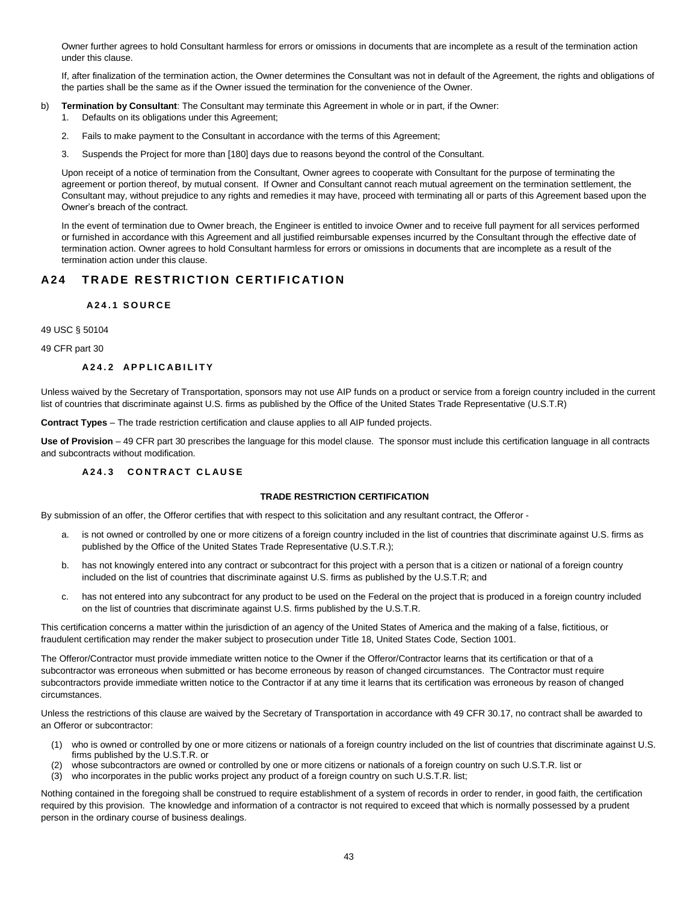Owner further agrees to hold Consultant harmless for errors or omissions in documents that are incomplete as a result of the termination action under this clause.

If, after finalization of the termination action, the Owner determines the Consultant was not in default of the Agreement, the rights and obligations of the parties shall be the same as if the Owner issued the termination for the convenience of the Owner.

b) **Termination by Consultant**: The Consultant may terminate this Agreement in whole or in part, if the Owner:
   1. Defaults on its obligations under this Agreement;
   2. Fails to make payment to the Consultant in accordance with the terms of this Agreement;
   3. Suspends the Project for more than [180] days due to reasons beyond the control of the Consultant.

   Upon receipt of a notice of termination from the Consultant, Owner agrees to cooperate with Consultant for the purpose of terminating the agreement or portion thereof, by mutual consent. If Owner and Consultant cannot reach mutual agreement on the termination settlement, the Consultant may, without prejudice to any rights and remedies it may have, proceed with terminating all or parts of this Agreement based upon the Owner's breach of the contract.

   In the event of termination due to Owner breach, the Engineer is entitled to invoice Owner and to receive full payment for all services performed or furnished in accordance with this Agreement and all justified reimbursable expenses incurred by the Consultant through the effective date of termination action. Owner agrees to hold Consultant harmless for errors or omissions in documents that are incomplete as a result of the termination action under this clause.

## A24 TRADE RESTRICTION CERTIFICATION

### A24.1 SOURCE

49 USC § 50104

49 CFR part 30

### A24.2 APPLICABILITY

Unless waived by the Secretary of Transportation, sponsors may not use AIP funds on a product or service from a foreign country included in the current list of countries that discriminate against U.S. firms as published by the Office of the United States Trade Representative (U.S.T.R)

**Contract Types** – The trade restriction certification and clause applies to all AIP funded projects.

**Use of Provision** – 49 CFR part 30 prescribes the language for this model clause. The sponsor must include this certification language in all contracts and subcontracts without modification.

### A24.3 CONTRACT CLAUSE

**TRADE RESTRICTION CERTIFICATION**

By submission of an offer, the Offeror certifies that with respect to this solicitation and any resultant contract, the Offeror -

a. is not owned or controlled by one or more citizens of a foreign country included in the list of countries that discriminate against U.S. firms as published by the Office of the United States Trade Representative (U.S.T.R.);

b. has not knowingly entered into any contract or subcontract for this project with a person that is a citizen or national of a foreign country included on the list of countries that discriminate against U.S. firms as published by the U.S.T.R; and

c. has not entered into any subcontract for any product to be used on the Federal on the project that is produced in a foreign country included on the list of countries that discriminate against U.S. firms published by the U.S.T.R.

This certification concerns a matter within the jurisdiction of an agency of the United States of America and the making of a false, fictitious, or fraudulent certification may render the maker subject to prosecution under Title 18, United States Code, Section 1001.

The Offeror/Contractor must provide immediate written notice to the Owner if the Offeror/Contractor learns that its certification or that of a subcontractor was erroneous when submitted or has become erroneous by reason of changed circumstances. The Contractor must require subcontractors provide immediate written notice to the Contractor if at any time it learns that its certification was erroneous by reason of changed circumstances.

Unless the restrictions of this clause are waived by the Secretary of Transportation in accordance with 49 CFR 30.17, no contract shall be awarded to an Offeror or subcontractor:

(1) who is owned or controlled by one or more citizens or nationals of a foreign country included on the list of countries that discriminate against U.S. firms published by the U.S.T.R. or
(2) whose subcontractors are owned or controlled by one or more citizens or nationals of a foreign country on such U.S.T.R. list or
(3) who incorporates in the public works project any product of a foreign country on such U.S.T.R. list;

Nothing contained in the foregoing shall be construed to require establishment of a system of records in order to render, in good faith, the certification required by this provision. The knowledge and information of a contractor is not required to exceed that which is normally possessed by a prudent person in the ordinary course of business dealings.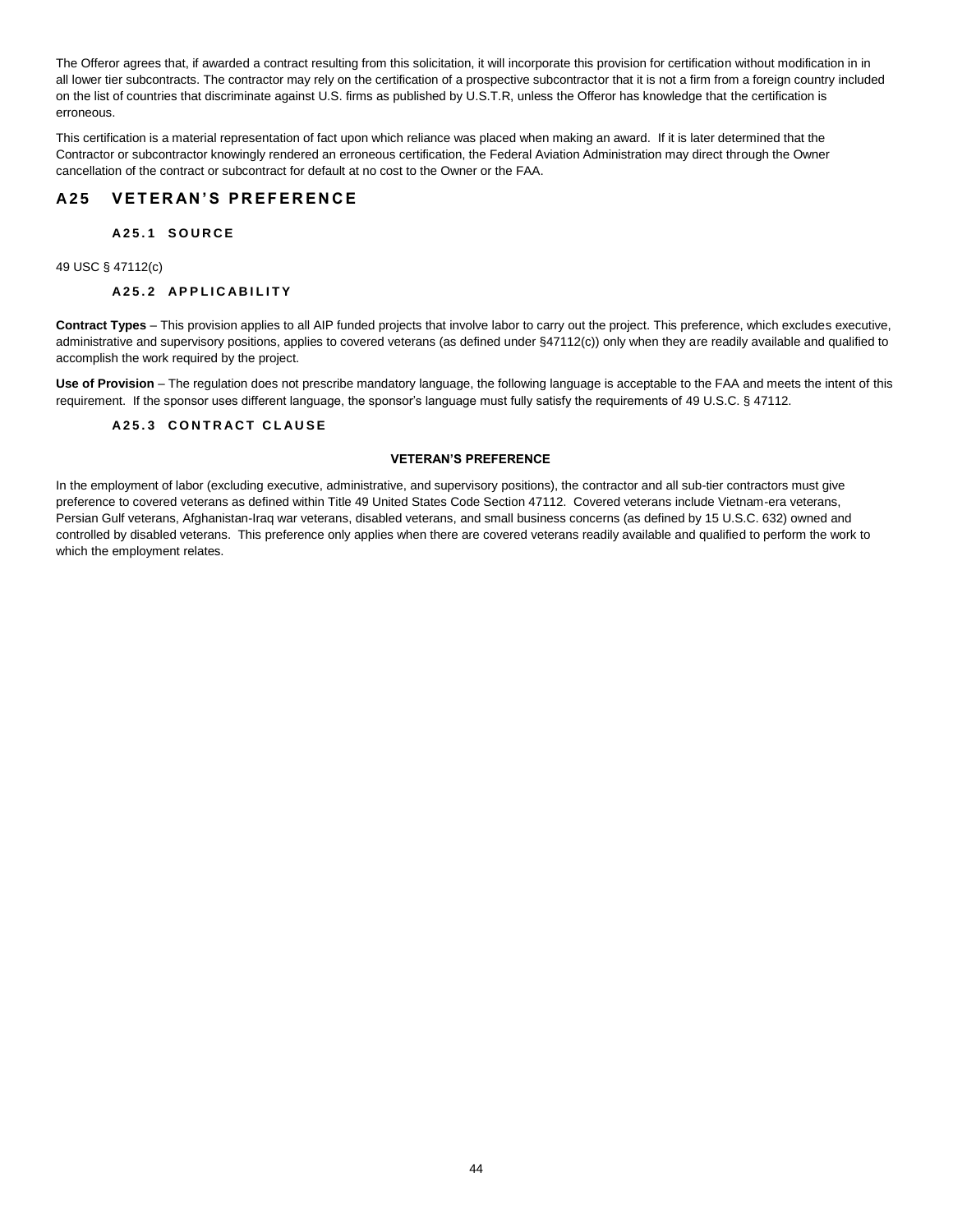The Offeror agrees that, if awarded a contract resulting from this solicitation, it will incorporate this provision for certification without modification in in all lower tier subcontracts. The contractor may rely on the certification of a prospective subcontractor that it is not a firm from a foreign country included on the list of countries that discriminate against U.S. firms as published by U.S.T.R, unless the Offeror has knowledge that the certification is erroneous.

This certification is a material representation of fact upon which reliance was placed when making an award. If it is later determined that the Contractor or subcontractor knowingly rendered an erroneous certification, the Federal Aviation Administration may direct through the Owner cancellation of the contract or subcontract for default at no cost to the Owner or the FAA.

## A25 VETERAN'S PREFERENCE

### A25.1 SOURCE

49 USC § 47112(c)

### A25.2 APPLICABILITY

**Contract Types** – This provision applies to all AIP funded projects that involve labor to carry out the project. This preference, which excludes executive, administrative and supervisory positions, applies to covered veterans (as defined under §47112(c)) only when they are readily available and qualified to accomplish the work required by the project.

**Use of Provision** – The regulation does not prescribe mandatory language, the following language is acceptable to the FAA and meets the intent of this requirement. If the sponsor uses different language, the sponsor's language must fully satisfy the requirements of 49 U.S.C. § 47112.

### A25.3 CONTRACT CLAUSE

**VETERAN'S PREFERENCE**

In the employment of labor (excluding executive, administrative, and supervisory positions), the contractor and all sub-tier contractors must give preference to covered veterans as defined within Title 49 United States Code Section 47112. Covered veterans include Vietnam-era veterans, Persian Gulf veterans, Afghanistan-Iraq war veterans, disabled veterans, and small business concerns (as defined by 15 U.S.C. 632) owned and controlled by disabled veterans. This preference only applies when there are covered veterans readily available and qualified to perform the work to which the employment relates.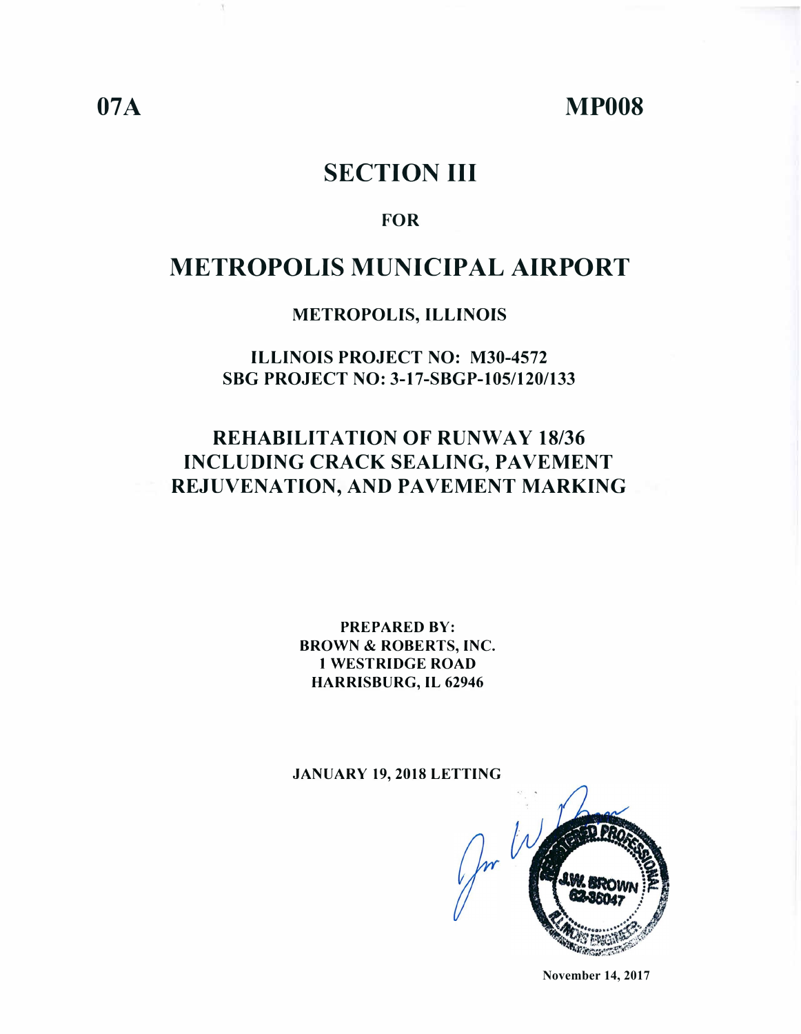**07A** **MP008**

# SECTION III

**FOR**

# METROPOLIS MUNICIPAL AIRPORT

**METROPOLIS, ILLINOIS**

**ILLINOIS PROJECT NO: M30-4572**
**SBG PROJECT NO: 3-17-SBGP-105/120/133**

## REHABILITATION OF RUNWAY 18/36 INCLUDING CRACK SEALING, PAVEMENT REJUVENATION, AND PAVEMENT MARKING

**PREPARED BY:**
**BROWN & ROBERTS, INC.**
**1 WESTRIDGE ROAD**
**HARRISBURG, IL 62946**

**JANUARY 19, 2018 LETTING**

REGISTERED PROFESSIONAL ENGINEER
J.W. BROWN
62-36047
ILLINOIS

**November 14, 2017**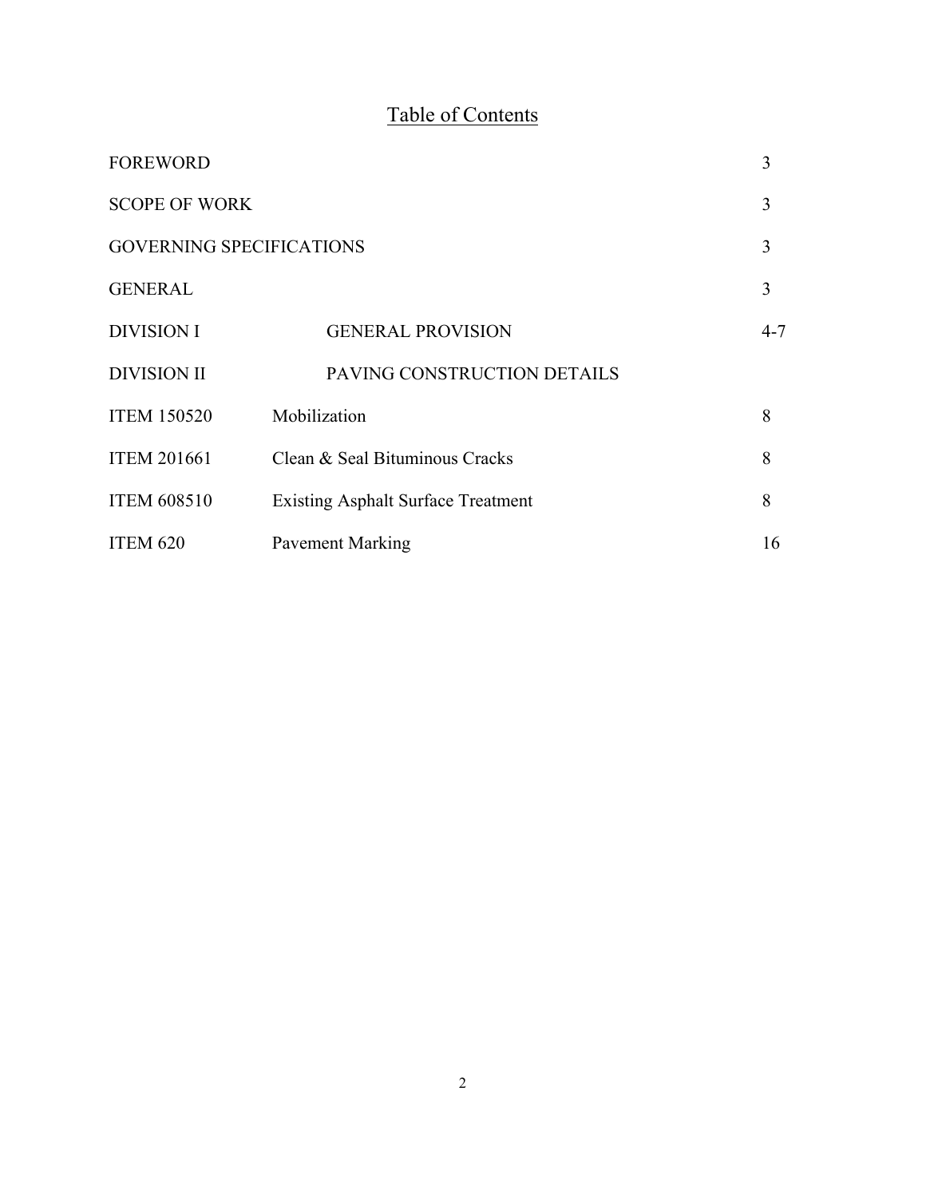# Table of Contents

| | | |
|---|---|---|
| FOREWORD | | 3 |
| SCOPE OF WORK | | 3 |
| GOVERNING SPECIFICATIONS | | 3 |
| GENERAL | | 3 |
| DIVISION I | GENERAL PROVISION | 4-7 |
| DIVISION II | PAVING CONSTRUCTION DETAILS | |
| ITEM 150520 | Mobilization | 8 |
| ITEM 201661 | Clean & Seal Bituminous Cracks | 8 |
| ITEM 608510 | Existing Asphalt Surface Treatment | 8 |
| ITEM 620 | Pavement Marking | 16 |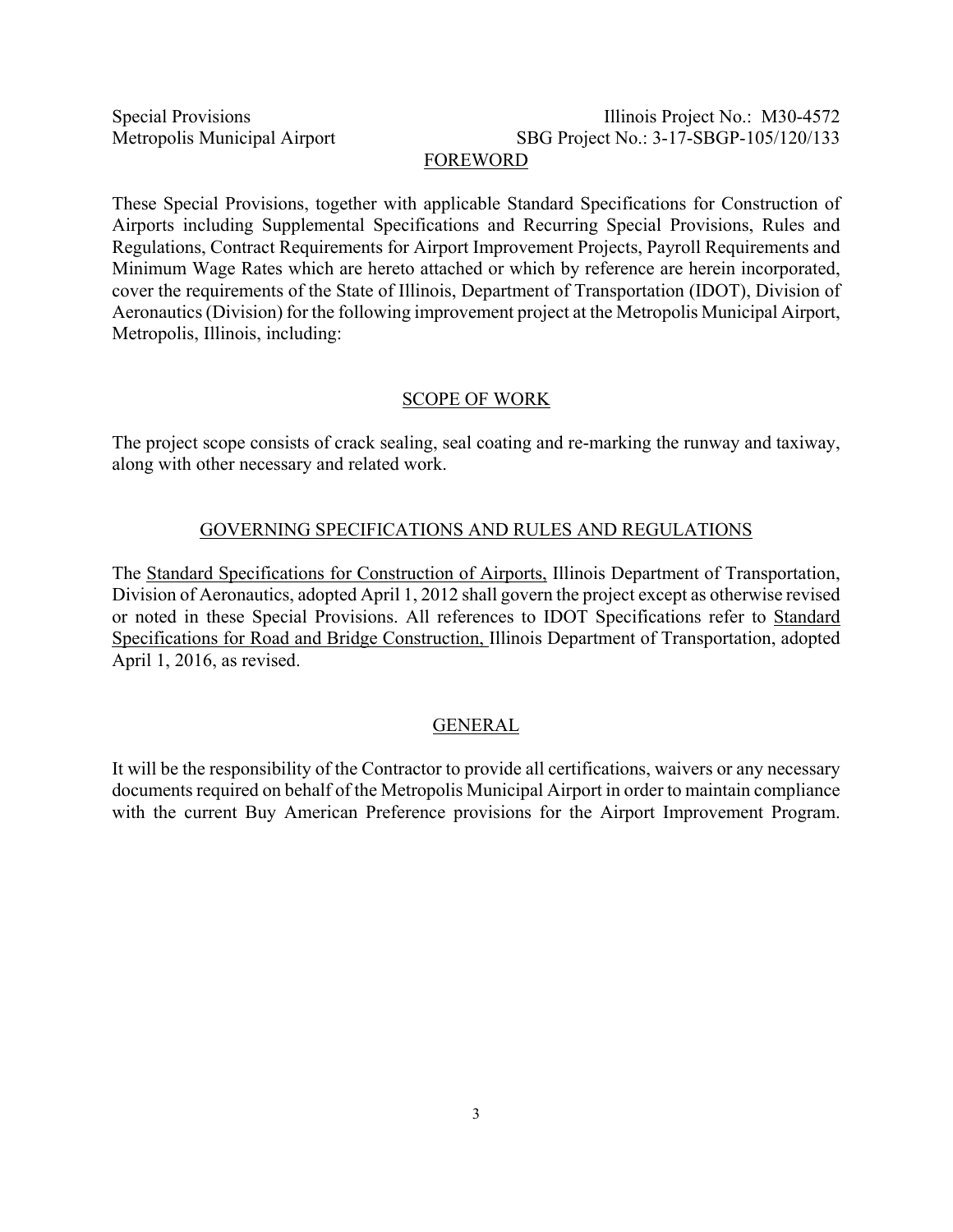## FOREWORD

These Special Provisions, together with applicable Standard Specifications for Construction of Airports including Supplemental Specifications and Recurring Special Provisions, Rules and Regulations, Contract Requirements for Airport Improvement Projects, Payroll Requirements and Minimum Wage Rates which are hereto attached or which by reference are herein incorporated, cover the requirements of the State of Illinois, Department of Transportation (IDOT), Division of Aeronautics (Division) for the following improvement project at the Metropolis Municipal Airport, Metropolis, Illinois, including:

## SCOPE OF WORK

The project scope consists of crack sealing, seal coating and re-marking the runway and taxiway, along with other necessary and related work.

## GOVERNING SPECIFICATIONS AND RULES AND REGULATIONS

The Standard Specifications for Construction of Airports, Illinois Department of Transportation, Division of Aeronautics, adopted April 1, 2012 shall govern the project except as otherwise revised or noted in these Special Provisions. All references to IDOT Specifications refer to Standard Specifications for Road and Bridge Construction, Illinois Department of Transportation, adopted April 1, 2016, as revised.

## GENERAL

It will be the responsibility of the Contractor to provide all certifications, waivers or any necessary documents required on behalf of the Metropolis Municipal Airport in order to maintain compliance with the current Buy American Preference provisions for the Airport Improvement Program.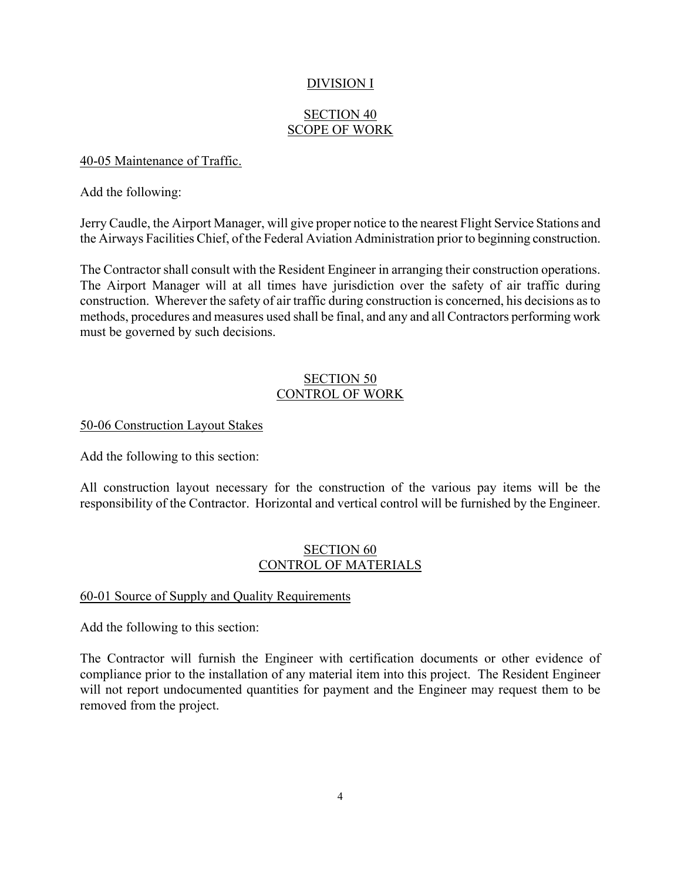## DIVISION I

### SECTION 40
### SCOPE OF WORK

40-05 Maintenance of Traffic.

Add the following:

Jerry Caudle, the Airport Manager, will give proper notice to the nearest Flight Service Stations and the Airways Facilities Chief, of the Federal Aviation Administration prior to beginning construction.

The Contractor shall consult with the Resident Engineer in arranging their construction operations. The Airport Manager will at all times have jurisdiction over the safety of air traffic during construction. Wherever the safety of air traffic during construction is concerned, his decisions as to methods, procedures and measures used shall be final, and any and all Contractors performing work must be governed by such decisions.

### SECTION 50
### CONTROL OF WORK

50-06 Construction Layout Stakes

Add the following to this section:

All construction layout necessary for the construction of the various pay items will be the responsibility of the Contractor. Horizontal and vertical control will be furnished by the Engineer.

### SECTION 60
### CONTROL OF MATERIALS

60-01 Source of Supply and Quality Requirements

Add the following to this section:

The Contractor will furnish the Engineer with certification documents or other evidence of compliance prior to the installation of any material item into this project. The Resident Engineer will not report undocumented quantities for payment and the Engineer may request them to be removed from the project.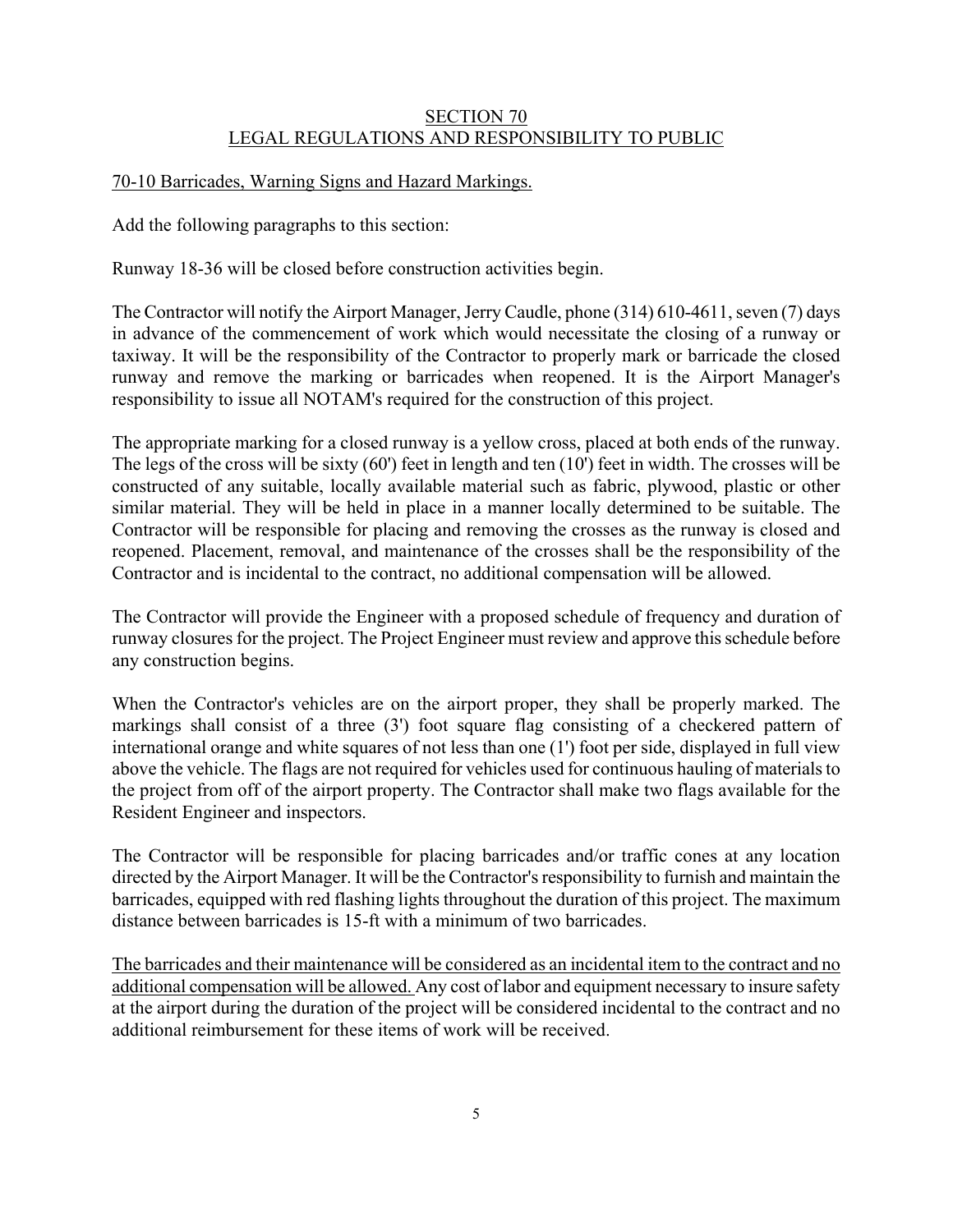# SECTION 70
# LEGAL REGULATIONS AND RESPONSIBILITY TO PUBLIC

## 70-10 Barricades, Warning Signs and Hazard Markings.

Add the following paragraphs to this section:

Runway 18-36 will be closed before construction activities begin.

The Contractor will notify the Airport Manager, Jerry Caudle, phone (314) 610-4611, seven (7) days in advance of the commencement of work which would necessitate the closing of a runway or taxiway. It will be the responsibility of the Contractor to properly mark or barricade the closed runway and remove the marking or barricades when reopened. It is the Airport Manager's responsibility to issue all NOTAM's required for the construction of this project.

The appropriate marking for a closed runway is a yellow cross, placed at both ends of the runway. The legs of the cross will be sixty (60') feet in length and ten (10') feet in width. The crosses will be constructed of any suitable, locally available material such as fabric, plywood, plastic or other similar material. They will be held in place in a manner locally determined to be suitable. The Contractor will be responsible for placing and removing the crosses as the runway is closed and reopened. Placement, removal, and maintenance of the crosses shall be the responsibility of the Contractor and is incidental to the contract, no additional compensation will be allowed.

The Contractor will provide the Engineer with a proposed schedule of frequency and duration of runway closures for the project. The Project Engineer must review and approve this schedule before any construction begins.

When the Contractor's vehicles are on the airport proper, they shall be properly marked. The markings shall consist of a three (3') foot square flag consisting of a checkered pattern of international orange and white squares of not less than one (1') foot per side, displayed in full view above the vehicle. The flags are not required for vehicles used for continuous hauling of materials to the project from off of the airport property. The Contractor shall make two flags available for the Resident Engineer and inspectors.

The Contractor will be responsible for placing barricades and/or traffic cones at any location directed by the Airport Manager. It will be the Contractor's responsibility to furnish and maintain the barricades, equipped with red flashing lights throughout the duration of this project. The maximum distance between barricades is 15-ft with a minimum of two barricades.

<u>The barricades and their maintenance will be considered as an incidental item to the contract and no additional compensation will be allowed.</u> Any cost of labor and equipment necessary to insure safety at the airport during the duration of the project will be considered incidental to the contract and no additional reimbursement for these items of work will be received.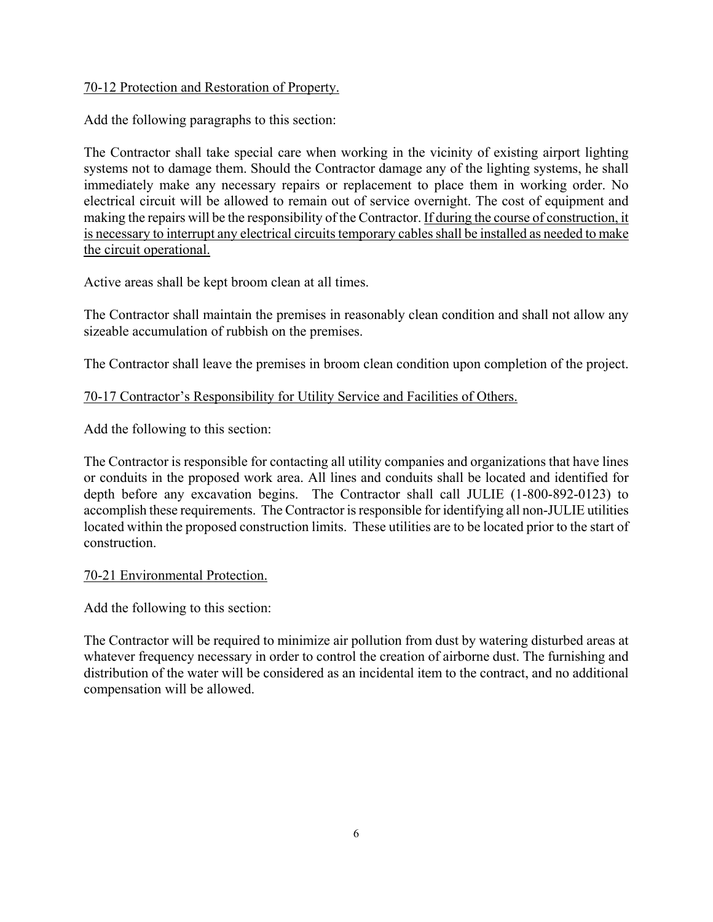<u>70-12 Protection and Restoration of Property.</u>

Add the following paragraphs to this section:

The Contractor shall take special care when working in the vicinity of existing airport lighting systems not to damage them. Should the Contractor damage any of the lighting systems, he shall immediately make any necessary repairs or replacement to place them in working order. No electrical circuit will be allowed to remain out of service overnight. The cost of equipment and making the repairs will be the responsibility of the Contractor. <u>If during the course of construction, it is necessary to interrupt any electrical circuits temporary cables shall be installed as needed to make the circuit operational.</u>

Active areas shall be kept broom clean at all times.

The Contractor shall maintain the premises in reasonably clean condition and shall not allow any sizeable accumulation of rubbish on the premises.

The Contractor shall leave the premises in broom clean condition upon completion of the project.

<u>70-17 Contractor's Responsibility for Utility Service and Facilities of Others.</u>

Add the following to this section:

The Contractor is responsible for contacting all utility companies and organizations that have lines or conduits in the proposed work area. All lines and conduits shall be located and identified for depth before any excavation begins. The Contractor shall call JULIE (1-800-892-0123) to accomplish these requirements. The Contractor is responsible for identifying all non-JULIE utilities located within the proposed construction limits. These utilities are to be located prior to the start of construction.

<u>70-21 Environmental Protection.</u>

Add the following to this section:

The Contractor will be required to minimize air pollution from dust by watering disturbed areas at whatever frequency necessary in order to control the creation of airborne dust. The furnishing and distribution of the water will be considered as an incidental item to the contract, and no additional compensation will be allowed.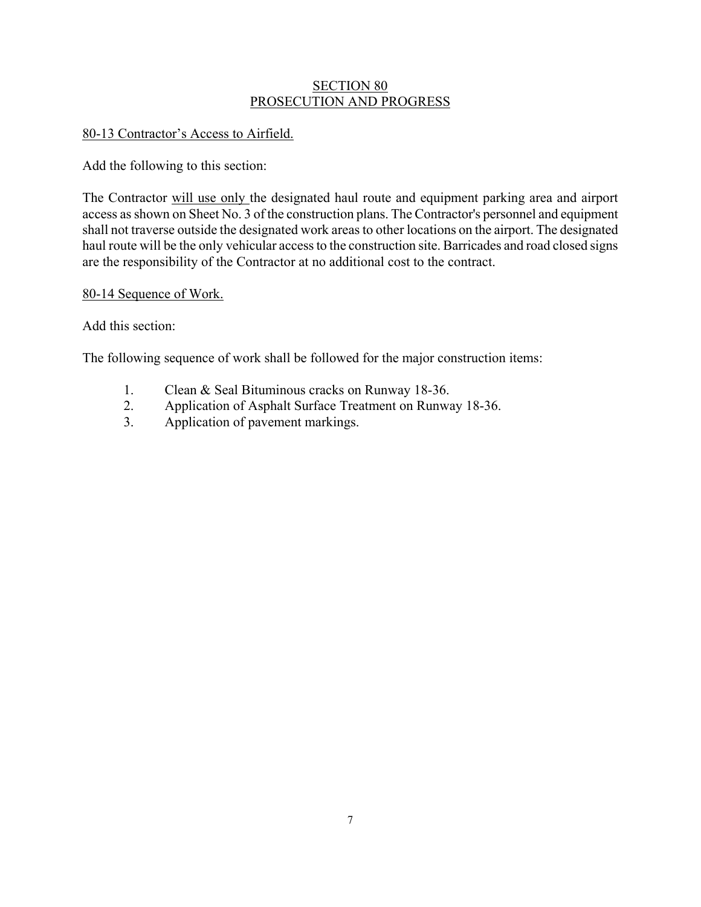# SECTION 80
# PROSECUTION AND PROGRESS

## 80-13 Contractor's Access to Airfield.

Add the following to this section:

The Contractor will use only the designated haul route and equipment parking area and airport access as shown on Sheet No. 3 of the construction plans. The Contractor's personnel and equipment shall not traverse outside the designated work areas to other locations on the airport. The designated haul route will be the only vehicular access to the construction site. Barricades and road closed signs are the responsibility of the Contractor at no additional cost to the contract.

## 80-14 Sequence of Work.

Add this section:

The following sequence of work shall be followed for the major construction items:

1. Clean & Seal Bituminous cracks on Runway 18-36.
2. Application of Asphalt Surface Treatment on Runway 18-36.
3. Application of pavement markings.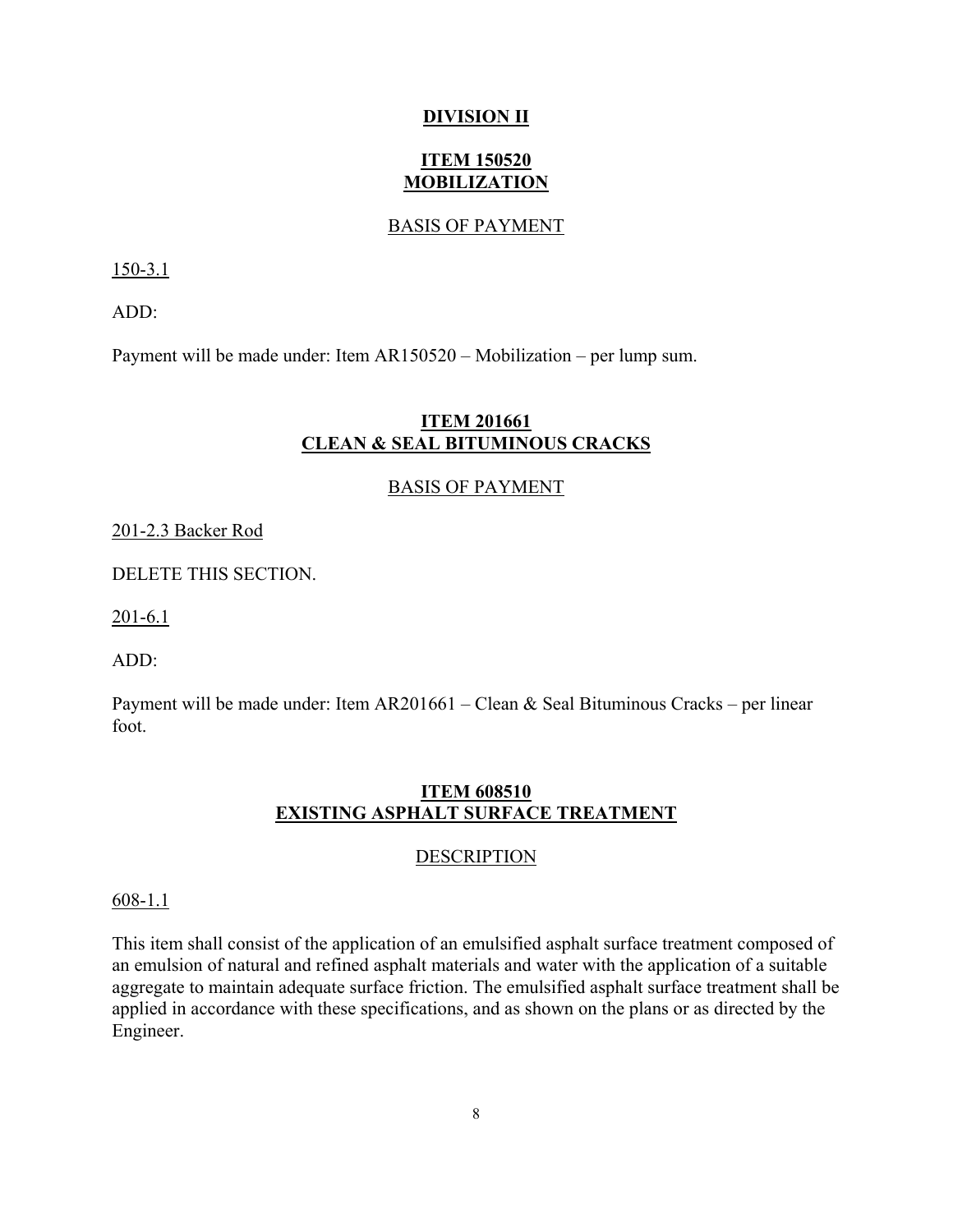# DIVISION II

## ITEM 150520 MOBILIZATION

### BASIS OF PAYMENT

150-3.1

ADD:

Payment will be made under: Item AR150520 – Mobilization – per lump sum.

## ITEM 201661 CLEAN & SEAL BITUMINOUS CRACKS

### BASIS OF PAYMENT

201-2.3 Backer Rod

DELETE THIS SECTION.

201-6.1

ADD:

Payment will be made under: Item AR201661 – Clean & Seal Bituminous Cracks – per linear foot.

## ITEM 608510 EXISTING ASPHALT SURFACE TREATMENT

### DESCRIPTION

608-1.1

This item shall consist of the application of an emulsified asphalt surface treatment composed of an emulsion of natural and refined asphalt materials and water with the application of a suitable aggregate to maintain adequate surface friction. The emulsified asphalt surface treatment shall be applied in accordance with these specifications, and as shown on the plans or as directed by the Engineer.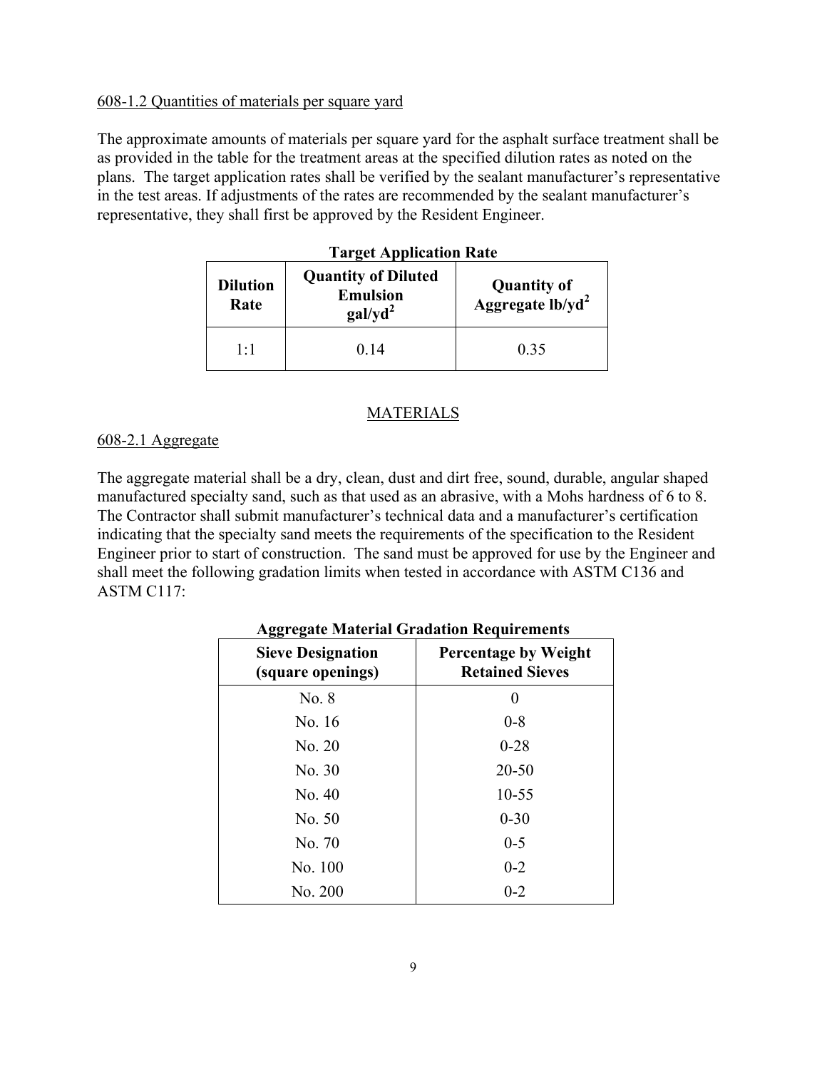608-1.2 Quantities of materials per square yard

The approximate amounts of materials per square yard for the asphalt surface treatment shall be as provided in the table for the treatment areas at the specified dilution rates as noted on the plans. The target application rates shall be verified by the sealant manufacturer's representative in the test areas. If adjustments of the rates are recommended by the sealant manufacturer's representative, they shall first be approved by the Resident Engineer.

**Target Application Rate**

| Dilution Rate | Quantity of Diluted Emulsion gal/yd$^2$ | Quantity of Aggregate lb/yd$^2$ |
|---|---|---|
| 1:1 | 0.14 | 0.35 |

## MATERIALS

608-2.1 Aggregate

The aggregate material shall be a dry, clean, dust and dirt free, sound, durable, angular shaped manufactured specialty sand, such as that used as an abrasive, with a Mohs hardness of 6 to 8. The Contractor shall submit manufacturer's technical data and a manufacturer's certification indicating that the specialty sand meets the requirements of the specification to the Resident Engineer prior to start of construction. The sand must be approved for use by the Engineer and shall meet the following gradation limits when tested in accordance with ASTM C136 and ASTM C117:

**Aggregate Material Gradation Requirements**

| Sieve Designation (square openings) | Percentage by Weight Retained Sieves |
|---|---|
| No. 8 | 0 |
| No. 16 | 0-8 |
| No. 20 | 0-28 |
| No. 30 | 20-50 |
| No. 40 | 10-55 |
| No. 50 | 0-30 |
| No. 70 | 0-5 |
| No. 100 | 0-2 |
| No. 200 | 0-2 |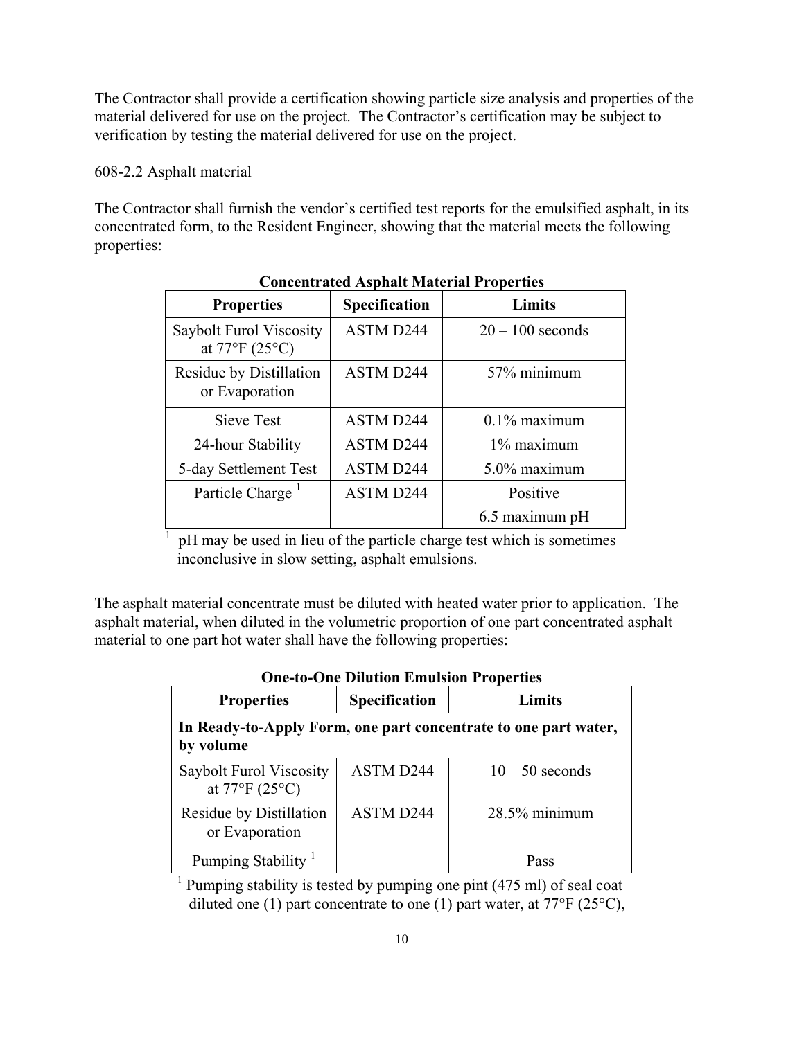The Contractor shall provide a certification showing particle size analysis and properties of the material delivered for use on the project. The Contractor's certification may be subject to verification by testing the material delivered for use on the project.

608-2.2 Asphalt material

The Contractor shall furnish the vendor's certified test reports for the emulsified asphalt, in its concentrated form, to the Resident Engineer, showing that the material meets the following properties:

**Concentrated Asphalt Material Properties**

| Properties | Specification | Limits |
|---|---|---|
| Saybolt Furol Viscosity at 77°F (25°C) | ASTM D244 | 20 – 100 seconds |
| Residue by Distillation or Evaporation | ASTM D244 | 57% minimum |
| Sieve Test | ASTM D244 | 0.1% maximum |
| 24-hour Stability | ASTM D244 | 1% maximum |
| 5-day Settlement Test | ASTM D244 | 5.0% maximum |
| Particle Charge [1] | ASTM D244 | Positive<br>6.5 maximum pH |

[1] pH may be used in lieu of the particle charge test which is sometimes inconclusive in slow setting, asphalt emulsions.

The asphalt material concentrate must be diluted with heated water prior to application. The asphalt material, when diluted in the volumetric proportion of one part concentrated asphalt material to one part hot water shall have the following properties:

**One-to-One Dilution Emulsion Properties**

| Properties | Specification | Limits |
|---|---|---|
| **In Ready-to-Apply Form, one part concentrate to one part water, by volume** | | |
| Saybolt Furol Viscosity at 77°F (25°C) | ASTM D244 | 10 – 50 seconds |
| Residue by Distillation or Evaporation | ASTM D244 | 28.5% minimum |
| Pumping Stability [1] | | Pass |

[1] Pumping stability is tested by pumping one pint (475 ml) of seal coat diluted one (1) part concentrate to one (1) part water, at 77°F (25°C),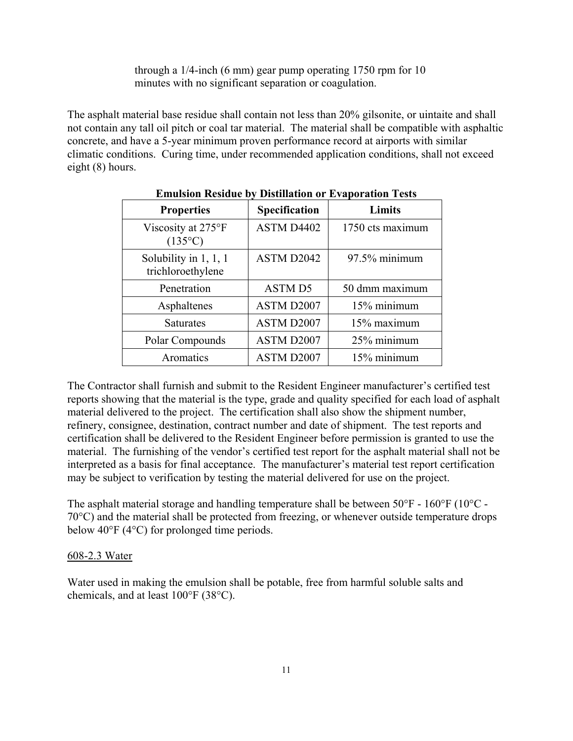through a 1/4-inch (6 mm) gear pump operating 1750 rpm for 10 minutes with no significant separation or coagulation.

The asphalt material base residue shall contain not less than 20% gilsonite, or uintaite and shall not contain any tall oil pitch or coal tar material. The material shall be compatible with asphaltic concrete, and have a 5-year minimum proven performance record at airports with similar climatic conditions. Curing time, under recommended application conditions, shall not exceed eight (8) hours.

**Emulsion Residue by Distillation or Evaporation Tests**

| Properties | Specification | Limits |
|---|---|---|
| Viscosity at 275°F (135°C) | ASTM D4402 | 1750 cts maximum |
| Solubility in 1, 1, 1 trichloroethylene | ASTM D2042 | 97.5% minimum |
| Penetration | ASTM D5 | 50 dmm maximum |
| Asphaltenes | ASTM D2007 | 15% minimum |
| Saturates | ASTM D2007 | 15% maximum |
| Polar Compounds | ASTM D2007 | 25% minimum |
| Aromatics | ASTM D2007 | 15% minimum |

The Contractor shall furnish and submit to the Resident Engineer manufacturer's certified test reports showing that the material is the type, grade and quality specified for each load of asphalt material delivered to the project. The certification shall also show the shipment number, refinery, consignee, destination, contract number and date of shipment. The test reports and certification shall be delivered to the Resident Engineer before permission is granted to use the material. The furnishing of the vendor's certified test report for the asphalt material shall not be interpreted as a basis for final acceptance. The manufacturer's material test report certification may be subject to verification by testing the material delivered for use on the project.

The asphalt material storage and handling temperature shall be between 50°F - 160°F (10°C - 70°C) and the material shall be protected from freezing, or whenever outside temperature drops below 40°F (4°C) for prolonged time periods.

608-2.3 Water

Water used in making the emulsion shall be potable, free from harmful soluble salts and chemicals, and at least 100°F (38°C).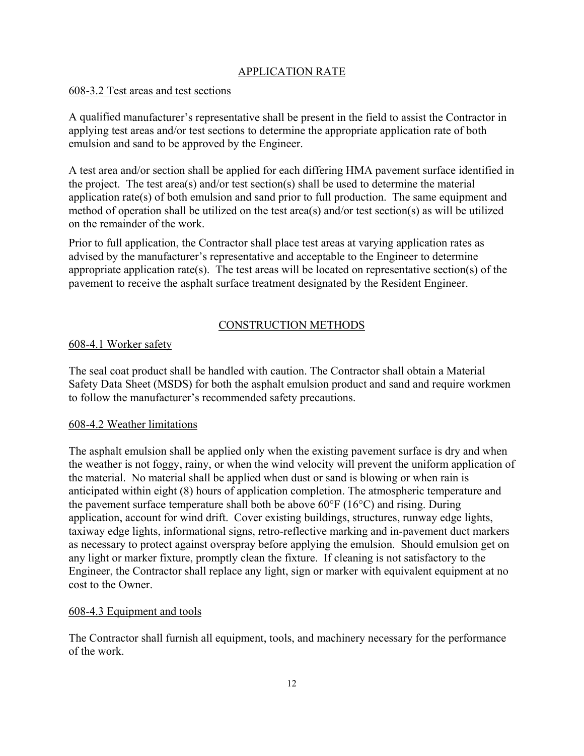## APPLICATION RATE

### 608-3.2 Test areas and test sections

A qualified manufacturer's representative shall be present in the field to assist the Contractor in applying test areas and/or test sections to determine the appropriate application rate of both emulsion and sand to be approved by the Engineer.

A test area and/or section shall be applied for each differing HMA pavement surface identified in the project. The test area(s) and/or test section(s) shall be used to determine the material application rate(s) of both emulsion and sand prior to full production. The same equipment and method of operation shall be utilized on the test area(s) and/or test section(s) as will be utilized on the remainder of the work.

Prior to full application, the Contractor shall place test areas at varying application rates as advised by the manufacturer's representative and acceptable to the Engineer to determine appropriate application rate(s). The test areas will be located on representative section(s) of the pavement to receive the asphalt surface treatment designated by the Resident Engineer.

## CONSTRUCTION METHODS

### 608-4.1 Worker safety

The seal coat product shall be handled with caution. The Contractor shall obtain a Material Safety Data Sheet (MSDS) for both the asphalt emulsion product and sand and require workmen to follow the manufacturer's recommended safety precautions.

### 608-4.2 Weather limitations

The asphalt emulsion shall be applied only when the existing pavement surface is dry and when the weather is not foggy, rainy, or when the wind velocity will prevent the uniform application of the material. No material shall be applied when dust or sand is blowing or when rain is anticipated within eight (8) hours of application completion. The atmospheric temperature and the pavement surface temperature shall both be above 60°F (16°C) and rising. During application, account for wind drift. Cover existing buildings, structures, runway edge lights, taxiway edge lights, informational signs, retro-reflective marking and in-pavement duct markers as necessary to protect against overspray before applying the emulsion. Should emulsion get on any light or marker fixture, promptly clean the fixture. If cleaning is not satisfactory to the Engineer, the Contractor shall replace any light, sign or marker with equivalent equipment at no cost to the Owner.

### 608-4.3 Equipment and tools

The Contractor shall furnish all equipment, tools, and machinery necessary for the performance of the work.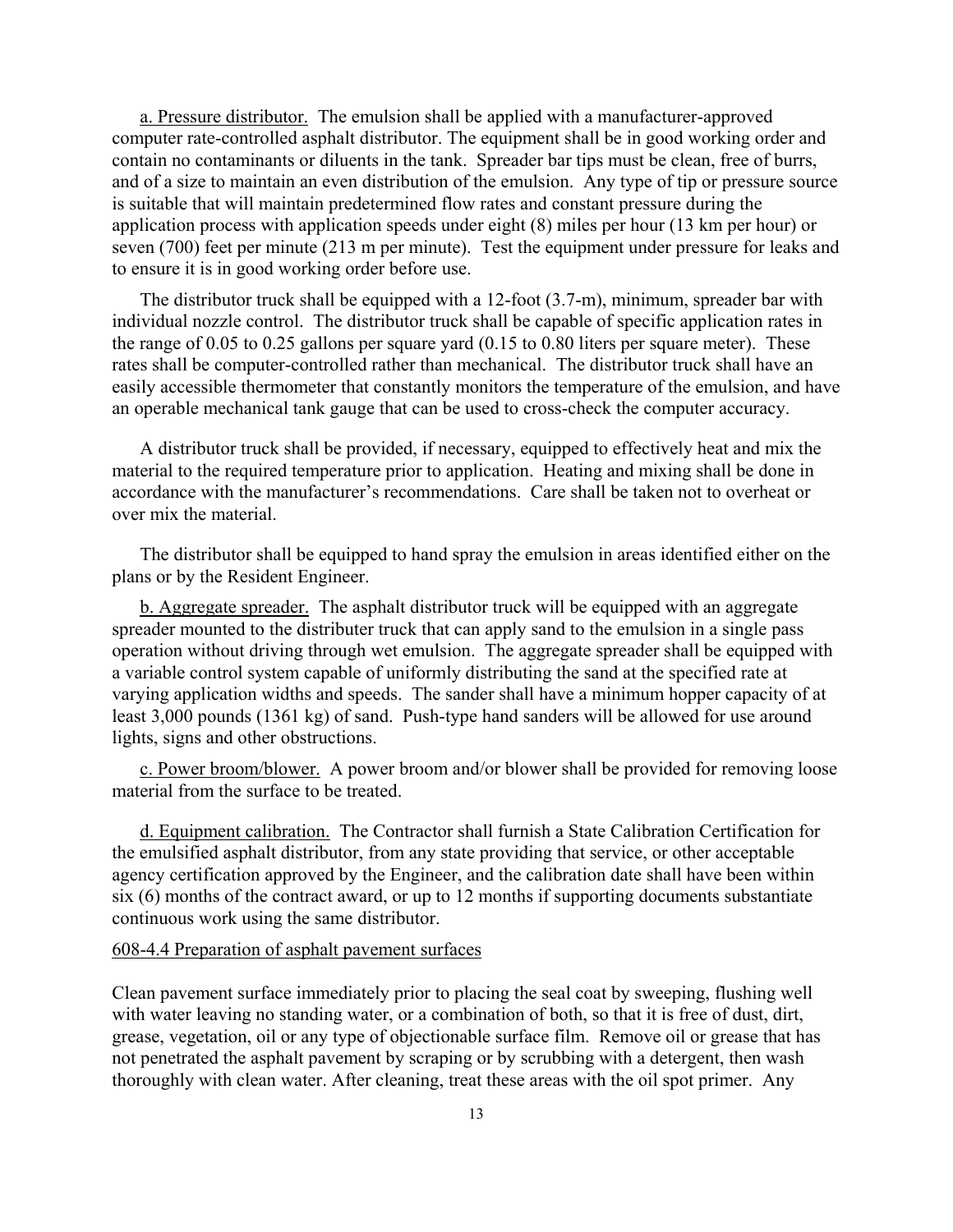a. Pressure distributor. The emulsion shall be applied with a manufacturer-approved computer rate-controlled asphalt distributor. The equipment shall be in good working order and contain no contaminants or diluents in the tank. Spreader bar tips must be clean, free of burrs, and of a size to maintain an even distribution of the emulsion. Any type of tip or pressure source is suitable that will maintain predetermined flow rates and constant pressure during the application process with application speeds under eight (8) miles per hour (13 km per hour) or seven (700) feet per minute (213 m per minute). Test the equipment under pressure for leaks and to ensure it is in good working order before use.

The distributor truck shall be equipped with a 12-foot (3.7-m), minimum, spreader bar with individual nozzle control. The distributor truck shall be capable of specific application rates in the range of 0.05 to 0.25 gallons per square yard (0.15 to 0.80 liters per square meter). These rates shall be computer-controlled rather than mechanical. The distributor truck shall have an easily accessible thermometer that constantly monitors the temperature of the emulsion, and have an operable mechanical tank gauge that can be used to cross-check the computer accuracy.

A distributor truck shall be provided, if necessary, equipped to effectively heat and mix the material to the required temperature prior to application. Heating and mixing shall be done in accordance with the manufacturer's recommendations. Care shall be taken not to overheat or over mix the material.

The distributor shall be equipped to hand spray the emulsion in areas identified either on the plans or by the Resident Engineer.

b. Aggregate spreader. The asphalt distributor truck will be equipped with an aggregate spreader mounted to the distributer truck that can apply sand to the emulsion in a single pass operation without driving through wet emulsion. The aggregate spreader shall be equipped with a variable control system capable of uniformly distributing the sand at the specified rate at varying application widths and speeds. The sander shall have a minimum hopper capacity of at least 3,000 pounds (1361 kg) of sand. Push-type hand sanders will be allowed for use around lights, signs and other obstructions.

c. Power broom/blower. A power broom and/or blower shall be provided for removing loose material from the surface to be treated.

d. Equipment calibration. The Contractor shall furnish a State Calibration Certification for the emulsified asphalt distributor, from any state providing that service, or other acceptable agency certification approved by the Engineer, and the calibration date shall have been within six (6) months of the contract award, or up to 12 months if supporting documents substantiate continuous work using the same distributor.

608-4.4 Preparation of asphalt pavement surfaces

Clean pavement surface immediately prior to placing the seal coat by sweeping, flushing well with water leaving no standing water, or a combination of both, so that it is free of dust, dirt, grease, vegetation, oil or any type of objectionable surface film. Remove oil or grease that has not penetrated the asphalt pavement by scraping or by scrubbing with a detergent, then wash thoroughly with clean water. After cleaning, treat these areas with the oil spot primer. Any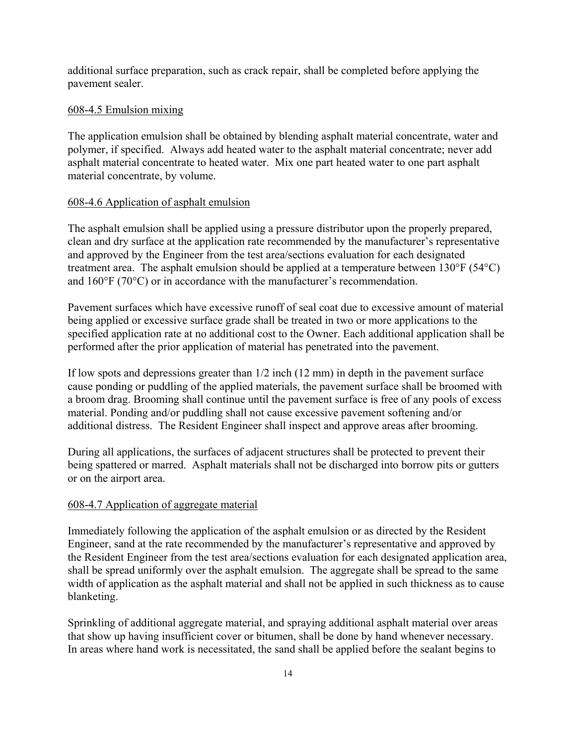additional surface preparation, such as crack repair, shall be completed before applying the pavement sealer.

608-4.5 Emulsion mixing

The application emulsion shall be obtained by blending asphalt material concentrate, water and polymer, if specified. Always add heated water to the asphalt material concentrate; never add asphalt material concentrate to heated water. Mix one part heated water to one part asphalt material concentrate, by volume.

608-4.6 Application of asphalt emulsion

The asphalt emulsion shall be applied using a pressure distributor upon the properly prepared, clean and dry surface at the application rate recommended by the manufacturer's representative and approved by the Engineer from the test area/sections evaluation for each designated treatment area. The asphalt emulsion should be applied at a temperature between 130°F (54°C) and 160°F (70°C) or in accordance with the manufacturer's recommendation.

Pavement surfaces which have excessive runoff of seal coat due to excessive amount of material being applied or excessive surface grade shall be treated in two or more applications to the specified application rate at no additional cost to the Owner. Each additional application shall be performed after the prior application of material has penetrated into the pavement.

If low spots and depressions greater than 1/2 inch (12 mm) in depth in the pavement surface cause ponding or puddling of the applied materials, the pavement surface shall be broomed with a broom drag. Brooming shall continue until the pavement surface is free of any pools of excess material. Ponding and/or puddling shall not cause excessive pavement softening and/or additional distress. The Resident Engineer shall inspect and approve areas after brooming.

During all applications, the surfaces of adjacent structures shall be protected to prevent their being spattered or marred. Asphalt materials shall not be discharged into borrow pits or gutters or on the airport area.

608-4.7 Application of aggregate material

Immediately following the application of the asphalt emulsion or as directed by the Resident Engineer, sand at the rate recommended by the manufacturer's representative and approved by the Resident Engineer from the test area/sections evaluation for each designated application area, shall be spread uniformly over the asphalt emulsion. The aggregate shall be spread to the same width of application as the asphalt material and shall not be applied in such thickness as to cause blanketing.

Sprinkling of additional aggregate material, and spraying additional asphalt material over areas that show up having insufficient cover or bitumen, shall be done by hand whenever necessary. In areas where hand work is necessitated, the sand shall be applied before the sealant begins to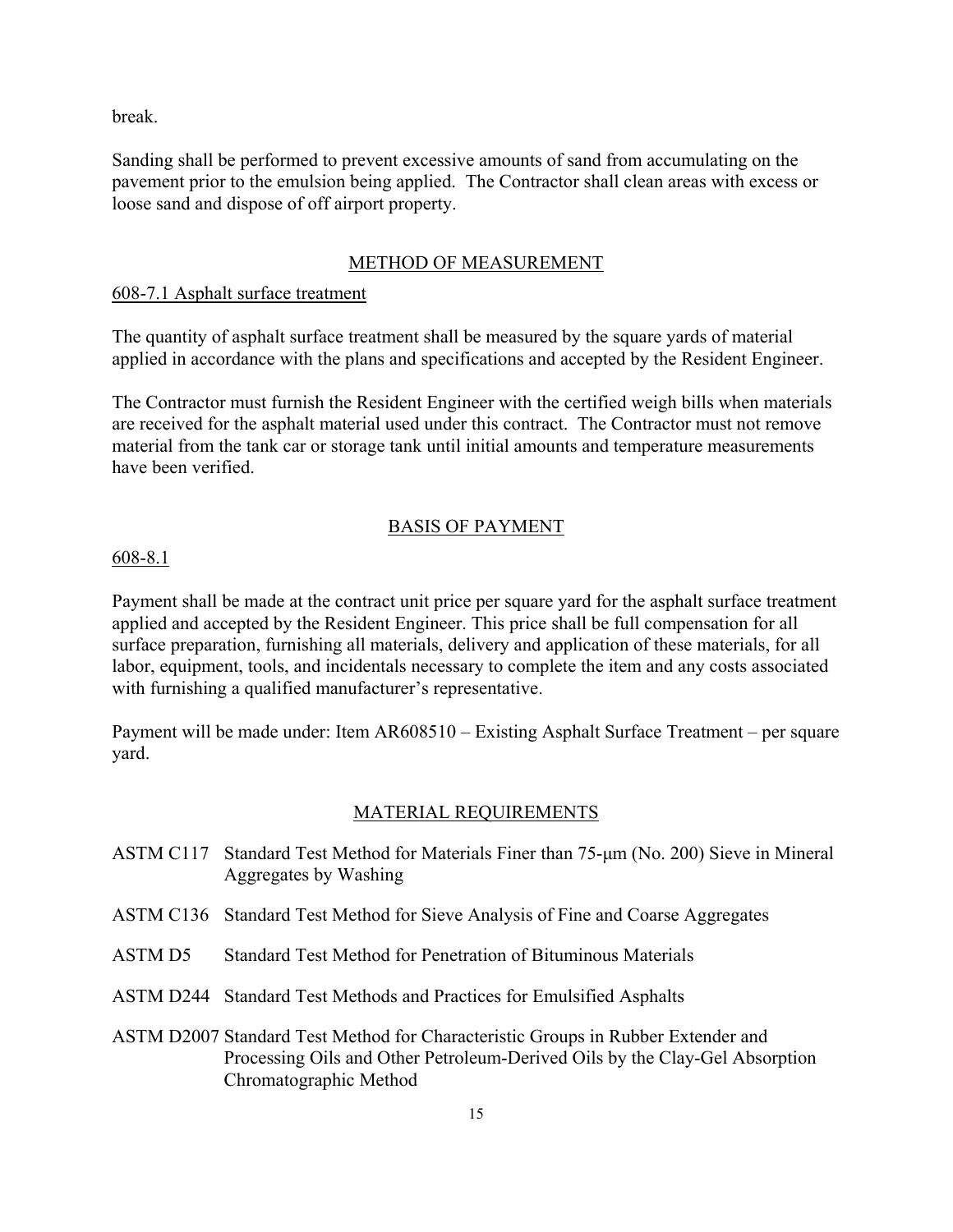break.

Sanding shall be performed to prevent excessive amounts of sand from accumulating on the pavement prior to the emulsion being applied. The Contractor shall clean areas with excess or loose sand and dispose of off airport property.

## METHOD OF MEASUREMENT

### 608-7.1 Asphalt surface treatment

The quantity of asphalt surface treatment shall be measured by the square yards of material applied in accordance with the plans and specifications and accepted by the Resident Engineer.

The Contractor must furnish the Resident Engineer with the certified weigh bills when materials are received for the asphalt material used under this contract. The Contractor must not remove material from the tank car or storage tank until initial amounts and temperature measurements have been verified.

## BASIS OF PAYMENT

### 608-8.1

Payment shall be made at the contract unit price per square yard for the asphalt surface treatment applied and accepted by the Resident Engineer. This price shall be full compensation for all surface preparation, furnishing all materials, delivery and application of these materials, for all labor, equipment, tools, and incidentals necessary to complete the item and any costs associated with furnishing a qualified manufacturer's representative.

Payment will be made under: Item AR608510 – Existing Asphalt Surface Treatment – per square yard.

## MATERIAL REQUIREMENTS

| | |
|---|---|
| ASTM C117 | Standard Test Method for Materials Finer than 75-μm (No. 200) Sieve in Mineral Aggregates by Washing |
| ASTM C136 | Standard Test Method for Sieve Analysis of Fine and Coarse Aggregates |
| ASTM D5 | Standard Test Method for Penetration of Bituminous Materials |
| ASTM D244 | Standard Test Methods and Practices for Emulsified Asphalts |
| ASTM D2007 | Standard Test Method for Characteristic Groups in Rubber Extender and Processing Oils and Other Petroleum-Derived Oils by the Clay-Gel Absorption Chromatographic Method |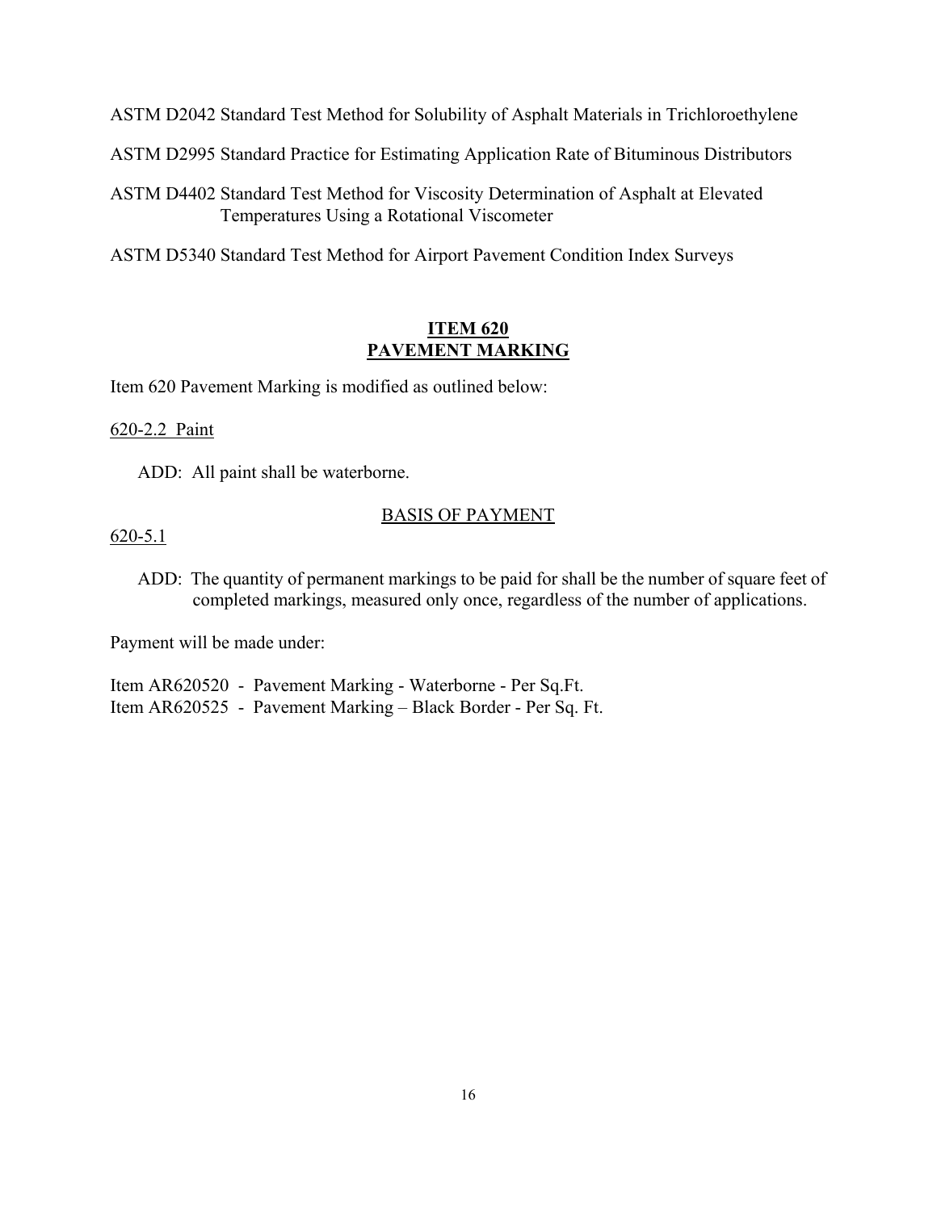ASTM D2042 Standard Test Method for Solubility of Asphalt Materials in Trichloroethylene

ASTM D2995 Standard Practice for Estimating Application Rate of Bituminous Distributors

ASTM D4402 Standard Test Method for Viscosity Determination of Asphalt at Elevated Temperatures Using a Rotational Viscometer

ASTM D5340 Standard Test Method for Airport Pavement Condition Index Surveys

## ITEM 620
## PAVEMENT MARKING

Item 620 Pavement Marking is modified as outlined below:

620-2.2 Paint

ADD: All paint shall be waterborne.

### BASIS OF PAYMENT

620-5.1

ADD: The quantity of permanent markings to be paid for shall be the number of square feet of completed markings, measured only once, regardless of the number of applications.

Payment will be made under:

Item AR620520 - Pavement Marking - Waterborne - Per Sq.Ft.
Item AR620525 - Pavement Marking – Black Border - Per Sq. Ft.